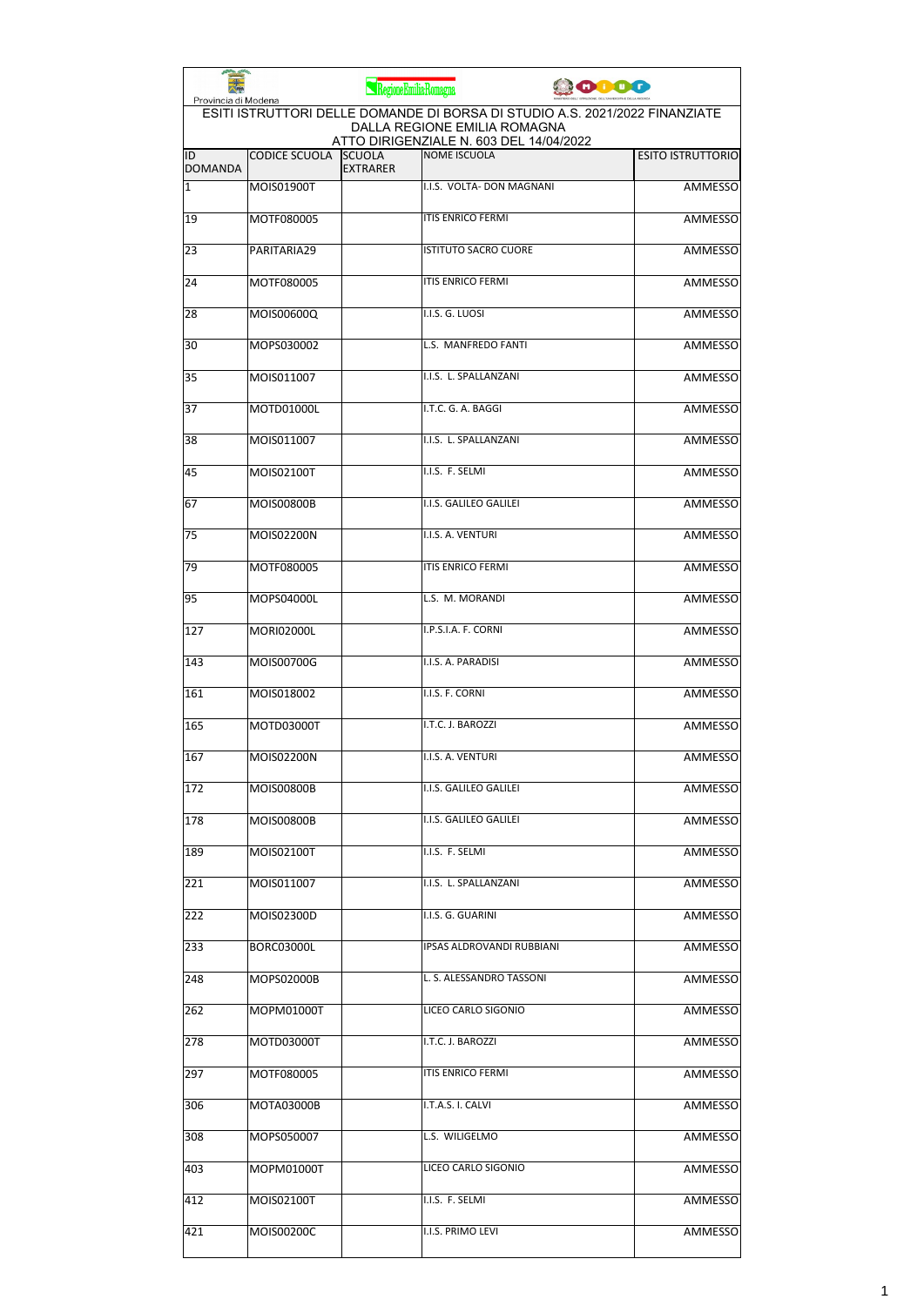Provincia di Modena

# ESITI ISTRUTTORI DELLE DOMANDE DI BORSA DI STUDIO A.S. 2021/2022 FINANZIATE DALLA REGIONE EMILIA ROMAGNA

ATTO DIRIGENZIALE N. 603 DEL 14/04/2022

| ID DOMANDA | CODICE SCUOLA | SCUOLA EXTRARER | NOME ISCUOLA | ESITO ISTRUTTORIO |
|---|---|---|---|---|
| 1 | MOIS01900T | | I.I.S. VOLTA- DON MAGNANI | AMMESSO |
| 19 | MOTF080005 | | ITIS ENRICO FERMI | AMMESSO |
| 23 | PARITARIA29 | | ISTITUTO SACRO CUORE | AMMESSO |
| 24 | MOTF080005 | | ITIS ENRICO FERMI | AMMESSO |
| 28 | MOIS00600Q | | I.I.S. G. LUOSI | AMMESSO |
| 30 | MOPS030002 | | L.S. MANFREDO FANTI | AMMESSO |
| 35 | MOIS011007 | | I.I.S. L. SPALLANZANI | AMMESSO |
| 37 | MOTD01000L | | I.T.C. G. A. BAGGI | AMMESSO |
| 38 | MOIS011007 | | I.I.S. L. SPALLANZANI | AMMESSO |
| 45 | MOIS02100T | | I.I.S. F. SELMI | AMMESSO |
| 67 | MOIS00800B | | I.I.S. GALILEO GALILEI | AMMESSO |
| 75 | MOIS02200N | | I.I.S. A. VENTURI | AMMESSO |
| 79 | MOTF080005 | | ITIS ENRICO FERMI | AMMESSO |
| 95 | MOPS04000L | | L.S. M. MORANDI | AMMESSO |
| 127 | MORI02000L | | I.P.S.I.A. F. CORNI | AMMESSO |
| 143 | MOIS00700G | | I.I.S. A. PARADISI | AMMESSO |
| 161 | MOIS018002 | | I.I.S. F. CORNI | AMMESSO |
| 165 | MOTD03000T | | I.T.C. J. BAROZZI | AMMESSO |
| 167 | MOIS02200N | | I.I.S. A. VENTURI | AMMESSO |
| 172 | MOIS00800B | | I.I.S. GALILEO GALILEI | AMMESSO |
| 178 | MOIS00800B | | I.I.S. GALILEO GALILEI | AMMESSO |
| 189 | MOIS02100T | | I.I.S. F. SELMI | AMMESSO |
| 221 | MOIS011007 | | I.I.S. L. SPALLANZANI | AMMESSO |
| 222 | MOIS02300D | | I.I.S. G. GUARINI | AMMESSO |
| 233 | BORC03000L | | IPSAS ALDROVANDI RUBBIANI | AMMESSO |
| 248 | MOPS02000B | | L. S. ALESSANDRO TASSONI | AMMESSO |
| 262 | MOPM01000T | | LICEO CARLO SIGONIO | AMMESSO |
| 278 | MOTD03000T | | I.T.C. J. BAROZZI | AMMESSO |
| 297 | MOTF080005 | | ITIS ENRICO FERMI | AMMESSO |
| 306 | MOTA03000B | | I.T.A.S. I. CALVI | AMMESSO |
| 308 | MOPS050007 | | L.S. WILIGELMO | AMMESSO |
| 403 | MOPM01000T | | LICEO CARLO SIGONIO | AMMESSO |
| 412 | MOIS02100T | | I.I.S. F. SELMI | AMMESSO |
| 421 | MOIS00200C | | I.I.S. PRIMO LEVI | AMMESSO |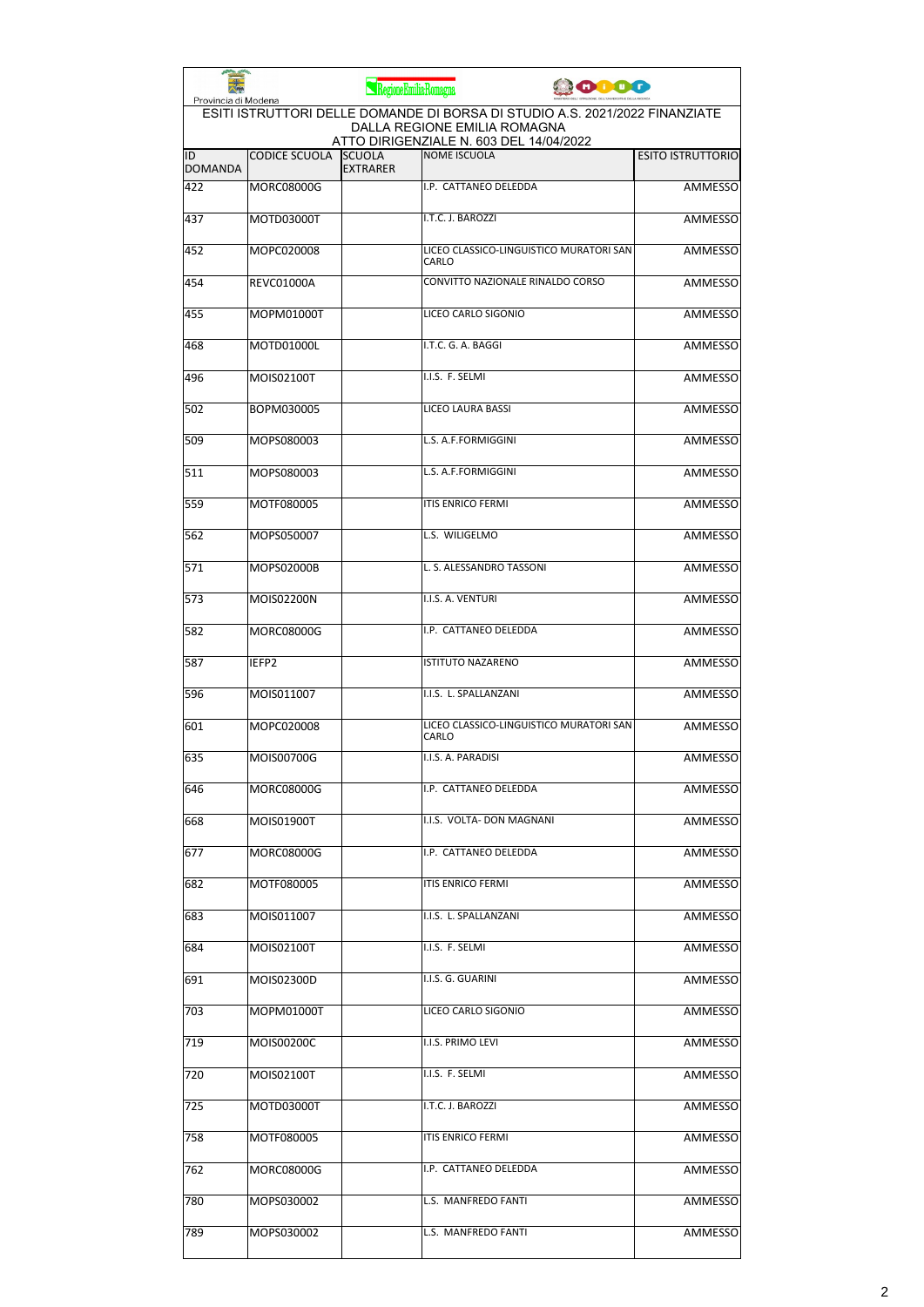Provincia di Modena

# ESITI ISTRUTTORI DELLE DOMANDE DI BORSA DI STUDIO A.S. 2021/2022 FINANZIATE DALLA REGIONE EMILIA ROMAGNA

ATTO DIRIGENZIALE N. 603 DEL 14/04/2022

| ID DOMANDA | CODICE SCUOLA | SCUOLA EXTRARER | NOME ISCUOLA | ESITO ISTRUTTORIO |
|---|---|---|---|---|
| 422 | MORC08000G | | I.P. CATTANEO DELEDDA | AMMESSO |
| 437 | MOTD03000T | | I.T.C. J. BAROZZI | AMMESSO |
| 452 | MOPC020008 | | LICEO CLASSICO-LINGUISTICO MURATORI SAN CARLO | AMMESSO |
| 454 | REVC01000A | | CONVITTO NAZIONALE RINALDO CORSO | AMMESSO |
| 455 | MOPM01000T | | LICEO CARLO SIGONIO | AMMESSO |
| 468 | MOTD01000L | | I.T.C. G. A. BAGGI | AMMESSO |
| 496 | MOIS02100T | | I.I.S. F. SELMI | AMMESSO |
| 502 | BOPM030005 | | LICEO LAURA BASSI | AMMESSO |
| 509 | MOPS080003 | | L.S. A.F.FORMIGGINI | AMMESSO |
| 511 | MOPS080003 | | L.S. A.F.FORMIGGINI | AMMESSO |
| 559 | MOTF080005 | | ITIS ENRICO FERMI | AMMESSO |
| 562 | MOPS050007 | | L.S. WILIGELMO | AMMESSO |
| 571 | MOPS02000B | | L. S. ALESSANDRO TASSONI | AMMESSO |
| 573 | MOIS02200N | | I.I.S. A. VENTURI | AMMESSO |
| 582 | MORC08000G | | I.P. CATTANEO DELEDDA | AMMESSO |
| 587 | IEFP2 | | ISTITUTO NAZARENO | AMMESSO |
| 596 | MOIS011007 | | I.I.S. L. SPALLANZANI | AMMESSO |
| 601 | MOPC020008 | | LICEO CLASSICO-LINGUISTICO MURATORI SAN CARLO | AMMESSO |
| 635 | MOIS00700G | | I.I.S. A. PARADISI | AMMESSO |
| 646 | MORC08000G | | I.P. CATTANEO DELEDDA | AMMESSO |
| 668 | MOIS01900T | | I.I.S. VOLTA- DON MAGNANI | AMMESSO |
| 677 | MORC08000G | | I.P. CATTANEO DELEDDA | AMMESSO |
| 682 | MOTF080005 | | ITIS ENRICO FERMI | AMMESSO |
| 683 | MOIS011007 | | I.I.S. L. SPALLANZANI | AMMESSO |
| 684 | MOIS02100T | | I.I.S. F. SELMI | AMMESSO |
| 691 | MOIS02300D | | I.I.S. G. GUARINI | AMMESSO |
| 703 | MOPM01000T | | LICEO CARLO SIGONIO | AMMESSO |
| 719 | MOIS00200C | | I.I.S. PRIMO LEVI | AMMESSO |
| 720 | MOIS02100T | | I.I.S. F. SELMI | AMMESSO |
| 725 | MOTD03000T | | I.T.C. J. BAROZZI | AMMESSO |
| 758 | MOTF080005 | | ITIS ENRICO FERMI | AMMESSO |
| 762 | MORC08000G | | I.P. CATTANEO DELEDDA | AMMESSO |
| 780 | MOPS030002 | | L.S. MANFREDO FANTI | AMMESSO |
| 789 | MOPS030002 | | L.S. MANFREDO FANTI | AMMESSO |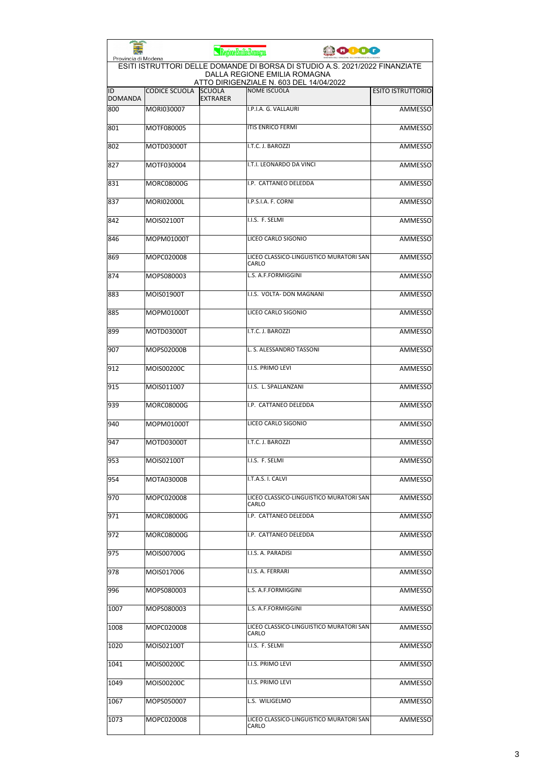Provincia di Modena

ESITI ISTRUTTORI DELLE DOMANDE DI BORSA DI STUDIO A.S. 2021/2022 FINANZIATE DALLA REGIONE EMILIA ROMAGNA
ATTO DIRIGENZIALE N. 603 DEL 14/04/2022

| ID DOMANDA | CODICE SCUOLA | SCUOLA EXTRARER | NOME ISCUOLA | ESITO ISTRUTTORIO |
|---|---|---|---|---|
| 800 | MORI030007 | | I.P.I.A. G. VALLAURI | AMMESSO |
| 801 | MOTF080005 | | ITIS ENRICO FERMI | AMMESSO |
| 802 | MOTD03000T | | I.T.C. J. BAROZZI | AMMESSO |
| 827 | MOTF030004 | | I.T.I. LEONARDO DA VINCI | AMMESSO |
| 831 | MORC08000G | | I.P. CATTANEO DELEDDA | AMMESSO |
| 837 | MORI02000L | | I.P.S.I.A. F. CORNI | AMMESSO |
| 842 | MOIS02100T | | I.I.S. F. SELMI | AMMESSO |
| 846 | MOPM01000T | | LICEO CARLO SIGONIO | AMMESSO |
| 869 | MOPC020008 | | LICEO CLASSICO-LINGUISTICO MURATORI SAN CARLO | AMMESSO |
| 874 | MOPS080003 | | L.S. A.F.FORMIGGINI | AMMESSO |
| 883 | MOIS01900T | | I.I.S. VOLTA- DON MAGNANI | AMMESSO |
| 885 | MOPM01000T | | LICEO CARLO SIGONIO | AMMESSO |
| 899 | MOTD03000T | | I.T.C. J. BAROZZI | AMMESSO |
| 907 | MOPS02000B | | L. S. ALESSANDRO TASSONI | AMMESSO |
| 912 | MOIS00200C | | I.I.S. PRIMO LEVI | AMMESSO |
| 915 | MOIS011007 | | I.I.S. L. SPALLANZANI | AMMESSO |
| 939 | MORC08000G | | I.P. CATTANEO DELEDDA | AMMESSO |
| 940 | MOPM01000T | | LICEO CARLO SIGONIO | AMMESSO |
| 947 | MOTD03000T | | I.T.C. J. BAROZZI | AMMESSO |
| 953 | MOIS02100T | | I.I.S. F. SELMI | AMMESSO |
| 954 | MOTA03000B | | I.T.A.S. I. CALVI | AMMESSO |
| 970 | MOPC020008 | | LICEO CLASSICO-LINGUISTICO MURATORI SAN CARLO | AMMESSO |
| 971 | MORC08000G | | I.P. CATTANEO DELEDDA | AMMESSO |
| 972 | MORC08000G | | I.P. CATTANEO DELEDDA | AMMESSO |
| 975 | MOIS00700G | | I.I.S. A. PARADISI | AMMESSO |
| 978 | MOIS017006 | | I.I.S. A. FERRARI | AMMESSO |
| 996 | MOPS080003 | | L.S. A.F.FORMIGGINI | AMMESSO |
| 1007 | MOPS080003 | | L.S. A.F.FORMIGGINI | AMMESSO |
| 1008 | MOPC020008 | | LICEO CLASSICO-LINGUISTICO MURATORI SAN CARLO | AMMESSO |
| 1020 | MOIS02100T | | I.I.S. F. SELMI | AMMESSO |
| 1041 | MOIS00200C | | I.I.S. PRIMO LEVI | AMMESSO |
| 1049 | MOIS00200C | | I.I.S. PRIMO LEVI | AMMESSO |
| 1067 | MOPS050007 | | L.S. WILIGELMO | AMMESSO |
| 1073 | MOPC020008 | | LICEO CLASSICO-LINGUISTICO MURATORI SAN CARLO | AMMESSO |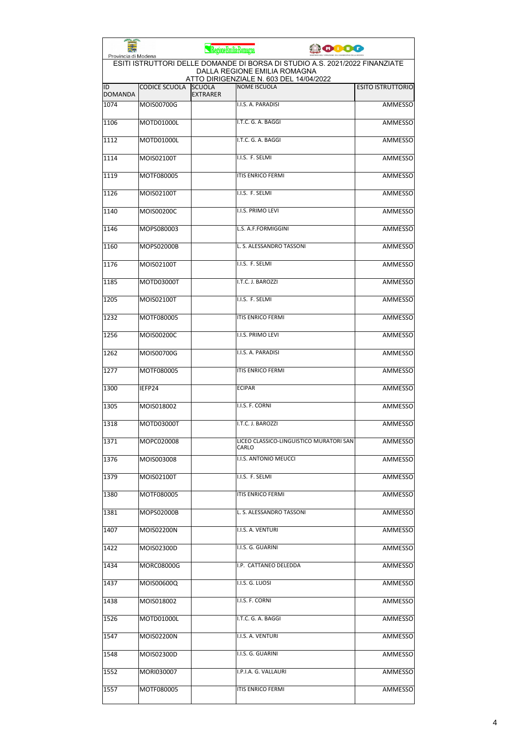Provincia di Modena

ESITI ISTRUTTORI DELLE DOMANDE DI BORSA DI STUDIO A.S. 2021/2022 FINANZIATE DALLA REGIONE EMILIA ROMAGNA
ATTO DIRIGENZIALE N. 603 DEL 14/04/2022

| ID DOMANDA | CODICE SCUOLA | SCUOLA EXTRARER | NOME ISCUOLA | ESITO ISTRUTTORIO |
|---|---|---|---|---|
| 1074 | MOIS00700G | | I.I.S. A. PARADISI | AMMESSO |
| 1106 | MOTD01000L | | I.T.C. G. A. BAGGI | AMMESSO |
| 1112 | MOTD01000L | | I.T.C. G. A. BAGGI | AMMESSO |
| 1114 | MOIS02100T | | I.I.S. F. SELMI | AMMESSO |
| 1119 | MOTF080005 | | ITIS ENRICO FERMI | AMMESSO |
| 1126 | MOIS02100T | | I.I.S. F. SELMI | AMMESSO |
| 1140 | MOIS00200C | | I.I.S. PRIMO LEVI | AMMESSO |
| 1146 | MOPS080003 | | L.S. A.F.FORMIGGINI | AMMESSO |
| 1160 | MOPS02000B | | L. S. ALESSANDRO TASSONI | AMMESSO |
| 1176 | MOIS02100T | | I.I.S. F. SELMI | AMMESSO |
| 1185 | MOTD03000T | | I.T.C. J. BAROZZI | AMMESSO |
| 1205 | MOIS02100T | | I.I.S. F. SELMI | AMMESSO |
| 1232 | MOTF080005 | | ITIS ENRICO FERMI | AMMESSO |
| 1256 | MOIS00200C | | I.I.S. PRIMO LEVI | AMMESSO |
| 1262 | MOIS00700G | | I.I.S. A. PARADISI | AMMESSO |
| 1277 | MOTF080005 | | ITIS ENRICO FERMI | AMMESSO |
| 1300 | IEFP24 | | ECIPAR | AMMESSO |
| 1305 | MOIS018002 | | I.I.S. F. CORNI | AMMESSO |
| 1318 | MOTD03000T | | I.T.C. J. BAROZZI | AMMESSO |
| 1371 | MOPC020008 | | LICEO CLASSICO-LINGUISTICO MURATORI SAN CARLO | AMMESSO |
| 1376 | MOIS003008 | | I.I.S. ANTONIO MEUCCI | AMMESSO |
| 1379 | MOIS02100T | | I.I.S. F. SELMI | AMMESSO |
| 1380 | MOTF080005 | | ITIS ENRICO FERMI | AMMESSO |
| 1381 | MOPS02000B | | L. S. ALESSANDRO TASSONI | AMMESSO |
| 1407 | MOIS02200N | | I.I.S. A. VENTURI | AMMESSO |
| 1422 | MOIS02300D | | I.I.S. G. GUARINI | AMMESSO |
| 1434 | MORC08000G | | I.P. CATTANEO DELEDDA | AMMESSO |
| 1437 | MOIS00600Q | | I.I.S. G. LUOSI | AMMESSO |
| 1438 | MOIS018002 | | I.I.S. F. CORNI | AMMESSO |
| 1526 | MOTD01000L | | I.T.C. G. A. BAGGI | AMMESSO |
| 1547 | MOIS02200N | | I.I.S. A. VENTURI | AMMESSO |
| 1548 | MOIS02300D | | I.I.S. G. GUARINI | AMMESSO |
| 1552 | MORI030007 | | I.P.I.A. G. VALLAURI | AMMESSO |
| 1557 | MOTF080005 | | ITIS ENRICO FERMI | AMMESSO |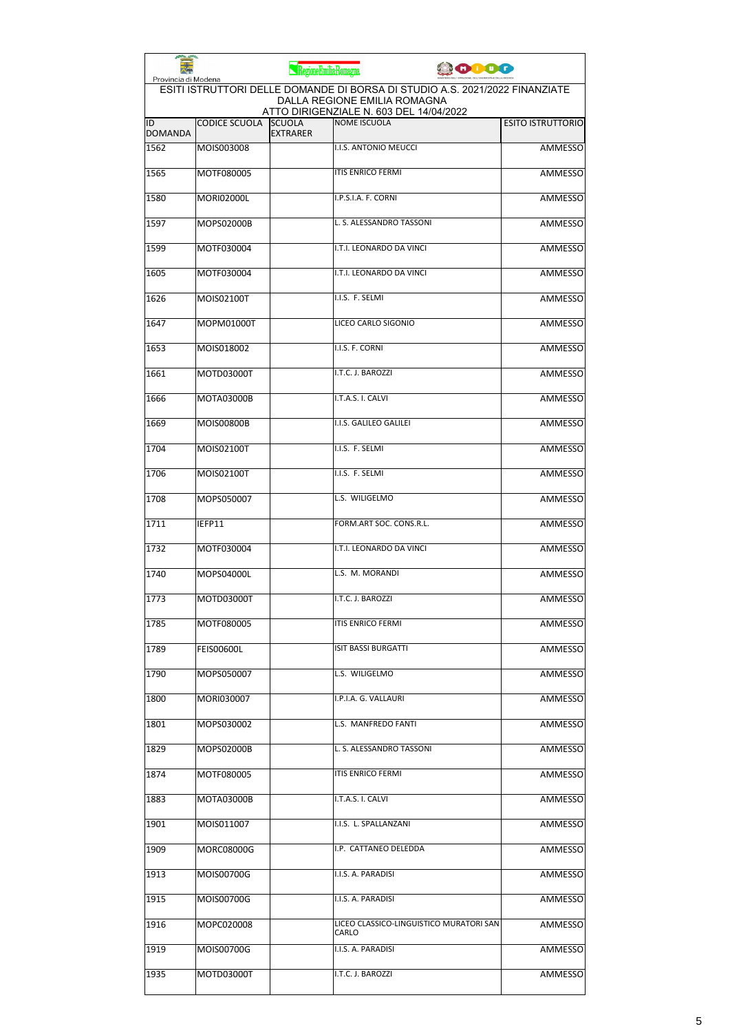Provincia di Modena

ESITI ISTRUTTORI DELLE DOMANDE DI BORSA DI STUDIO A.S. 2021/2022 FINANZIATE DALLA REGIONE EMILIA ROMAGNA ATTO DIRIGENZIALE N. 603 DEL 14/04/2022

| ID DOMANDA | CODICE SCUOLA | SCUOLA EXTRARER | NOME ISCUOLA | ESITO ISTRUTTORIO |
|---|---|---|---|---|
| 1562 | MOIS003008 | | I.I.S. ANTONIO MEUCCI | AMMESSO |
| 1565 | MOTF080005 | | ITIS ENRICO FERMI | AMMESSO |
| 1580 | MORI02000L | | I.P.S.I.A. F. CORNI | AMMESSO |
| 1597 | MOPS02000B | | L. S. ALESSANDRO TASSONI | AMMESSO |
| 1599 | MOTF030004 | | I.T.I. LEONARDO DA VINCI | AMMESSO |
| 1605 | MOTF030004 | | I.T.I. LEONARDO DA VINCI | AMMESSO |
| 1626 | MOIS02100T | | I.I.S. F. SELMI | AMMESSO |
| 1647 | MOPM01000T | | LICEO CARLO SIGONIO | AMMESSO |
| 1653 | MOIS018002 | | I.I.S. F. CORNI | AMMESSO |
| 1661 | MOTD03000T | | I.T.C. J. BAROZZI | AMMESSO |
| 1666 | MOTA03000B | | I.T.A.S. I. CALVI | AMMESSO |
| 1669 | MOIS00800B | | I.I.S. GALILEO GALILEI | AMMESSO |
| 1704 | MOIS02100T | | I.I.S. F. SELMI | AMMESSO |
| 1706 | MOIS02100T | | I.I.S. F. SELMI | AMMESSO |
| 1708 | MOPS050007 | | L.S. WILIGELMO | AMMESSO |
| 1711 | IEFP11 | | FORM.ART SOC. CONS.R.L. | AMMESSO |
| 1732 | MOTF030004 | | I.T.I. LEONARDO DA VINCI | AMMESSO |
| 1740 | MOPS04000L | | L.S. M. MORANDI | AMMESSO |
| 1773 | MOTD03000T | | I.T.C. J. BAROZZI | AMMESSO |
| 1785 | MOTF080005 | | ITIS ENRICO FERMI | AMMESSO |
| 1789 | FEIS00600L | | ISIT BASSI BURGATTI | AMMESSO |
| 1790 | MOPS050007 | | L.S. WILIGELMO | AMMESSO |
| 1800 | MORI030007 | | I.P.I.A. G. VALLAURI | AMMESSO |
| 1801 | MOPS030002 | | L.S. MANFREDO FANTI | AMMESSO |
| 1829 | MOPS02000B | | L. S. ALESSANDRO TASSONI | AMMESSO |
| 1874 | MOTF080005 | | ITIS ENRICO FERMI | AMMESSO |
| 1883 | MOTA03000B | | I.T.A.S. I. CALVI | AMMESSO |
| 1901 | MOIS011007 | | I.I.S. L. SPALLANZANI | AMMESSO |
| 1909 | MORC08000G | | I.P. CATTANEO DELEDDA | AMMESSO |
| 1913 | MOIS00700G | | I.I.S. A. PARADISI | AMMESSO |
| 1915 | MOIS00700G | | I.I.S. A. PARADISI | AMMESSO |
| 1916 | MOPC020008 | | LICEO CLASSICO-LINGUISTICO MURATORI SAN CARLO | AMMESSO |
| 1919 | MOIS00700G | | I.I.S. A. PARADISI | AMMESSO |
| 1935 | MOTD03000T | | I.T.C. J. BAROZZI | AMMESSO |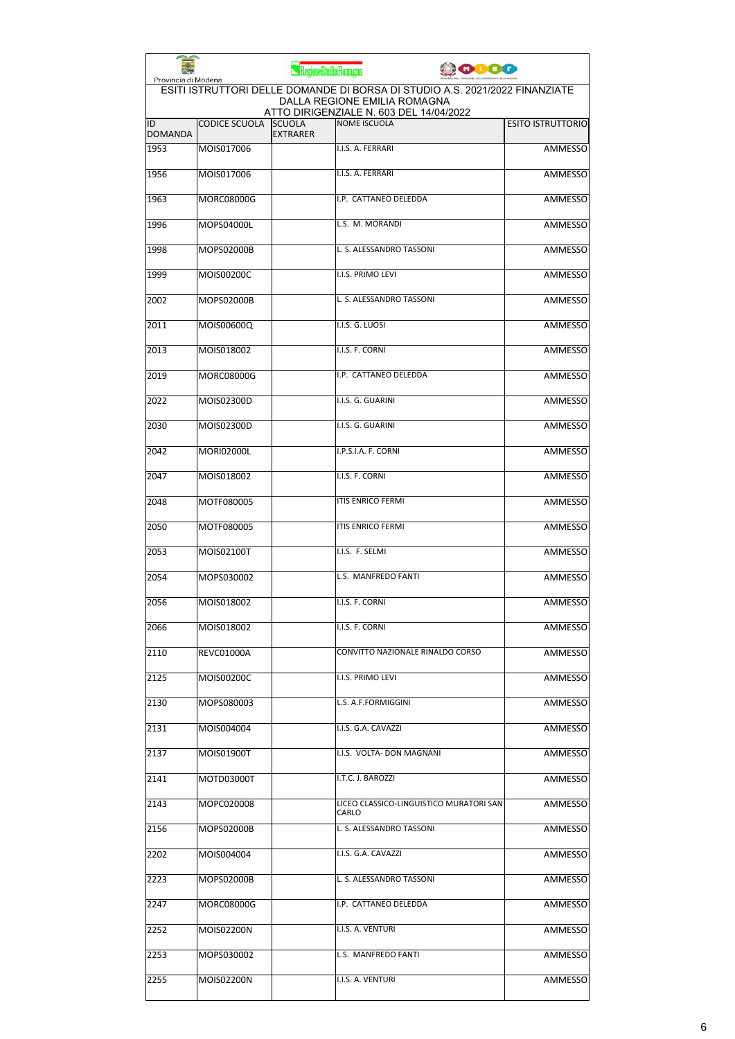Provincia di Modena

ESITI ISTRUTTORI DELLE DOMANDE DI BORSA DI STUDIO A.S. 2021/2022 FINANZIATE DALLA REGIONE EMILIA ROMAGNA
ATTO DIRIGENZIALE N. 603 DEL 14/04/2022

| ID DOMANDA | CODICE SCUOLA | SCUOLA EXTRARER | NOME ISCUOLA | ESITO ISTRUTTORIO |
|---|---|---|---|---|
| 1953 | MOIS017006 | | I.I.S. A. FERRARI | AMMESSO |
| 1956 | MOIS017006 | | I.I.S. A. FERRARI | AMMESSO |
| 1963 | MORC08000G | | I.P. CATTANEO DELEDDA | AMMESSO |
| 1996 | MOPS04000L | | L.S. M. MORANDI | AMMESSO |
| 1998 | MOPS02000B | | L. S. ALESSANDRO TASSONI | AMMESSO |
| 1999 | MOIS00200C | | I.I.S. PRIMO LEVI | AMMESSO |
| 2002 | MOPS02000B | | L. S. ALESSANDRO TASSONI | AMMESSO |
| 2011 | MOIS00600Q | | I.I.S. G. LUOSI | AMMESSO |
| 2013 | MOIS018002 | | I.I.S. F. CORNI | AMMESSO |
| 2019 | MORC08000G | | I.P. CATTANEO DELEDDA | AMMESSO |
| 2022 | MOIS02300D | | I.I.S. G. GUARINI | AMMESSO |
| 2030 | MOIS02300D | | I.I.S. G. GUARINI | AMMESSO |
| 2042 | MORI02000L | | I.P.S.I.A. F. CORNI | AMMESSO |
| 2047 | MOIS018002 | | I.I.S. F. CORNI | AMMESSO |
| 2048 | MOTF080005 | | ITIS ENRICO FERMI | AMMESSO |
| 2050 | MOTF080005 | | ITIS ENRICO FERMI | AMMESSO |
| 2053 | MOIS02100T | | I.I.S. F. SELMI | AMMESSO |
| 2054 | MOPS030002 | | L.S. MANFREDO FANTI | AMMESSO |
| 2056 | MOIS018002 | | I.I.S. F. CORNI | AMMESSO |
| 2066 | MOIS018002 | | I.I.S. F. CORNI | AMMESSO |
| 2110 | REVC01000A | | CONVITTO NAZIONALE RINALDO CORSO | AMMESSO |
| 2125 | MOIS00200C | | I.I.S. PRIMO LEVI | AMMESSO |
| 2130 | MOPS080003 | | L.S. A.F.FORMIGGINI | AMMESSO |
| 2131 | MOIS004004 | | I.I.S. G.A. CAVAZZI | AMMESSO |
| 2137 | MOIS01900T | | I.I.S. VOLTA- DON MAGNANI | AMMESSO |
| 2141 | MOTD03000T | | I.T.C. J. BAROZZI | AMMESSO |
| 2143 | MOPC020008 | | LICEO CLASSICO-LINGUISTICO MURATORI SAN CARLO | AMMESSO |
| 2156 | MOPS02000B | | L. S. ALESSANDRO TASSONI | AMMESSO |
| 2202 | MOIS004004 | | I.I.S. G.A. CAVAZZI | AMMESSO |
| 2223 | MOPS02000B | | L. S. ALESSANDRO TASSONI | AMMESSO |
| 2247 | MORC08000G | | I.P. CATTANEO DELEDDA | AMMESSO |
| 2252 | MOIS02200N | | I.I.S. A. VENTURI | AMMESSO |
| 2253 | MOPS030002 | | L.S. MANFREDO FANTI | AMMESSO |
| 2255 | MOIS02200N | | I.I.S. A. VENTURI | AMMESSO |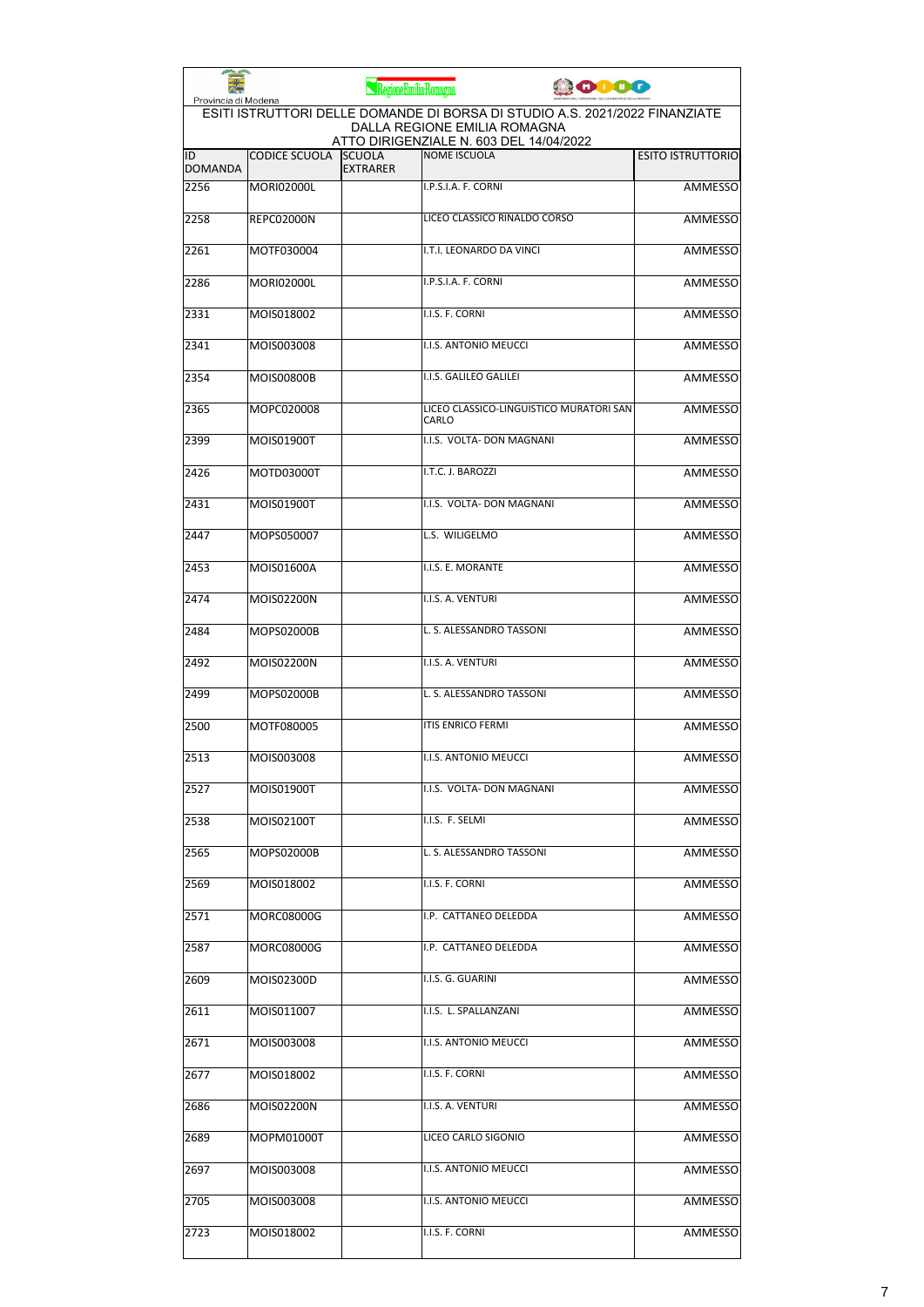Provincia di Modena

ESITI ISTRUTTORI DELLE DOMANDE DI BORSA DI STUDIO A.S. 2021/2022 FINANZIATE DALLA REGIONE EMILIA ROMAGNA
ATTO DIRIGENZIALE N. 603 DEL 14/04/2022

| ID DOMANDA | CODICE SCUOLA | SCUOLA EXTRARER | NOME ISCUOLA | ESITO ISTRUTTORIO |
|---|---|---|---|---|
| 2256 | MORI02000L | | I.P.S.I.A. F. CORNI | AMMESSO |
| 2258 | REPC02000N | | LICEO CLASSICO RINALDO CORSO | AMMESSO |
| 2261 | MOTF030004 | | I.T.I. LEONARDO DA VINCI | AMMESSO |
| 2286 | MORI02000L | | I.P.S.I.A. F. CORNI | AMMESSO |
| 2331 | MOIS018002 | | I.I.S. F. CORNI | AMMESSO |
| 2341 | MOIS003008 | | I.I.S. ANTONIO MEUCCI | AMMESSO |
| 2354 | MOIS00800B | | I.I.S. GALILEO GALILEI | AMMESSO |
| 2365 | MOPC020008 | | LICEO CLASSICO-LINGUISTICO MURATORI SAN CARLO | AMMESSO |
| 2399 | MOIS01900T | | I.I.S. VOLTA- DON MAGNANI | AMMESSO |
| 2426 | MOTD03000T | | I.T.C. J. BAROZZI | AMMESSO |
| 2431 | MOIS01900T | | I.I.S. VOLTA- DON MAGNANI | AMMESSO |
| 2447 | MOPS050007 | | L.S. WILIGELMO | AMMESSO |
| 2453 | MOIS01600A | | I.I.S. E. MORANTE | AMMESSO |
| 2474 | MOIS02200N | | I.I.S. A. VENTURI | AMMESSO |
| 2484 | MOPS02000B | | L. S. ALESSANDRO TASSONI | AMMESSO |
| 2492 | MOIS02200N | | I.I.S. A. VENTURI | AMMESSO |
| 2499 | MOPS02000B | | L. S. ALESSANDRO TASSONI | AMMESSO |
| 2500 | MOTF080005 | | ITIS ENRICO FERMI | AMMESSO |
| 2513 | MOIS003008 | | I.I.S. ANTONIO MEUCCI | AMMESSO |
| 2527 | MOIS01900T | | I.I.S. VOLTA- DON MAGNANI | AMMESSO |
| 2538 | MOIS02100T | | I.I.S. F. SELMI | AMMESSO |
| 2565 | MOPS02000B | | L. S. ALESSANDRO TASSONI | AMMESSO |
| 2569 | MOIS018002 | | I.I.S. F. CORNI | AMMESSO |
| 2571 | MORC08000G | | I.P. CATTANEO DELEDDA | AMMESSO |
| 2587 | MORC08000G | | I.P. CATTANEO DELEDDA | AMMESSO |
| 2609 | MOIS02300D | | I.I.S. G. GUARINI | AMMESSO |
| 2611 | MOIS011007 | | I.I.S. L. SPALLANZANI | AMMESSO |
| 2671 | MOIS003008 | | I.I.S. ANTONIO MEUCCI | AMMESSO |
| 2677 | MOIS018002 | | I.I.S. F. CORNI | AMMESSO |
| 2686 | MOIS02200N | | I.I.S. A. VENTURI | AMMESSO |
| 2689 | MOPM01000T | | LICEO CARLO SIGONIO | AMMESSO |
| 2697 | MOIS003008 | | I.I.S. ANTONIO MEUCCI | AMMESSO |
| 2705 | MOIS003008 | | I.I.S. ANTONIO MEUCCI | AMMESSO |
| 2723 | MOIS018002 | | I.I.S. F. CORNI | AMMESSO |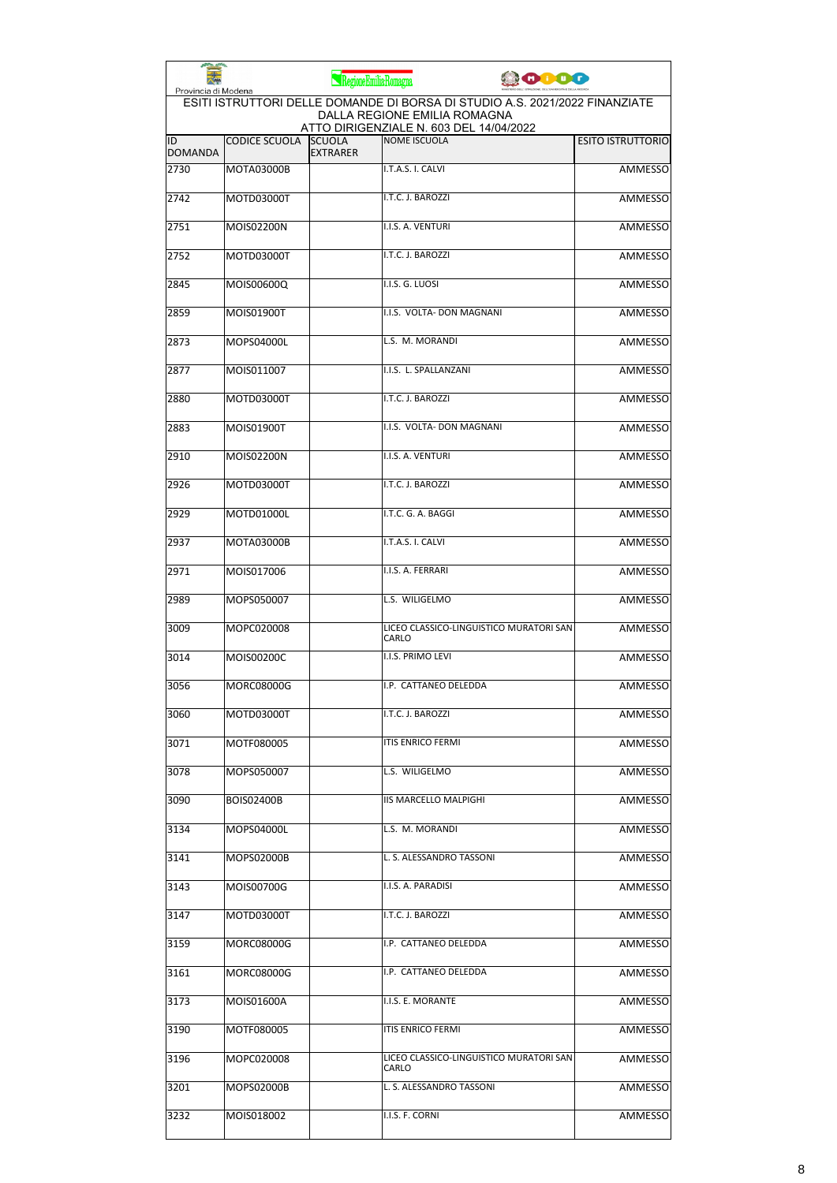Provincia di Modena

ESITI ISTRUTTORI DELLE DOMANDE DI BORSA DI STUDIO A.S. 2021/2022 FINANZIATE DALLA REGIONE EMILIA ROMAGNA ATTO DIRIGENZIALE N. 603 DEL 14/04/2022

| ID DOMANDA | CODICE SCUOLA | SCUOLA EXTRARER | NOME ISCUOLA | ESITO ISTRUTTORIO |
|---|---|---|---|---|
| 2730 | MOTA03000B | | I.T.A.S. I. CALVI | AMMESSO |
| 2742 | MOTD03000T | | I.T.C. J. BAROZZI | AMMESSO |
| 2751 | MOIS02200N | | I.I.S. A. VENTURI | AMMESSO |
| 2752 | MOTD03000T | | I.T.C. J. BAROZZI | AMMESSO |
| 2845 | MOIS00600Q | | I.I.S. G. LUOSI | AMMESSO |
| 2859 | MOIS01900T | | I.I.S. VOLTA- DON MAGNANI | AMMESSO |
| 2873 | MOPS04000L | | L.S. M. MORANDI | AMMESSO |
| 2877 | MOIS011007 | | I.I.S. L. SPALLANZANI | AMMESSO |
| 2880 | MOTD03000T | | I.T.C. J. BAROZZI | AMMESSO |
| 2883 | MOIS01900T | | I.I.S. VOLTA- DON MAGNANI | AMMESSO |
| 2910 | MOIS02200N | | I.I.S. A. VENTURI | AMMESSO |
| 2926 | MOTD03000T | | I.T.C. J. BAROZZI | AMMESSO |
| 2929 | MOTD01000L | | I.T.C. G. A. BAGGI | AMMESSO |
| 2937 | MOTA03000B | | I.T.A.S. I. CALVI | AMMESSO |
| 2971 | MOIS017006 | | I.I.S. A. FERRARI | AMMESSO |
| 2989 | MOPS050007 | | L.S. WILIGELMO | AMMESSO |
| 3009 | MOPC020008 | | LICEO CLASSICO-LINGUISTICO MURATORI SAN CARLO | AMMESSO |
| 3014 | MOIS00200C | | I.I.S. PRIMO LEVI | AMMESSO |
| 3056 | MORC08000G | | I.P. CATTANEO DELEDDA | AMMESSO |
| 3060 | MOTD03000T | | I.T.C. J. BAROZZI | AMMESSO |
| 3071 | MOTF080005 | | ITIS ENRICO FERMI | AMMESSO |
| 3078 | MOPS050007 | | L.S. WILIGELMO | AMMESSO |
| 3090 | BOIS02400B | | IIS MARCELLO MALPIGHI | AMMESSO |
| 3134 | MOPS04000L | | L.S. M. MORANDI | AMMESSO |
| 3141 | MOPS02000B | | L. S. ALESSANDRO TASSONI | AMMESSO |
| 3143 | MOIS00700G | | I.I.S. A. PARADISI | AMMESSO |
| 3147 | MOTD03000T | | I.T.C. J. BAROZZI | AMMESSO |
| 3159 | MORC08000G | | I.P. CATTANEO DELEDDA | AMMESSO |
| 3161 | MORC08000G | | I.P. CATTANEO DELEDDA | AMMESSO |
| 3173 | MOIS01600A | | I.I.S. E. MORANTE | AMMESSO |
| 3190 | MOTF080005 | | ITIS ENRICO FERMI | AMMESSO |
| 3196 | MOPC020008 | | LICEO CLASSICO-LINGUISTICO MURATORI SAN CARLO | AMMESSO |
| 3201 | MOPS02000B | | L. S. ALESSANDRO TASSONI | AMMESSO |
| 3232 | MOIS018002 | | I.I.S. F. CORNI | AMMESSO |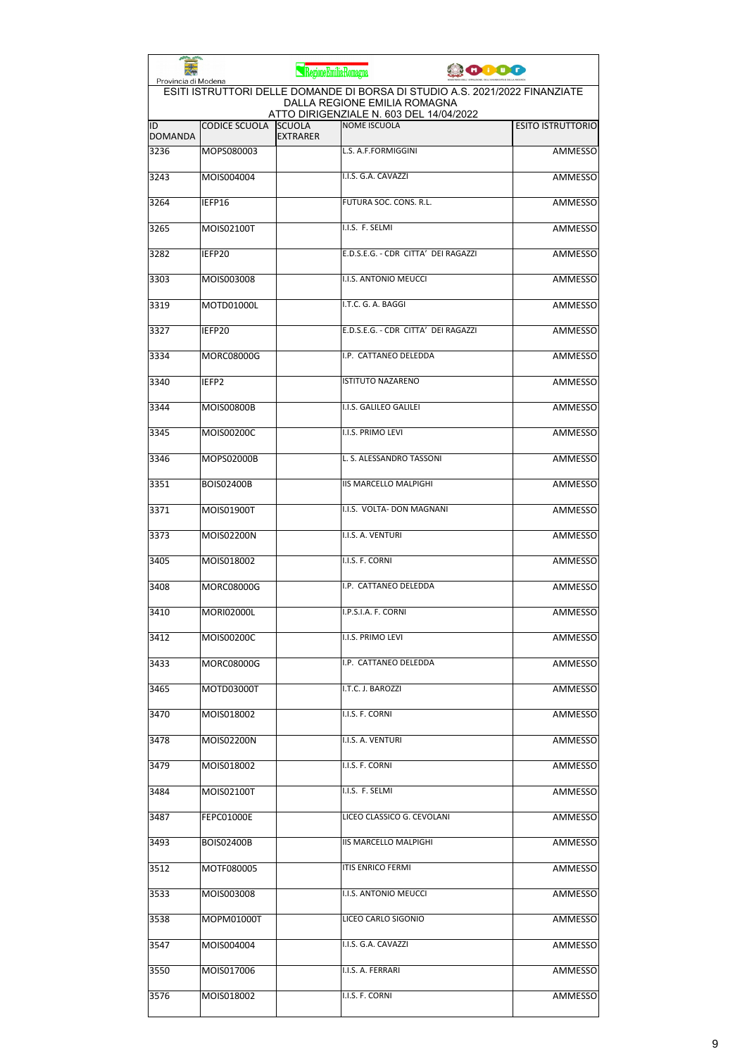Provincia di Modena

ESITI ISTRUTTORI DELLE DOMANDE DI BORSA DI STUDIO A.S. 2021/2022 FINANZIATE DALLA REGIONE EMILIA ROMAGNA
ATTO DIRIGENZIALE N. 603 DEL 14/04/2022

| ID DOMANDA | CODICE SCUOLA | SCUOLA EXTRARER | NOME ISCUOLA | ESITO ISTRUTTORIO |
|---|---|---|---|---|
| 3236 | MOPS080003 | | L.S. A.F.FORMIGGINI | AMMESSO |
| 3243 | MOIS004004 | | I.I.S. G.A. CAVAZZI | AMMESSO |
| 3264 | IEFP16 | | FUTURA SOC. CONS. R.L. | AMMESSO |
| 3265 | MOIS02100T | | I.I.S. F. SELMI | AMMESSO |
| 3282 | IEFP20 | | E.D.S.E.G. - CDR CITTA' DEI RAGAZZI | AMMESSO |
| 3303 | MOIS003008 | | I.I.S. ANTONIO MEUCCI | AMMESSO |
| 3319 | MOTD01000L | | I.T.C. G. A. BAGGI | AMMESSO |
| 3327 | IEFP20 | | E.D.S.E.G. - CDR CITTA' DEI RAGAZZI | AMMESSO |
| 3334 | MORC08000G | | I.P. CATTANEO DELEDDA | AMMESSO |
| 3340 | IEFP2 | | ISTITUTO NAZARENO | AMMESSO |
| 3344 | MOIS00800B | | I.I.S. GALILEO GALILEI | AMMESSO |
| 3345 | MOIS00200C | | I.I.S. PRIMO LEVI | AMMESSO |
| 3346 | MOPS02000B | | L. S. ALESSANDRO TASSONI | AMMESSO |
| 3351 | BOIS02400B | | IIS MARCELLO MALPIGHI | AMMESSO |
| 3371 | MOIS01900T | | I.I.S. VOLTA- DON MAGNANI | AMMESSO |
| 3373 | MOIS02200N | | I.I.S. A. VENTURI | AMMESSO |
| 3405 | MOIS018002 | | I.I.S. F. CORNI | AMMESSO |
| 3408 | MORC08000G | | I.P. CATTANEO DELEDDA | AMMESSO |
| 3410 | MORI02000L | | I.P.S.I.A. F. CORNI | AMMESSO |
| 3412 | MOIS00200C | | I.I.S. PRIMO LEVI | AMMESSO |
| 3433 | MORC08000G | | I.P. CATTANEO DELEDDA | AMMESSO |
| 3465 | MOTD03000T | | I.T.C. J. BAROZZI | AMMESSO |
| 3470 | MOIS018002 | | I.I.S. F. CORNI | AMMESSO |
| 3478 | MOIS02200N | | I.I.S. A. VENTURI | AMMESSO |
| 3479 | MOIS018002 | | I.I.S. F. CORNI | AMMESSO |
| 3484 | MOIS02100T | | I.I.S. F. SELMI | AMMESSO |
| 3487 | FEPC01000E | | LICEO CLASSICO G. CEVOLANI | AMMESSO |
| 3493 | BOIS02400B | | IIS MARCELLO MALPIGHI | AMMESSO |
| 3512 | MOTF080005 | | ITIS ENRICO FERMI | AMMESSO |
| 3533 | MOIS003008 | | I.I.S. ANTONIO MEUCCI | AMMESSO |
| 3538 | MOPM01000T | | LICEO CARLO SIGONIO | AMMESSO |
| 3547 | MOIS004004 | | I.I.S. G.A. CAVAZZI | AMMESSO |
| 3550 | MOIS017006 | | I.I.S. A. FERRARI | AMMESSO |
| 3576 | MOIS018002 | | I.I.S. F. CORNI | AMMESSO |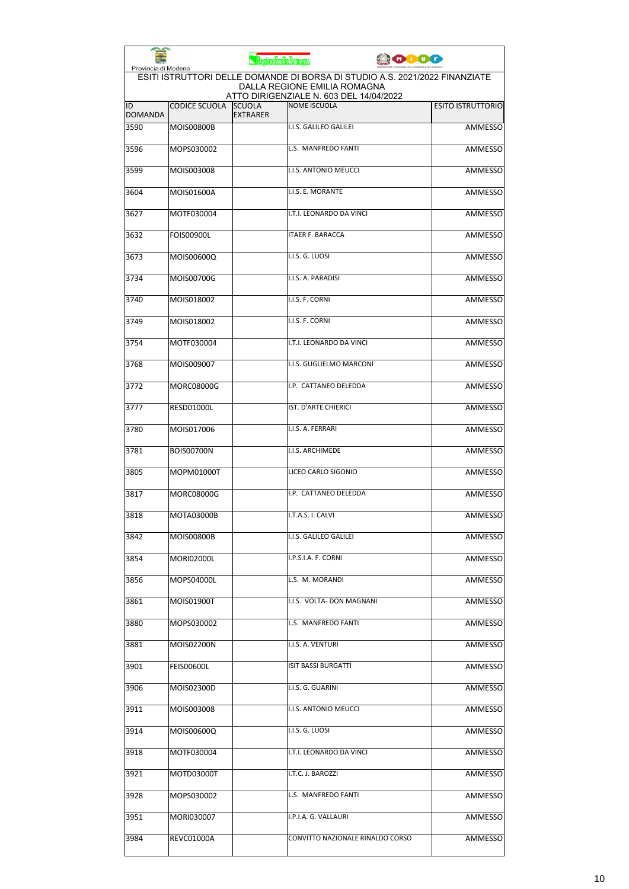Provincia di Modena

ESITI ISTRUTTORI DELLE DOMANDE DI BORSA DI STUDIO A.S. 2021/2022 FINANZIATE DALLA REGIONE EMILIA ROMAGNA
ATTO DIRIGENZIALE N. 603 DEL 14/04/2022

| ID DOMANDA | CODICE SCUOLA | SCUOLA EXTRARER | NOME ISCUOLA | ESITO ISTRUTTORIO |
|---|---|---|---|---|
| 3590 | MOIS00800B | | I.I.S. GALILEO GALILEI | AMMESSO |
| 3596 | MOPS030002 | | L.S. MANFREDO FANTI | AMMESSO |
| 3599 | MOIS003008 | | I.I.S. ANTONIO MEUCCI | AMMESSO |
| 3604 | MOIS01600A | | I.I.S. E. MORANTE | AMMESSO |
| 3627 | MOTF030004 | | I.T.I. LEONARDO DA VINCI | AMMESSO |
| 3632 | FOIS00900L | | ITAER F. BARACCA | AMMESSO |
| 3673 | MOIS00600Q | | I.I.S. G. LUOSI | AMMESSO |
| 3734 | MOIS00700G | | I.I.S. A. PARADISI | AMMESSO |
| 3740 | MOIS018002 | | I.I.S. F. CORNI | AMMESSO |
| 3749 | MOIS018002 | | I.I.S. F. CORNI | AMMESSO |
| 3754 | MOTF030004 | | I.T.I. LEONARDO DA VINCI | AMMESSO |
| 3768 | MOIS009007 | | I.I.S. GUGLIELMO MARCONI | AMMESSO |
| 3772 | MORC08000G | | I.P. CATTANEO DELEDDA | AMMESSO |
| 3777 | RESD01000L | | IST. D'ARTE CHIERICI | AMMESSO |
| 3780 | MOIS017006 | | I.I.S. A. FERRARI | AMMESSO |
| 3781 | BOIS00700N | | I.I.S. ARCHIMEDE | AMMESSO |
| 3805 | MOPM01000T | | LICEO CARLO SIGONIO | AMMESSO |
| 3817 | MORC08000G | | I.P. CATTANEO DELEDDA | AMMESSO |
| 3818 | MOTA03000B | | I.T.A.S. I. CALVI | AMMESSO |
| 3842 | MOIS00800B | | I.I.S. GALILEO GALILEI | AMMESSO |
| 3854 | MORI02000L | | I.P.S.I.A. F. CORNI | AMMESSO |
| 3856 | MOPS04000L | | L.S. M. MORANDI | AMMESSO |
| 3861 | MOIS01900T | | I.I.S. VOLTA- DON MAGNANI | AMMESSO |
| 3880 | MOPS030002 | | L.S. MANFREDO FANTI | AMMESSO |
| 3881 | MOIS02200N | | I.I.S. A. VENTURI | AMMESSO |
| 3901 | FEIS00600L | | ISIT BASSI BURGATTI | AMMESSO |
| 3906 | MOIS02300D | | I.I.S. G. GUARINI | AMMESSO |
| 3911 | MOIS003008 | | I.I.S. ANTONIO MEUCCI | AMMESSO |
| 3914 | MOIS00600Q | | I.I.S. G. LUOSI | AMMESSO |
| 3918 | MOTF030004 | | I.T.I. LEONARDO DA VINCI | AMMESSO |
| 3921 | MOTD03000T | | I.T.C. J. BAROZZI | AMMESSO |
| 3928 | MOPS030002 | | L.S. MANFREDO FANTI | AMMESSO |
| 3951 | MORI030007 | | I.P.I.A. G. VALLAURI | AMMESSO |
| 3984 | REVC01000A | | CONVITTO NAZIONALE RINALDO CORSO | AMMESSO |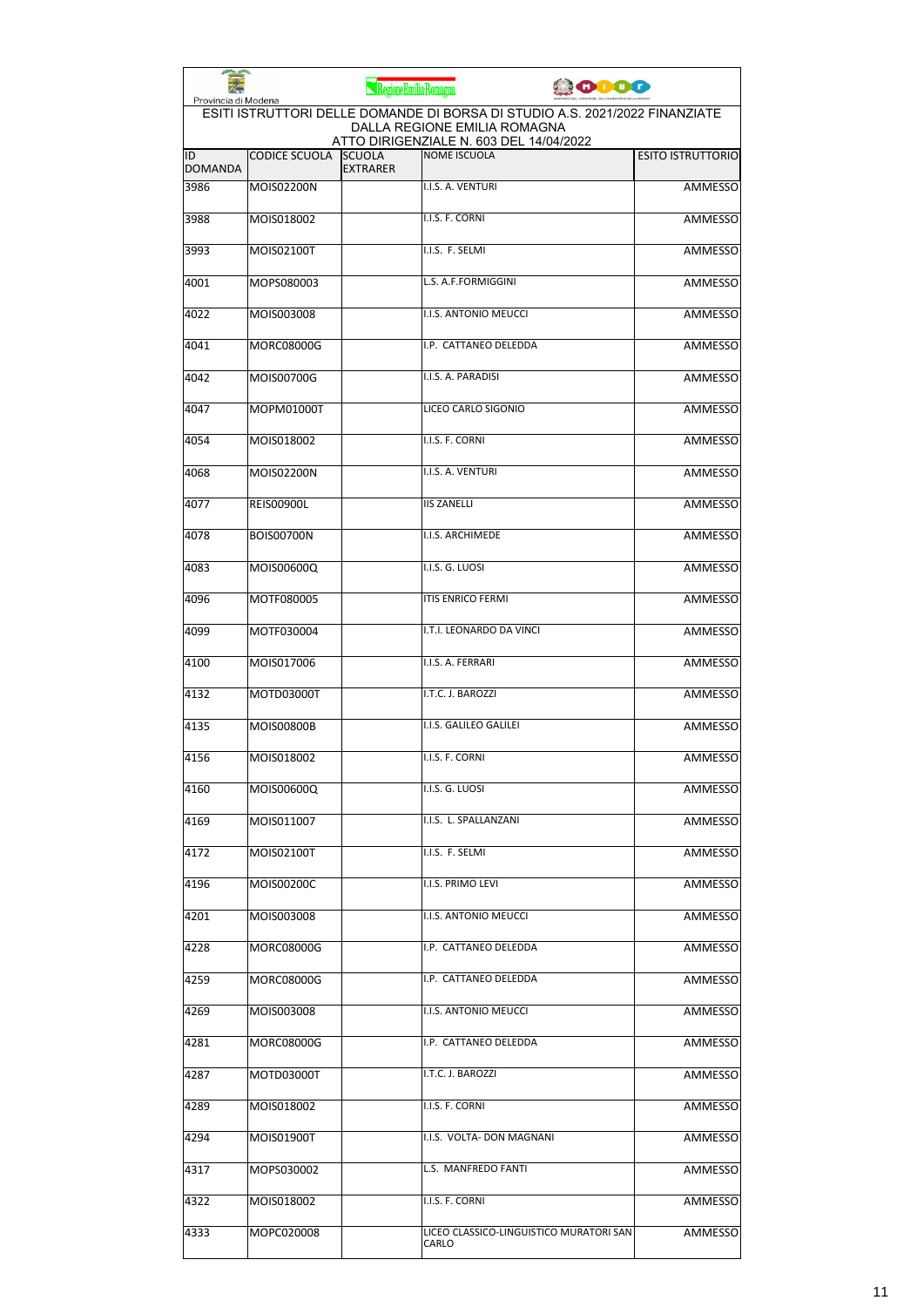Provincia di Modena

ESITI ISTRUTTORI DELLE DOMANDE DI BORSA DI STUDIO A.S. 2021/2022 FINANZIATE DALLA REGIONE EMILIA ROMAGNA
ATTO DIRIGENZIALE N. 603 DEL 14/04/2022

| ID DOMANDA | CODICE SCUOLA | SCUOLA EXTRARER | NOME ISCUOLA | ESITO ISTRUTTORIO |
|---|---|---|---|---|
| 3986 | MOIS02200N | | I.I.S. A. VENTURI | AMMESSO |
| 3988 | MOIS018002 | | I.I.S. F. CORNI | AMMESSO |
| 3993 | MOIS02100T | | I.I.S. F. SELMI | AMMESSO |
| 4001 | MOPS080003 | | L.S. A.F.FORMIGGINI | AMMESSO |
| 4022 | MOIS003008 | | I.I.S. ANTONIO MEUCCI | AMMESSO |
| 4041 | MORC08000G | | I.P. CATTANEO DELEDDA | AMMESSO |
| 4042 | MOIS00700G | | I.I.S. A. PARADISI | AMMESSO |
| 4047 | MOPM01000T | | LICEO CARLO SIGONIO | AMMESSO |
| 4054 | MOIS018002 | | I.I.S. F. CORNI | AMMESSO |
| 4068 | MOIS02200N | | I.I.S. A. VENTURI | AMMESSO |
| 4077 | REIS00900L | | IIS ZANELLI | AMMESSO |
| 4078 | BOIS00700N | | I.I.S. ARCHIMEDE | AMMESSO |
| 4083 | MOIS00600Q | | I.I.S. G. LUOSI | AMMESSO |
| 4096 | MOTF080005 | | ITIS ENRICO FERMI | AMMESSO |
| 4099 | MOTF030004 | | I.T.I. LEONARDO DA VINCI | AMMESSO |
| 4100 | MOIS017006 | | I.I.S. A. FERRARI | AMMESSO |
| 4132 | MOTD03000T | | I.T.C. J. BAROZZI | AMMESSO |
| 4135 | MOIS00800B | | I.I.S. GALILEO GALILEI | AMMESSO |
| 4156 | MOIS018002 | | I.I.S. F. CORNI | AMMESSO |
| 4160 | MOIS00600Q | | I.I.S. G. LUOSI | AMMESSO |
| 4169 | MOIS011007 | | I.I.S. L. SPALLANZANI | AMMESSO |
| 4172 | MOIS02100T | | I.I.S. F. SELMI | AMMESSO |
| 4196 | MOIS00200C | | I.I.S. PRIMO LEVI | AMMESSO |
| 4201 | MOIS003008 | | I.I.S. ANTONIO MEUCCI | AMMESSO |
| 4228 | MORC08000G | | I.P. CATTANEO DELEDDA | AMMESSO |
| 4259 | MORC08000G | | I.P. CATTANEO DELEDDA | AMMESSO |
| 4269 | MOIS003008 | | I.I.S. ANTONIO MEUCCI | AMMESSO |
| 4281 | MORC08000G | | I.P. CATTANEO DELEDDA | AMMESSO |
| 4287 | MOTD03000T | | I.T.C. J. BAROZZI | AMMESSO |
| 4289 | MOIS018002 | | I.I.S. F. CORNI | AMMESSO |
| 4294 | MOIS01900T | | I.I.S. VOLTA- DON MAGNANI | AMMESSO |
| 4317 | MOPS030002 | | L.S. MANFREDO FANTI | AMMESSO |
| 4322 | MOIS018002 | | I.I.S. F. CORNI | AMMESSO |
| 4333 | MOPC020008 | | LICEO CLASSICO-LINGUISTICO MURATORI SAN CARLO | AMMESSO |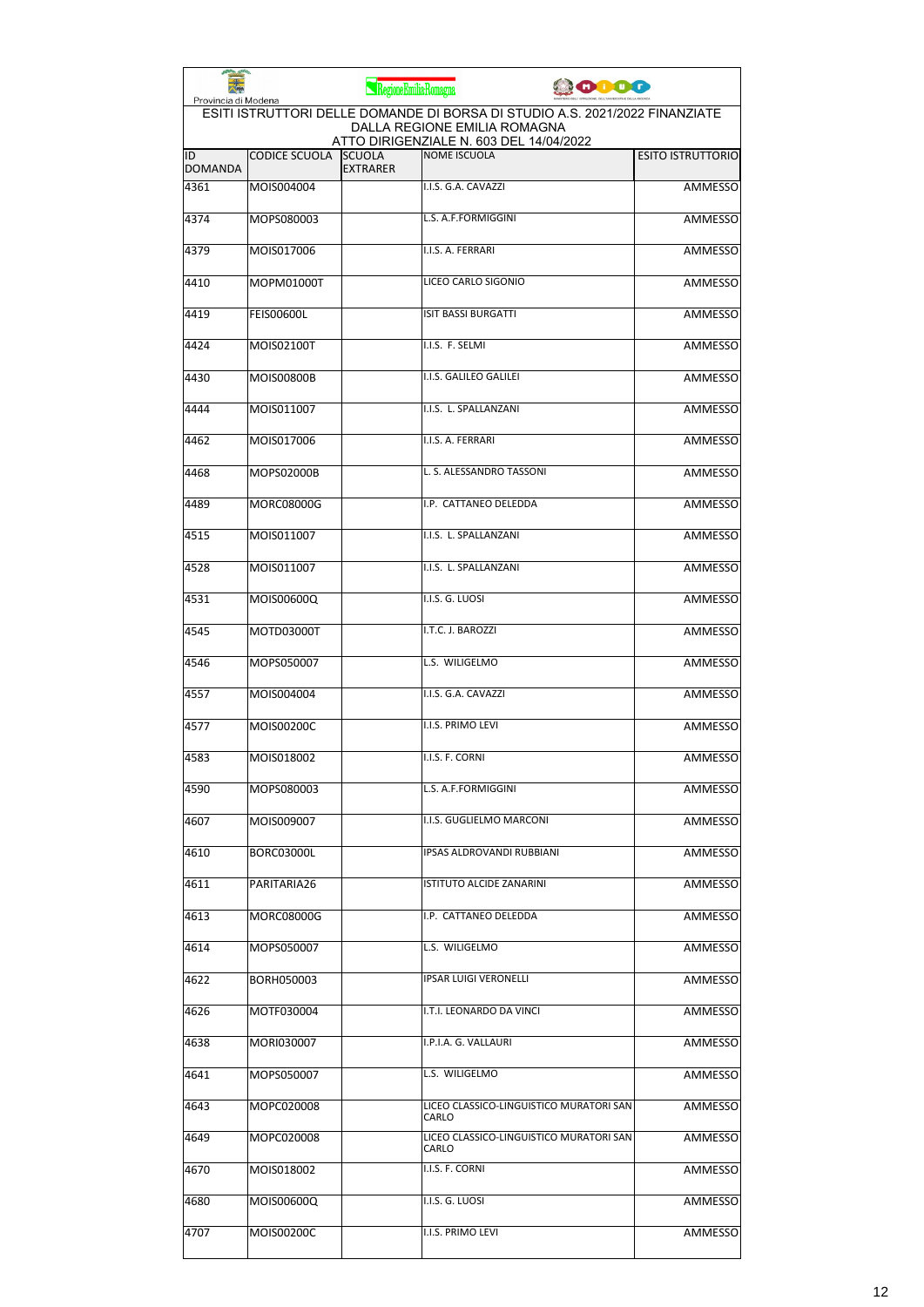Provincia di Modena

ESITI ISTRUTTORI DELLE DOMANDE DI BORSA DI STUDIO A.S. 2021/2022 FINANZIATE DALLA REGIONE EMILIA ROMAGNA
ATTO DIRIGENZIALE N. 603 DEL 14/04/2022

| ID DOMANDA | CODICE SCUOLA | SCUOLA EXTRARER | NOME ISCUOLA | ESITO ISTRUTTORIO |
|---|---|---|---|---|
| 4361 | MOIS004004 | | I.I.S. G.A. CAVAZZI | AMMESSO |
| 4374 | MOPS080003 | | L.S. A.F.FORMIGGINI | AMMESSO |
| 4379 | MOIS017006 | | I.I.S. A. FERRARI | AMMESSO |
| 4410 | MOPM01000T | | LICEO CARLO SIGONIO | AMMESSO |
| 4419 | FEIS00600L | | ISIT BASSI BURGATTI | AMMESSO |
| 4424 | MOIS02100T | | I.I.S. F. SELMI | AMMESSO |
| 4430 | MOIS00800B | | I.I.S. GALILEO GALILEI | AMMESSO |
| 4444 | MOIS011007 | | I.I.S. L. SPALLANZANI | AMMESSO |
| 4462 | MOIS017006 | | I.I.S. A. FERRARI | AMMESSO |
| 4468 | MOPS02000B | | L. S. ALESSANDRO TASSONI | AMMESSO |
| 4489 | MORC08000G | | I.P. CATTANEO DELEDDA | AMMESSO |
| 4515 | MOIS011007 | | I.I.S. L. SPALLANZANI | AMMESSO |
| 4528 | MOIS011007 | | I.I.S. L. SPALLANZANI | AMMESSO |
| 4531 | MOIS00600Q | | I.I.S. G. LUOSI | AMMESSO |
| 4545 | MOTD03000T | | I.T.C. J. BAROZZI | AMMESSO |
| 4546 | MOPS050007 | | L.S. WILIGELMO | AMMESSO |
| 4557 | MOIS004004 | | I.I.S. G.A. CAVAZZI | AMMESSO |
| 4577 | MOIS00200C | | I.I.S. PRIMO LEVI | AMMESSO |
| 4583 | MOIS018002 | | I.I.S. F. CORNI | AMMESSO |
| 4590 | MOPS080003 | | L.S. A.F.FORMIGGINI | AMMESSO |
| 4607 | MOIS009007 | | I.I.S. GUGLIELMO MARCONI | AMMESSO |
| 4610 | BORC03000L | | IPSAS ALDROVANDI RUBBIANI | AMMESSO |
| 4611 | PARITARIA26 | | ISTITUTO ALCIDE ZANARINI | AMMESSO |
| 4613 | MORC08000G | | I.P. CATTANEO DELEDDA | AMMESSO |
| 4614 | MOPS050007 | | L.S. WILIGELMO | AMMESSO |
| 4622 | BORH050003 | | IPSAR LUIGI VERONELLI | AMMESSO |
| 4626 | MOTF030004 | | I.T.I. LEONARDO DA VINCI | AMMESSO |
| 4638 | MORI030007 | | I.P.I.A. G. VALLAURI | AMMESSO |
| 4641 | MOPS050007 | | L.S. WILIGELMO | AMMESSO |
| 4643 | MOPC020008 | | LICEO CLASSICO-LINGUISTICO MURATORI SAN CARLO | AMMESSO |
| 4649 | MOPC020008 | | LICEO CLASSICO-LINGUISTICO MURATORI SAN CARLO | AMMESSO |
| 4670 | MOIS018002 | | I.I.S. F. CORNI | AMMESSO |
| 4680 | MOIS00600Q | | I.I.S. G. LUOSI | AMMESSO |
| 4707 | MOIS00200C | | I.I.S. PRIMO LEVI | AMMESSO |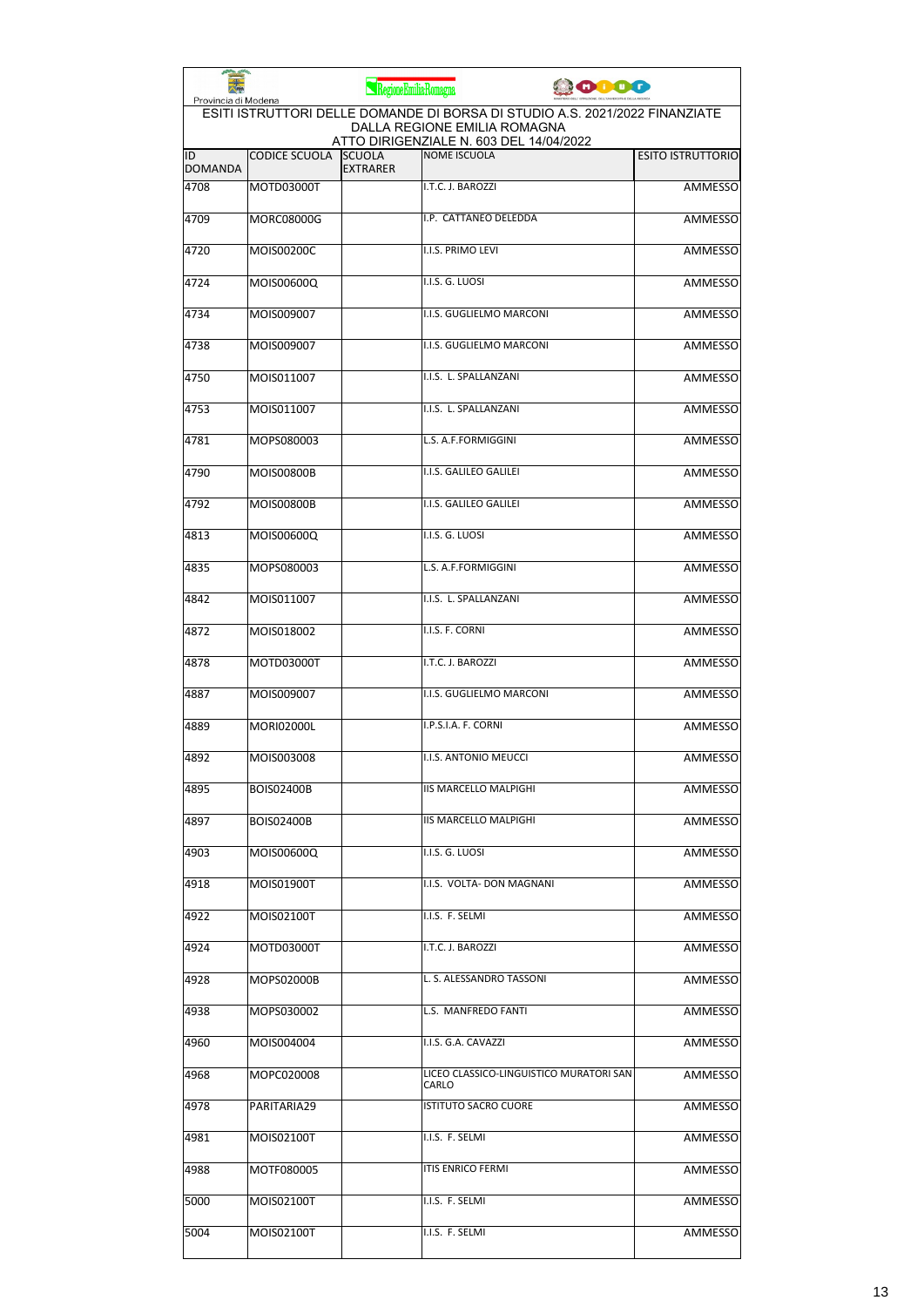Provincia di Modena

ESITI ISTRUTTORI DELLE DOMANDE DI BORSA DI STUDIO A.S. 2021/2022 FINANZIATE DALLA REGIONE EMILIA ROMAGNA
ATTO DIRIGENZIALE N. 603 DEL 14/04/2022

| ID DOMANDA | CODICE SCUOLA | SCUOLA EXTRARER | NOME ISCUOLA | ESITO ISTRUTTORIO |
|---|---|---|---|---|
| 4708 | MOTD03000T | | I.T.C. J. BAROZZI | AMMESSO |
| 4709 | MORC08000G | | I.P. CATTANEO DELEDDA | AMMESSO |
| 4720 | MOIS00200C | | I.I.S. PRIMO LEVI | AMMESSO |
| 4724 | MOIS00600Q | | I.I.S. G. LUOSI | AMMESSO |
| 4734 | MOIS009007 | | I.I.S. GUGLIELMO MARCONI | AMMESSO |
| 4738 | MOIS009007 | | I.I.S. GUGLIELMO MARCONI | AMMESSO |
| 4750 | MOIS011007 | | I.I.S. L. SPALLANZANI | AMMESSO |
| 4753 | MOIS011007 | | I.I.S. L. SPALLANZANI | AMMESSO |
| 4781 | MOPS080003 | | L.S. A.F.FORMIGGINI | AMMESSO |
| 4790 | MOIS00800B | | I.I.S. GALILEO GALILEI | AMMESSO |
| 4792 | MOIS00800B | | I.I.S. GALILEO GALILEI | AMMESSO |
| 4813 | MOIS00600Q | | I.I.S. G. LUOSI | AMMESSO |
| 4835 | MOPS080003 | | L.S. A.F.FORMIGGINI | AMMESSO |
| 4842 | MOIS011007 | | I.I.S. L. SPALLANZANI | AMMESSO |
| 4872 | MOIS018002 | | I.I.S. F. CORNI | AMMESSO |
| 4878 | MOTD03000T | | I.T.C. J. BAROZZI | AMMESSO |
| 4887 | MOIS009007 | | I.I.S. GUGLIELMO MARCONI | AMMESSO |
| 4889 | MORI02000L | | I.P.S.I.A. F. CORNI | AMMESSO |
| 4892 | MOIS003008 | | I.I.S. ANTONIO MEUCCI | AMMESSO |
| 4895 | BOIS02400B | | IIS MARCELLO MALPIGHI | AMMESSO |
| 4897 | BOIS02400B | | IIS MARCELLO MALPIGHI | AMMESSO |
| 4903 | MOIS00600Q | | I.I.S. G. LUOSI | AMMESSO |
| 4918 | MOIS01900T | | I.I.S. VOLTA- DON MAGNANI | AMMESSO |
| 4922 | MOIS02100T | | I.I.S. F. SELMI | AMMESSO |
| 4924 | MOTD03000T | | I.T.C. J. BAROZZI | AMMESSO |
| 4928 | MOPS02000B | | L. S. ALESSANDRO TASSONI | AMMESSO |
| 4938 | MOPS030002 | | L.S. MANFREDO FANTI | AMMESSO |
| 4960 | MOIS004004 | | I.I.S. G.A. CAVAZZI | AMMESSO |
| 4968 | MOPC020008 | | LICEO CLASSICO-LINGUISTICO MURATORI SAN CARLO | AMMESSO |
| 4978 | PARITARIA29 | | ISTITUTO SACRO CUORE | AMMESSO |
| 4981 | MOIS02100T | | I.I.S. F. SELMI | AMMESSO |
| 4988 | MOTF080005 | | ITIS ENRICO FERMI | AMMESSO |
| 5000 | MOIS02100T | | I.I.S. F. SELMI | AMMESSO |
| 5004 | MOIS02100T | | I.I.S. F. SELMI | AMMESSO |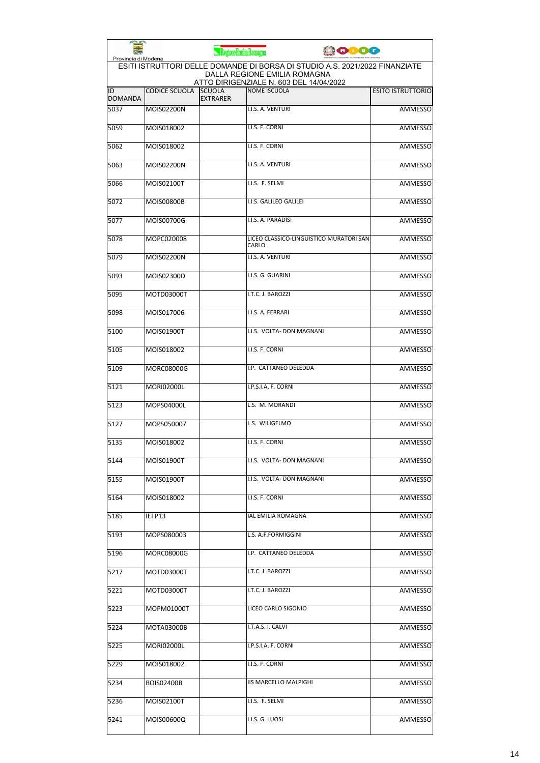Provincia di Modena

# ESITI ISTRUTTORI DELLE DOMANDE DI BORSA DI STUDIO A.S. 2021/2022 FINANZIATE DALLA REGIONE EMILIA ROMAGNA ATTO DIRIGENZIALE N. 603 DEL 14/04/2022

| ID DOMANDA | CODICE SCUOLA | SCUOLA EXTRARER | NOME ISCUOLA | ESITO ISTRUTTORIO |
|---|---|---|---|---|
| 5037 | MOIS02200N | | I.I.S. A. VENTURI | AMMESSO |
| 5059 | MOIS018002 | | I.I.S. F. CORNI | AMMESSO |
| 5062 | MOIS018002 | | I.I.S. F. CORNI | AMMESSO |
| 5063 | MOIS02200N | | I.I.S. A. VENTURI | AMMESSO |
| 5066 | MOIS02100T | | I.I.S. F. SELMI | AMMESSO |
| 5072 | MOIS00800B | | I.I.S. GALILEO GALILEI | AMMESSO |
| 5077 | MOIS00700G | | I.I.S. A. PARADISI | AMMESSO |
| 5078 | MOPC020008 | | LICEO CLASSICO-LINGUISTICO MURATORI SAN CARLO | AMMESSO |
| 5079 | MOIS02200N | | I.I.S. A. VENTURI | AMMESSO |
| 5093 | MOIS02300D | | I.I.S. G. GUARINI | AMMESSO |
| 5095 | MOTD03000T | | I.T.C. J. BAROZZI | AMMESSO |
| 5098 | MOIS017006 | | I.I.S. A. FERRARI | AMMESSO |
| 5100 | MOIS01900T | | I.I.S. VOLTA- DON MAGNANI | AMMESSO |
| 5105 | MOIS018002 | | I.I.S. F. CORNI | AMMESSO |
| 5109 | MORC08000G | | I.P. CATTANEO DELEDDA | AMMESSO |
| 5121 | MORI02000L | | I.P.S.I.A. F. CORNI | AMMESSO |
| 5123 | MOPS04000L | | L.S. M. MORANDI | AMMESSO |
| 5127 | MOPS050007 | | L.S. WILIGELMO | AMMESSO |
| 5135 | MOIS018002 | | I.I.S. F. CORNI | AMMESSO |
| 5144 | MOIS01900T | | I.I.S. VOLTA- DON MAGNANI | AMMESSO |
| 5155 | MOIS01900T | | I.I.S. VOLTA- DON MAGNANI | AMMESSO |
| 5164 | MOIS018002 | | I.I.S. F. CORNI | AMMESSO |
| 5185 | IEFP13 | | IAL EMILIA ROMAGNA | AMMESSO |
| 5193 | MOPS080003 | | L.S. A.F.FORMIGGINI | AMMESSO |
| 5196 | MORC08000G | | I.P. CATTANEO DELEDDA | AMMESSO |
| 5217 | MOTD03000T | | I.T.C. J. BAROZZI | AMMESSO |
| 5221 | MOTD03000T | | I.T.C. J. BAROZZI | AMMESSO |
| 5223 | MOPM01000T | | LICEO CARLO SIGONIO | AMMESSO |
| 5224 | MOTA03000B | | I.T.A.S. I. CALVI | AMMESSO |
| 5225 | MORI02000L | | I.P.S.I.A. F. CORNI | AMMESSO |
| 5229 | MOIS018002 | | I.I.S. F. CORNI | AMMESSO |
| 5234 | BOIS02400B | | IIS MARCELLO MALPIGHI | AMMESSO |
| 5236 | MOIS02100T | | I.I.S. F. SELMI | AMMESSO |
| 5241 | MOIS00600Q | | I.I.S. G. LUOSI | AMMESSO |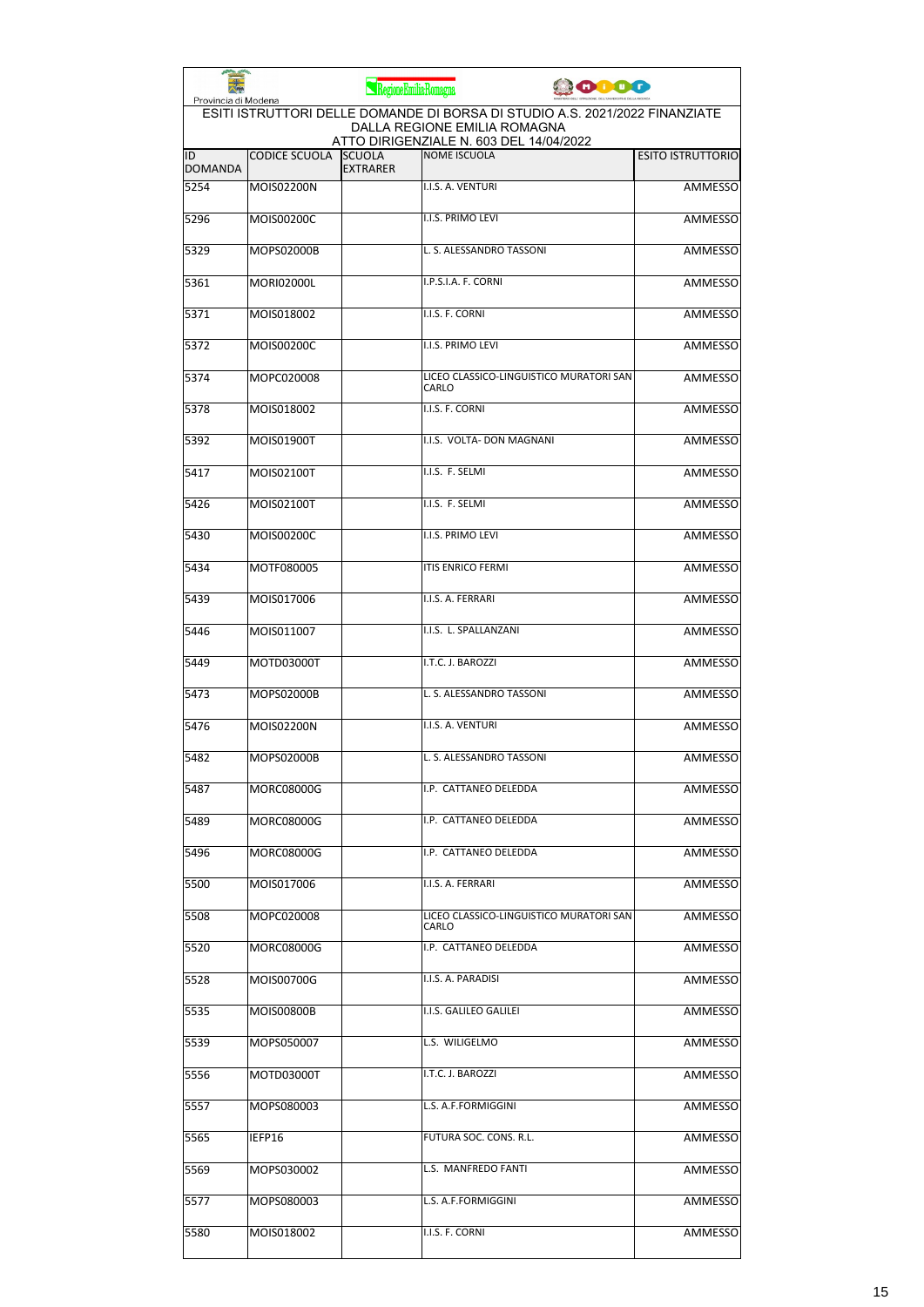Provincia di Modena

ESITI ISTRUTTORI DELLE DOMANDE DI BORSA DI STUDIO A.S. 2021/2022 FINANZIATE DALLA REGIONE EMILIA ROMAGNA
ATTO DIRIGENZIALE N. 603 DEL 14/04/2022

| ID DOMANDA | CODICE SCUOLA | SCUOLA EXTRARER | NOME ISCUOLA | ESITO ISTRUTTORIO |
|---|---|---|---|---|
| 5254 | MOIS02200N | | I.I.S. A. VENTURI | AMMESSO |
| 5296 | MOIS00200C | | I.I.S. PRIMO LEVI | AMMESSO |
| 5329 | MOPS02000B | | L. S. ALESSANDRO TASSONI | AMMESSO |
| 5361 | MORI02000L | | I.P.S.I.A. F. CORNI | AMMESSO |
| 5371 | MOIS018002 | | I.I.S. F. CORNI | AMMESSO |
| 5372 | MOIS00200C | | I.I.S. PRIMO LEVI | AMMESSO |
| 5374 | MOPC020008 | | LICEO CLASSICO-LINGUISTICO MURATORI SAN CARLO | AMMESSO |
| 5378 | MOIS018002 | | I.I.S. F. CORNI | AMMESSO |
| 5392 | MOIS01900T | | I.I.S. VOLTA- DON MAGNANI | AMMESSO |
| 5417 | MOIS02100T | | I.I.S. F. SELMI | AMMESSO |
| 5426 | MOIS02100T | | I.I.S. F. SELMI | AMMESSO |
| 5430 | MOIS00200C | | I.I.S. PRIMO LEVI | AMMESSO |
| 5434 | MOTF080005 | | ITIS ENRICO FERMI | AMMESSO |
| 5439 | MOIS017006 | | I.I.S. A. FERRARI | AMMESSO |
| 5446 | MOIS011007 | | I.I.S. L. SPALLANZANI | AMMESSO |
| 5449 | MOTD03000T | | I.T.C. J. BAROZZI | AMMESSO |
| 5473 | MOPS02000B | | L. S. ALESSANDRO TASSONI | AMMESSO |
| 5476 | MOIS02200N | | I.I.S. A. VENTURI | AMMESSO |
| 5482 | MOPS02000B | | L. S. ALESSANDRO TASSONI | AMMESSO |
| 5487 | MORC08000G | | I.P. CATTANEO DELEDDA | AMMESSO |
| 5489 | MORC08000G | | I.P. CATTANEO DELEDDA | AMMESSO |
| 5496 | MORC08000G | | I.P. CATTANEO DELEDDA | AMMESSO |
| 5500 | MOIS017006 | | I.I.S. A. FERRARI | AMMESSO |
| 5508 | MOPC020008 | | LICEO CLASSICO-LINGUISTICO MURATORI SAN CARLO | AMMESSO |
| 5520 | MORC08000G | | I.P. CATTANEO DELEDDA | AMMESSO |
| 5528 | MOIS00700G | | I.I.S. A. PARADISI | AMMESSO |
| 5535 | MOIS00800B | | I.I.S. GALILEO GALILEI | AMMESSO |
| 5539 | MOPS050007 | | L.S. WILIGELMO | AMMESSO |
| 5556 | MOTD03000T | | I.T.C. J. BAROZZI | AMMESSO |
| 5557 | MOPS080003 | | L.S. A.F.FORMIGGINI | AMMESSO |
| 5565 | IEFP16 | | FUTURA SOC. CONS. R.L. | AMMESSO |
| 5569 | MOPS030002 | | L.S. MANFREDO FANTI | AMMESSO |
| 5577 | MOPS080003 | | L.S. A.F.FORMIGGINI | AMMESSO |
| 5580 | MOIS018002 | | I.I.S. F. CORNI | AMMESSO |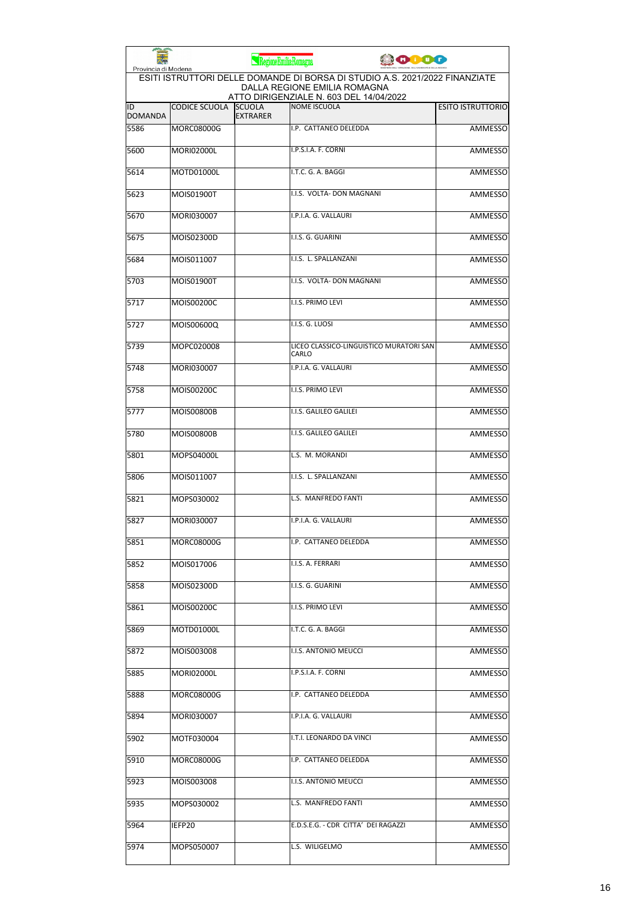Provincia di Modena

ESITI ISTRUTTORI DELLE DOMANDE DI BORSA DI STUDIO A.S. 2021/2022 FINANZIATE DALLA REGIONE EMILIA ROMAGNA
ATTO DIRIGENZIALE N. 603 DEL 14/04/2022

| ID DOMANDA | CODICE SCUOLA | SCUOLA EXTRARER | NOME ISCUOLA | ESITO ISTRUTTORIO |
|---|---|---|---|---|
| 5586 | MORC08000G | | I.P. CATTANEO DELEDDA | AMMESSO |
| 5600 | MORI02000L | | I.P.S.I.A. F. CORNI | AMMESSO |
| 5614 | MOTD01000L | | I.T.C. G. A. BAGGI | AMMESSO |
| 5623 | MOIS01900T | | I.I.S. VOLTA- DON MAGNANI | AMMESSO |
| 5670 | MORI030007 | | I.P.I.A. G. VALLAURI | AMMESSO |
| 5675 | MOIS02300D | | I.I.S. G. GUARINI | AMMESSO |
| 5684 | MOIS011007 | | I.I.S. L. SPALLANZANI | AMMESSO |
| 5703 | MOIS01900T | | I.I.S. VOLTA- DON MAGNANI | AMMESSO |
| 5717 | MOIS00200C | | I.I.S. PRIMO LEVI | AMMESSO |
| 5727 | MOIS00600Q | | I.I.S. G. LUOSI | AMMESSO |
| 5739 | MOPC020008 | | LICEO CLASSICO-LINGUISTICO MURATORI SAN CARLO | AMMESSO |
| 5748 | MORI030007 | | I.P.I.A. G. VALLAURI | AMMESSO |
| 5758 | MOIS00200C | | I.I.S. PRIMO LEVI | AMMESSO |
| 5777 | MOIS00800B | | I.I.S. GALILEO GALILEI | AMMESSO |
| 5780 | MOIS00800B | | I.I.S. GALILEO GALILEI | AMMESSO |
| 5801 | MOPS04000L | | L.S. M. MORANDI | AMMESSO |
| 5806 | MOIS011007 | | I.I.S. L. SPALLANZANI | AMMESSO |
| 5821 | MOPS030002 | | L.S. MANFREDO FANTI | AMMESSO |
| 5827 | MORI030007 | | I.P.I.A. G. VALLAURI | AMMESSO |
| 5851 | MORC08000G | | I.P. CATTANEO DELEDDA | AMMESSO |
| 5852 | MOIS017006 | | I.I.S. A. FERRARI | AMMESSO |
| 5858 | MOIS02300D | | I.I.S. G. GUARINI | AMMESSO |
| 5861 | MOIS00200C | | I.I.S. PRIMO LEVI | AMMESSO |
| 5869 | MOTD01000L | | I.T.C. G. A. BAGGI | AMMESSO |
| 5872 | MOIS003008 | | I.I.S. ANTONIO MEUCCI | AMMESSO |
| 5885 | MORI02000L | | I.P.S.I.A. F. CORNI | AMMESSO |
| 5888 | MORC08000G | | I.P. CATTANEO DELEDDA | AMMESSO |
| 5894 | MORI030007 | | I.P.I.A. G. VALLAURI | AMMESSO |
| 5902 | MOTF030004 | | I.T.I. LEONARDO DA VINCI | AMMESSO |
| 5910 | MORC08000G | | I.P. CATTANEO DELEDDA | AMMESSO |
| 5923 | MOIS003008 | | I.I.S. ANTONIO MEUCCI | AMMESSO |
| 5935 | MOPS030002 | | L.S. MANFREDO FANTI | AMMESSO |
| 5964 | IEFP20 | | E.D.S.E.G. - CDR CITTA' DEI RAGAZZI | AMMESSO |
| 5974 | MOPS050007 | | L.S. WILIGELMO | AMMESSO |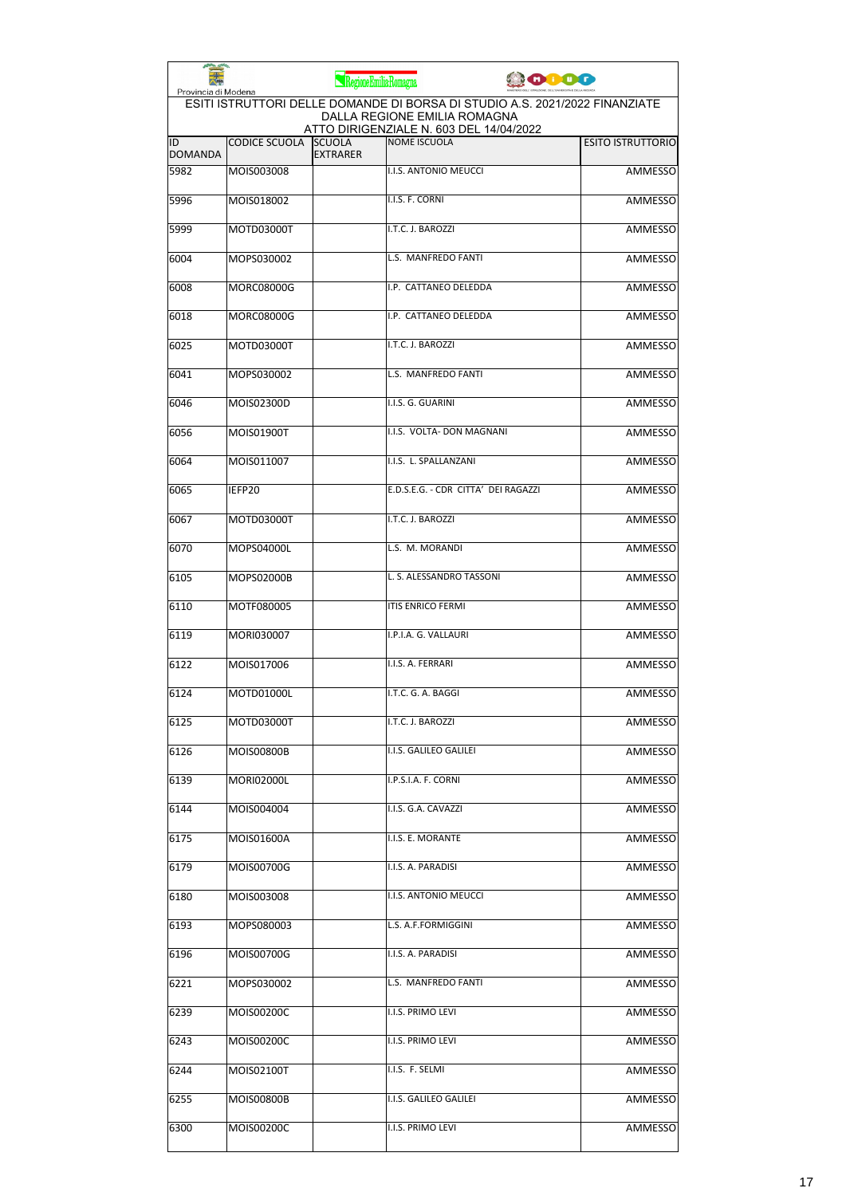Provincia di Modena

ESITI ISTRUTTORI DELLE DOMANDE DI BORSA DI STUDIO A.S. 2021/2022 FINANZIATE DALLA REGIONE EMILIA ROMAGNA
ATTO DIRIGENZIALE N. 603 DEL 14/04/2022

| ID DOMANDA | CODICE SCUOLA | SCUOLA EXTRARER | NOME ISCUOLA | ESITO ISTRUTTORIO |
|---|---|---|---|---|
| 5982 | MOIS003008 | | I.I.S. ANTONIO MEUCCI | AMMESSO |
| 5996 | MOIS018002 | | I.I.S. F. CORNI | AMMESSO |
| 5999 | MOTD03000T | | I.T.C. J. BAROZZI | AMMESSO |
| 6004 | MOPS030002 | | L.S. MANFREDO FANTI | AMMESSO |
| 6008 | MORC08000G | | I.P. CATTANEO DELEDDA | AMMESSO |
| 6018 | MORC08000G | | I.P. CATTANEO DELEDDA | AMMESSO |
| 6025 | MOTD03000T | | I.T.C. J. BAROZZI | AMMESSO |
| 6041 | MOPS030002 | | L.S. MANFREDO FANTI | AMMESSO |
| 6046 | MOIS02300D | | I.I.S. G. GUARINI | AMMESSO |
| 6056 | MOIS01900T | | I.I.S. VOLTA- DON MAGNANI | AMMESSO |
| 6064 | MOIS011007 | | I.I.S. L. SPALLANZANI | AMMESSO |
| 6065 | IEFP20 | | E.D.S.E.G. - CDR CITTA' DEI RAGAZZI | AMMESSO |
| 6067 | MOTD03000T | | I.T.C. J. BAROZZI | AMMESSO |
| 6070 | MOPS04000L | | L.S. M. MORANDI | AMMESSO |
| 6105 | MOPS02000B | | L. S. ALESSANDRO TASSONI | AMMESSO |
| 6110 | MOTF080005 | | ITIS ENRICO FERMI | AMMESSO |
| 6119 | MORI030007 | | I.P.I.A. G. VALLAURI | AMMESSO |
| 6122 | MOIS017006 | | I.I.S. A. FERRARI | AMMESSO |
| 6124 | MOTD01000L | | I.T.C. G. A. BAGGI | AMMESSO |
| 6125 | MOTD03000T | | I.T.C. J. BAROZZI | AMMESSO |
| 6126 | MOIS00800B | | I.I.S. GALILEO GALILEI | AMMESSO |
| 6139 | MORI02000L | | I.P.S.I.A. F. CORNI | AMMESSO |
| 6144 | MOIS004004 | | I.I.S. G.A. CAVAZZI | AMMESSO |
| 6175 | MOIS01600A | | I.I.S. E. MORANTE | AMMESSO |
| 6179 | MOIS00700G | | I.I.S. A. PARADISI | AMMESSO |
| 6180 | MOIS003008 | | I.I.S. ANTONIO MEUCCI | AMMESSO |
| 6193 | MOPS080003 | | L.S. A.F.FORMIGGINI | AMMESSO |
| 6196 | MOIS00700G | | I.I.S. A. PARADISI | AMMESSO |
| 6221 | MOPS030002 | | L.S. MANFREDO FANTI | AMMESSO |
| 6239 | MOIS00200C | | I.I.S. PRIMO LEVI | AMMESSO |
| 6243 | MOIS00200C | | I.I.S. PRIMO LEVI | AMMESSO |
| 6244 | MOIS02100T | | I.I.S. F. SELMI | AMMESSO |
| 6255 | MOIS00800B | | I.I.S. GALILEO GALILEI | AMMESSO |
| 6300 | MOIS00200C | | I.I.S. PRIMO LEVI | AMMESSO |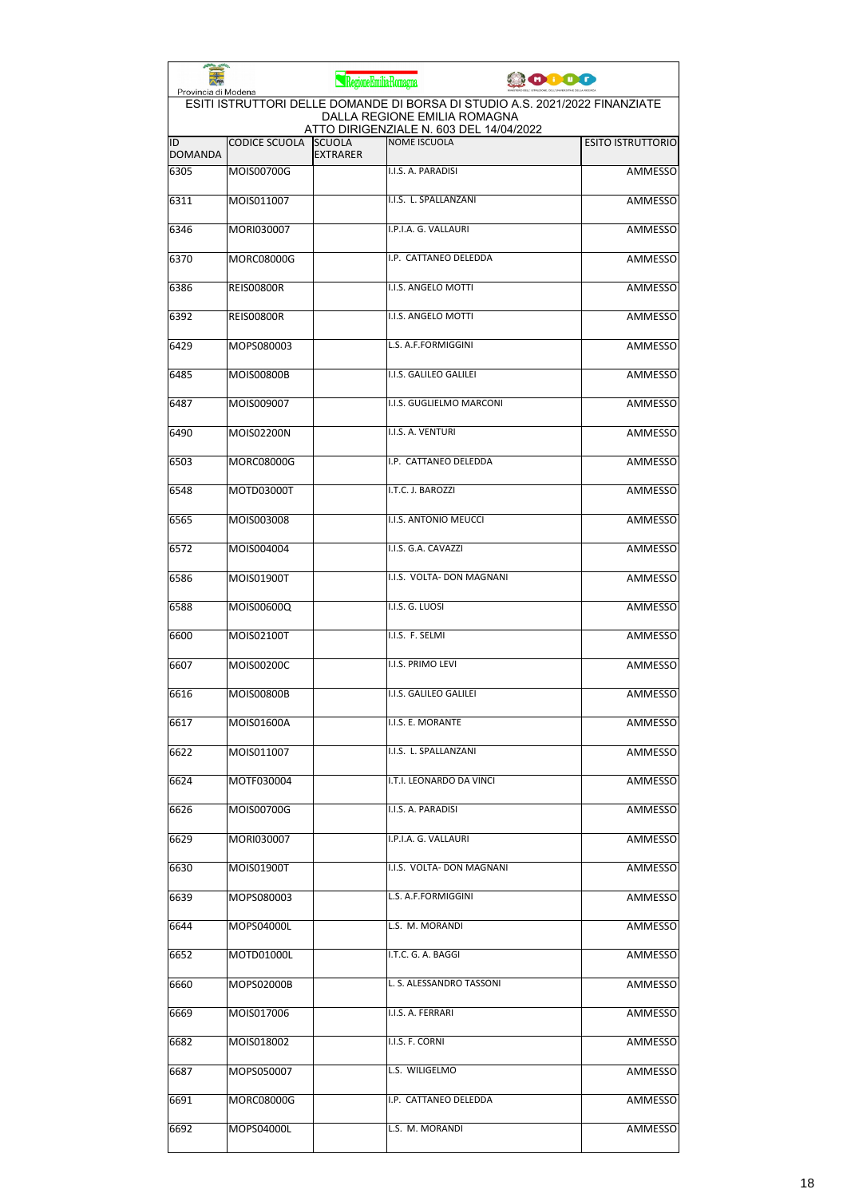Provincia di Modena

ESITI ISTRUTTORI DELLE DOMANDE DI BORSA DI STUDIO A.S. 2021/2022 FINANZIATE DALLA REGIONE EMILIA ROMAGNA
ATTO DIRIGENZIALE N. 603 DEL 14/04/2022

| ID DOMANDA | CODICE SCUOLA | SCUOLA EXTRARER | NOME ISCUOLA | ESITO ISTRUTTORIO |
|---|---|---|---|---|
| 6305 | MOIS00700G | | I.I.S. A. PARADISI | AMMESSO |
| 6311 | MOIS011007 | | I.I.S. L. SPALLANZANI | AMMESSO |
| 6346 | MORI030007 | | I.P.I.A. G. VALLAURI | AMMESSO |
| 6370 | MORC08000G | | I.P. CATTANEO DELEDDA | AMMESSO |
| 6386 | REIS00800R | | I.I.S. ANGELO MOTTI | AMMESSO |
| 6392 | REIS00800R | | I.I.S. ANGELO MOTTI | AMMESSO |
| 6429 | MOPS080003 | | L.S. A.F.FORMIGGINI | AMMESSO |
| 6485 | MOIS00800B | | I.I.S. GALILEO GALILEI | AMMESSO |
| 6487 | MOIS009007 | | I.I.S. GUGLIELMO MARCONI | AMMESSO |
| 6490 | MOIS02200N | | I.I.S. A. VENTURI | AMMESSO |
| 6503 | MORC08000G | | I.P. CATTANEO DELEDDA | AMMESSO |
| 6548 | MOTD03000T | | I.T.C. J. BAROZZI | AMMESSO |
| 6565 | MOIS003008 | | I.I.S. ANTONIO MEUCCI | AMMESSO |
| 6572 | MOIS004004 | | I.I.S. G.A. CAVAZZI | AMMESSO |
| 6586 | MOIS01900T | | I.I.S. VOLTA- DON MAGNANI | AMMESSO |
| 6588 | MOIS00600Q | | I.I.S. G. LUOSI | AMMESSO |
| 6600 | MOIS02100T | | I.I.S. F. SELMI | AMMESSO |
| 6607 | MOIS00200C | | I.I.S. PRIMO LEVI | AMMESSO |
| 6616 | MOIS00800B | | I.I.S. GALILEO GALILEI | AMMESSO |
| 6617 | MOIS01600A | | I.I.S. E. MORANTE | AMMESSO |
| 6622 | MOIS011007 | | I.I.S. L. SPALLANZANI | AMMESSO |
| 6624 | MOTF030004 | | I.T.I. LEONARDO DA VINCI | AMMESSO |
| 6626 | MOIS00700G | | I.I.S. A. PARADISI | AMMESSO |
| 6629 | MORI030007 | | I.P.I.A. G. VALLAURI | AMMESSO |
| 6630 | MOIS01900T | | I.I.S. VOLTA- DON MAGNANI | AMMESSO |
| 6639 | MOPS080003 | | L.S. A.F.FORMIGGINI | AMMESSO |
| 6644 | MOPS04000L | | L.S. M. MORANDI | AMMESSO |
| 6652 | MOTD01000L | | I.T.C. G. A. BAGGI | AMMESSO |
| 6660 | MOPS02000B | | L. S. ALESSANDRO TASSONI | AMMESSO |
| 6669 | MOIS017006 | | I.I.S. A. FERRARI | AMMESSO |
| 6682 | MOIS018002 | | I.I.S. F. CORNI | AMMESSO |
| 6687 | MOPS050007 | | L.S. WILIGELMO | AMMESSO |
| 6691 | MORC08000G | | I.P. CATTANEO DELEDDA | AMMESSO |
| 6692 | MOPS04000L | | L.S. M. MORANDI | AMMESSO |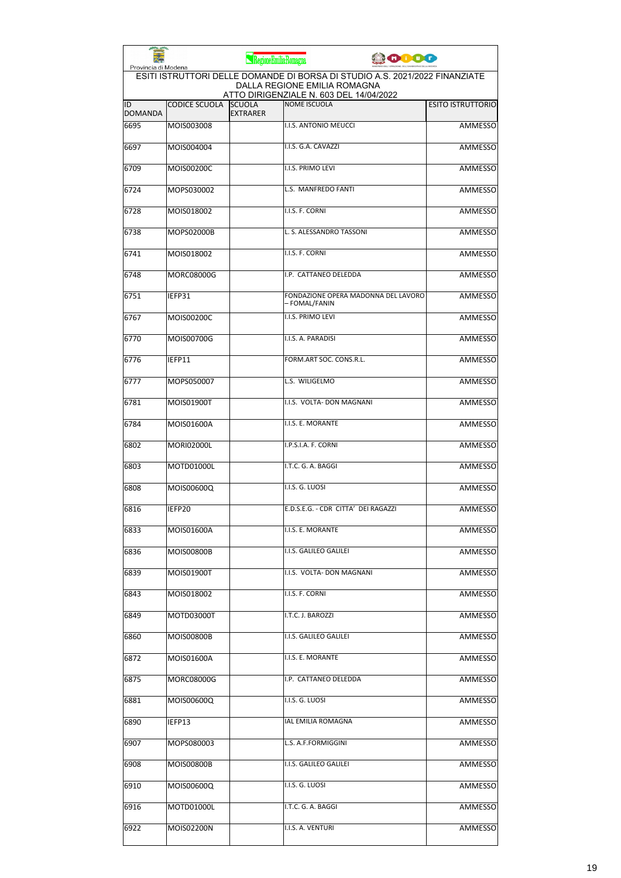Provincia di Modena

ESITI ISTRUTTORI DELLE DOMANDE DI BORSA DI STUDIO A.S. 2021/2022 FINANZIATE DALLA REGIONE EMILIA ROMAGNA
ATTO DIRIGENZIALE N. 603 DEL 14/04/2022

| ID DOMANDA | CODICE SCUOLA | SCUOLA EXTRARER | NOME ISCUOLA | ESITO ISTRUTTORIO |
|---|---|---|---|---|
| 6695 | MOIS003008 | | I.I.S. ANTONIO MEUCCI | AMMESSO |
| 6697 | MOIS004004 | | I.I.S. G.A. CAVAZZI | AMMESSO |
| 6709 | MOIS00200C | | I.I.S. PRIMO LEVI | AMMESSO |
| 6724 | MOPS030002 | | L.S. MANFREDO FANTI | AMMESSO |
| 6728 | MOIS018002 | | I.I.S. F. CORNI | AMMESSO |
| 6738 | MOPS02000B | | L. S. ALESSANDRO TASSONI | AMMESSO |
| 6741 | MOIS018002 | | I.I.S. F. CORNI | AMMESSO |
| 6748 | MORC08000G | | I.P. CATTANEO DELEDDA | AMMESSO |
| 6751 | IEFP31 | | FONDAZIONE OPERA MADONNA DEL LAVORO – FOMAL/FANIN | AMMESSO |
| 6767 | MOIS00200C | | I.I.S. PRIMO LEVI | AMMESSO |
| 6770 | MOIS00700G | | I.I.S. A. PARADISI | AMMESSO |
| 6776 | IEFP11 | | FORM.ART SOC. CONS.R.L. | AMMESSO |
| 6777 | MOPS050007 | | L.S. WILIGELMO | AMMESSO |
| 6781 | MOIS01900T | | I.I.S. VOLTA- DON MAGNANI | AMMESSO |
| 6784 | MOIS01600A | | I.I.S. E. MORANTE | AMMESSO |
| 6802 | MORI02000L | | I.P.S.I.A. F. CORNI | AMMESSO |
| 6803 | MOTD01000L | | I.T.C. G. A. BAGGI | AMMESSO |
| 6808 | MOIS00600Q | | I.I.S. G. LUOSI | AMMESSO |
| 6816 | IEFP20 | | E.D.S.E.G. - CDR CITTA' DEI RAGAZZI | AMMESSO |
| 6833 | MOIS01600A | | I.I.S. E. MORANTE | AMMESSO |
| 6836 | MOIS00800B | | I.I.S. GALILEO GALILEI | AMMESSO |
| 6839 | MOIS01900T | | I.I.S. VOLTA- DON MAGNANI | AMMESSO |
| 6843 | MOIS018002 | | I.I.S. F. CORNI | AMMESSO |
| 6849 | MOTD03000T | | I.T.C. J. BAROZZI | AMMESSO |
| 6860 | MOIS00800B | | I.I.S. GALILEO GALILEI | AMMESSO |
| 6872 | MOIS01600A | | I.I.S. E. MORANTE | AMMESSO |
| 6875 | MORC08000G | | I.P. CATTANEO DELEDDA | AMMESSO |
| 6881 | MOIS00600Q | | I.I.S. G. LUOSI | AMMESSO |
| 6890 | IEFP13 | | IAL EMILIA ROMAGNA | AMMESSO |
| 6907 | MOPS080003 | | L.S. A.F.FORMIGGINI | AMMESSO |
| 6908 | MOIS00800B | | I.I.S. GALILEO GALILEI | AMMESSO |
| 6910 | MOIS00600Q | | I.I.S. G. LUOSI | AMMESSO |
| 6916 | MOTD01000L | | I.T.C. G. A. BAGGI | AMMESSO |
| 6922 | MOIS02200N | | I.I.S. A. VENTURI | AMMESSO |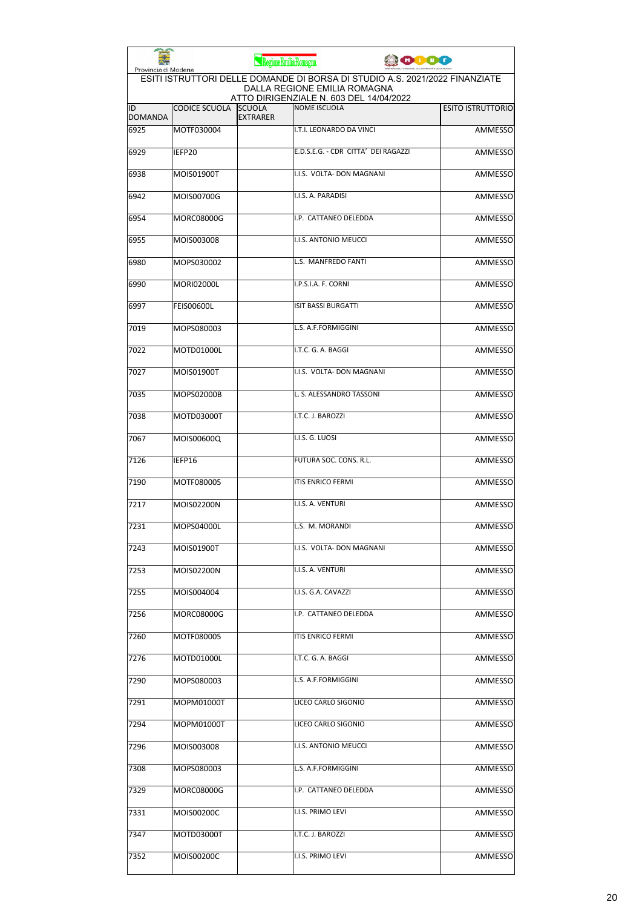Provincia di Modena

ESITI ISTRUTTORI DELLE DOMANDE DI BORSA DI STUDIO A.S. 2021/2022 FINANZIATE DALLA REGIONE EMILIA ROMAGNA
ATTO DIRIGENZIALE N. 603 DEL 14/04/2022

| ID DOMANDA | CODICE SCUOLA | SCUOLA EXTRARER | NOME ISCUOLA | ESITO ISTRUTTORIO |
|---|---|---|---|---|
| 6925 | MOTF030004 | | I.T.I. LEONARDO DA VINCI | AMMESSO |
| 6929 | IEFP20 | | E.D.S.E.G. - CDR CITTA' DEI RAGAZZI | AMMESSO |
| 6938 | MOIS01900T | | I.I.S. VOLTA- DON MAGNANI | AMMESSO |
| 6942 | MOIS00700G | | I.I.S. A. PARADISI | AMMESSO |
| 6954 | MORC08000G | | I.P. CATTANEO DELEDDA | AMMESSO |
| 6955 | MOIS003008 | | I.I.S. ANTONIO MEUCCI | AMMESSO |
| 6980 | MOPS030002 | | L.S. MANFREDO FANTI | AMMESSO |
| 6990 | MORI02000L | | I.P.S.I.A. F. CORNI | AMMESSO |
| 6997 | FEIS00600L | | ISIT BASSI BURGATTI | AMMESSO |
| 7019 | MOPS080003 | | L.S. A.F.FORMIGGINI | AMMESSO |
| 7022 | MOTD01000L | | I.T.C. G. A. BAGGI | AMMESSO |
| 7027 | MOIS01900T | | I.I.S. VOLTA- DON MAGNANI | AMMESSO |
| 7035 | MOPS02000B | | L. S. ALESSANDRO TASSONI | AMMESSO |
| 7038 | MOTD03000T | | I.T.C. J. BAROZZI | AMMESSO |
| 7067 | MOIS00600Q | | I.I.S. G. LUOSI | AMMESSO |
| 7126 | IEFP16 | | FUTURA SOC. CONS. R.L. | AMMESSO |
| 7190 | MOTF080005 | | ITIS ENRICO FERMI | AMMESSO |
| 7217 | MOIS02200N | | I.I.S. A. VENTURI | AMMESSO |
| 7231 | MOPS04000L | | L.S. M. MORANDI | AMMESSO |
| 7243 | MOIS01900T | | I.I.S. VOLTA- DON MAGNANI | AMMESSO |
| 7253 | MOIS02200N | | I.I.S. A. VENTURI | AMMESSO |
| 7255 | MOIS004004 | | I.I.S. G.A. CAVAZZI | AMMESSO |
| 7256 | MORC08000G | | I.P. CATTANEO DELEDDA | AMMESSO |
| 7260 | MOTF080005 | | ITIS ENRICO FERMI | AMMESSO |
| 7276 | MOTD01000L | | I.T.C. G. A. BAGGI | AMMESSO |
| 7290 | MOPS080003 | | L.S. A.F.FORMIGGINI | AMMESSO |
| 7291 | MOPM01000T | | LICEO CARLO SIGONIO | AMMESSO |
| 7294 | MOPM01000T | | LICEO CARLO SIGONIO | AMMESSO |
| 7296 | MOIS003008 | | I.I.S. ANTONIO MEUCCI | AMMESSO |
| 7308 | MOPS080003 | | L.S. A.F.FORMIGGINI | AMMESSO |
| 7329 | MORC08000G | | I.P. CATTANEO DELEDDA | AMMESSO |
| 7331 | MOIS00200C | | I.I.S. PRIMO LEVI | AMMESSO |
| 7347 | MOTD03000T | | I.T.C. J. BAROZZI | AMMESSO |
| 7352 | MOIS00200C | | I.I.S. PRIMO LEVI | AMMESSO |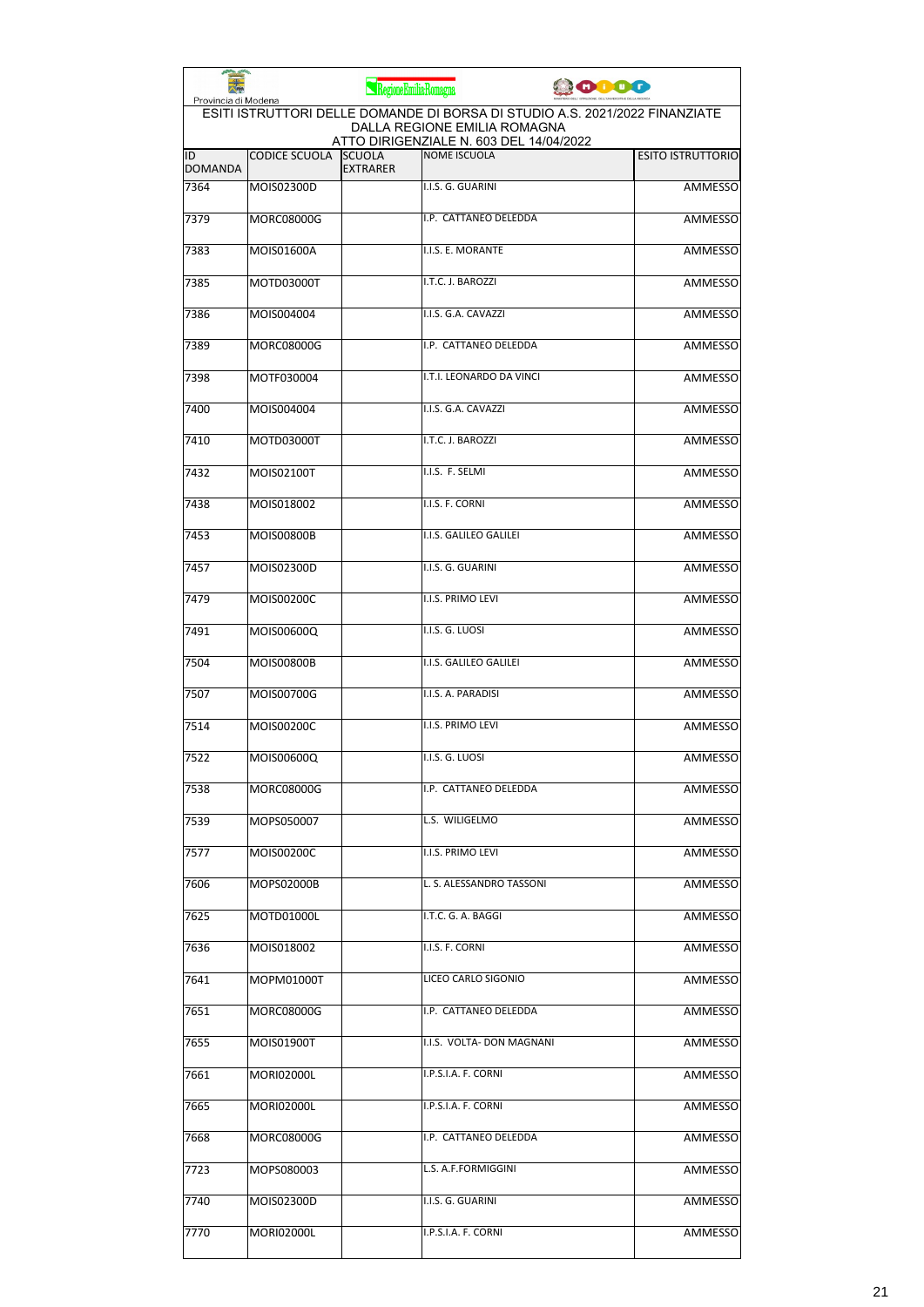Provincia di Modena

ESITI ISTRUTTORI DELLE DOMANDE DI BORSA DI STUDIO A.S. 2021/2022 FINANZIATE DALLA REGIONE EMILIA ROMAGNA
ATTO DIRIGENZIALE N. 603 DEL 14/04/2022

| ID DOMANDA | CODICE SCUOLA | SCUOLA EXTRARER | NOME ISCUOLA | ESITO ISTRUTTORIO |
|---|---|---|---|---|
| 7364 | MOIS02300D | | I.I.S. G. GUARINI | AMMESSO |
| 7379 | MORC08000G | | I.P. CATTANEO DELEDDA | AMMESSO |
| 7383 | MOIS01600A | | I.I.S. E. MORANTE | AMMESSO |
| 7385 | MOTD03000T | | I.T.C. J. BAROZZI | AMMESSO |
| 7386 | MOIS004004 | | I.I.S. G.A. CAVAZZI | AMMESSO |
| 7389 | MORC08000G | | I.P. CATTANEO DELEDDA | AMMESSO |
| 7398 | MOTF030004 | | I.T.I. LEONARDO DA VINCI | AMMESSO |
| 7400 | MOIS004004 | | I.I.S. G.A. CAVAZZI | AMMESSO |
| 7410 | MOTD03000T | | I.T.C. J. BAROZZI | AMMESSO |
| 7432 | MOIS02100T | | I.I.S. F. SELMI | AMMESSO |
| 7438 | MOIS018002 | | I.I.S. F. CORNI | AMMESSO |
| 7453 | MOIS00800B | | I.I.S. GALILEO GALILEI | AMMESSO |
| 7457 | MOIS02300D | | I.I.S. G. GUARINI | AMMESSO |
| 7479 | MOIS00200C | | I.I.S. PRIMO LEVI | AMMESSO |
| 7491 | MOIS00600Q | | I.I.S. G. LUOSI | AMMESSO |
| 7504 | MOIS00800B | | I.I.S. GALILEO GALILEI | AMMESSO |
| 7507 | MOIS00700G | | I.I.S. A. PARADISI | AMMESSO |
| 7514 | MOIS00200C | | I.I.S. PRIMO LEVI | AMMESSO |
| 7522 | MOIS00600Q | | I.I.S. G. LUOSI | AMMESSO |
| 7538 | MORC08000G | | I.P. CATTANEO DELEDDA | AMMESSO |
| 7539 | MOPS050007 | | L.S. WILIGELMO | AMMESSO |
| 7577 | MOIS00200C | | I.I.S. PRIMO LEVI | AMMESSO |
| 7606 | MOPS02000B | | L. S. ALESSANDRO TASSONI | AMMESSO |
| 7625 | MOTD01000L | | I.T.C. G. A. BAGGI | AMMESSO |
| 7636 | MOIS018002 | | I.I.S. F. CORNI | AMMESSO |
| 7641 | MOPM01000T | | LICEO CARLO SIGONIO | AMMESSO |
| 7651 | MORC08000G | | I.P. CATTANEO DELEDDA | AMMESSO |
| 7655 | MOIS01900T | | I.I.S. VOLTA- DON MAGNANI | AMMESSO |
| 7661 | MORI02000L | | I.P.S.I.A. F. CORNI | AMMESSO |
| 7665 | MORI02000L | | I.P.S.I.A. F. CORNI | AMMESSO |
| 7668 | MORC08000G | | I.P. CATTANEO DELEDDA | AMMESSO |
| 7723 | MOPS080003 | | L.S. A.F.FORMIGGINI | AMMESSO |
| 7740 | MOIS02300D | | I.I.S. G. GUARINI | AMMESSO |
| 7770 | MORI02000L | | I.P.S.I.A. F. CORNI | AMMESSO |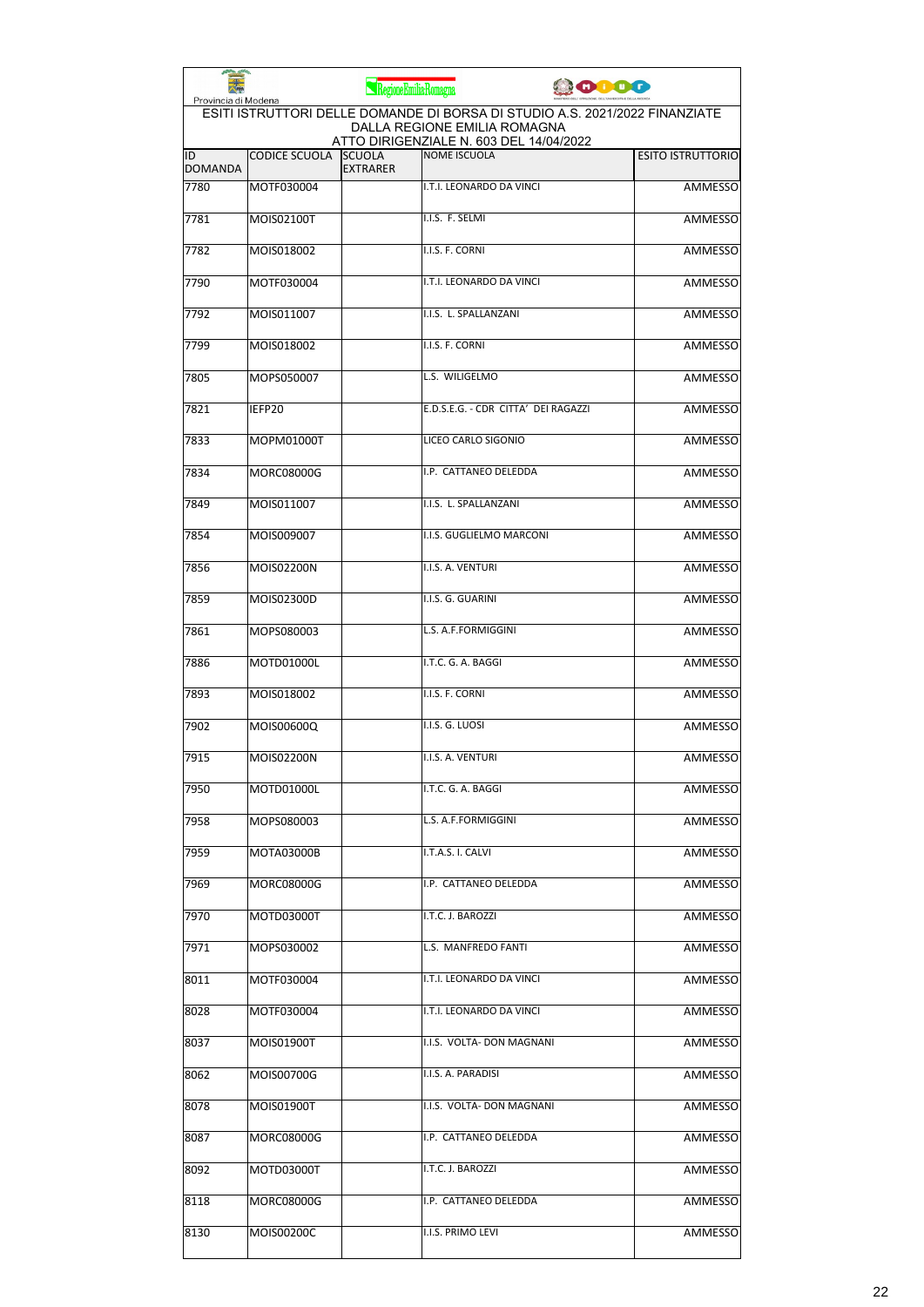Provincia di Modena

ESITI ISTRUTTORI DELLE DOMANDE DI BORSA DI STUDIO A.S. 2021/2022 FINANZIATE DALLA REGIONE EMILIA ROMAGNA
ATTO DIRIGENZIALE N. 603 DEL 14/04/2022

| ID DOMANDA | CODICE SCUOLA | SCUOLA EXTRARER | NOME ISCUOLA | ESITO ISTRUTTORIO |
|---|---|---|---|---|
| 7780 | MOTF030004 | | I.T.I. LEONARDO DA VINCI | AMMESSO |
| 7781 | MOIS02100T | | I.I.S. F. SELMI | AMMESSO |
| 7782 | MOIS018002 | | I.I.S. F. CORNI | AMMESSO |
| 7790 | MOTF030004 | | I.T.I. LEONARDO DA VINCI | AMMESSO |
| 7792 | MOIS011007 | | I.I.S. L. SPALLANZANI | AMMESSO |
| 7799 | MOIS018002 | | I.I.S. F. CORNI | AMMESSO |
| 7805 | MOPS050007 | | L.S. WILIGELMO | AMMESSO |
| 7821 | IEFP20 | | E.D.S.E.G. - CDR CITTA' DEI RAGAZZI | AMMESSO |
| 7833 | MOPM01000T | | LICEO CARLO SIGONIO | AMMESSO |
| 7834 | MORC08000G | | I.P. CATTANEO DELEDDA | AMMESSO |
| 7849 | MOIS011007 | | I.I.S. L. SPALLANZANI | AMMESSO |
| 7854 | MOIS009007 | | I.I.S. GUGLIELMO MARCONI | AMMESSO |
| 7856 | MOIS02200N | | I.I.S. A. VENTURI | AMMESSO |
| 7859 | MOIS02300D | | I.I.S. G. GUARINI | AMMESSO |
| 7861 | MOPS080003 | | L.S. A.F.FORMIGGINI | AMMESSO |
| 7886 | MOTD01000L | | I.T.C. G. A. BAGGI | AMMESSO |
| 7893 | MOIS018002 | | I.I.S. F. CORNI | AMMESSO |
| 7902 | MOIS00600Q | | I.I.S. G. LUOSI | AMMESSO |
| 7915 | MOIS02200N | | I.I.S. A. VENTURI | AMMESSO |
| 7950 | MOTD01000L | | I.T.C. G. A. BAGGI | AMMESSO |
| 7958 | MOPS080003 | | L.S. A.F.FORMIGGINI | AMMESSO |
| 7959 | MOTA03000B | | I.T.A.S. I. CALVI | AMMESSO |
| 7969 | MORC08000G | | I.P. CATTANEO DELEDDA | AMMESSO |
| 7970 | MOTD03000T | | I.T.C. J. BAROZZI | AMMESSO |
| 7971 | MOPS030002 | | L.S. MANFREDO FANTI | AMMESSO |
| 8011 | MOTF030004 | | I.T.I. LEONARDO DA VINCI | AMMESSO |
| 8028 | MOTF030004 | | I.T.I. LEONARDO DA VINCI | AMMESSO |
| 8037 | MOIS01900T | | I.I.S. VOLTA- DON MAGNANI | AMMESSO |
| 8062 | MOIS00700G | | I.I.S. A. PARADISI | AMMESSO |
| 8078 | MOIS01900T | | I.I.S. VOLTA- DON MAGNANI | AMMESSO |
| 8087 | MORC08000G | | I.P. CATTANEO DELEDDA | AMMESSO |
| 8092 | MOTD03000T | | I.T.C. J. BAROZZI | AMMESSO |
| 8118 | MORC08000G | | I.P. CATTANEO DELEDDA | AMMESSO |
| 8130 | MOIS00200C | | I.I.S. PRIMO LEVI | AMMESSO |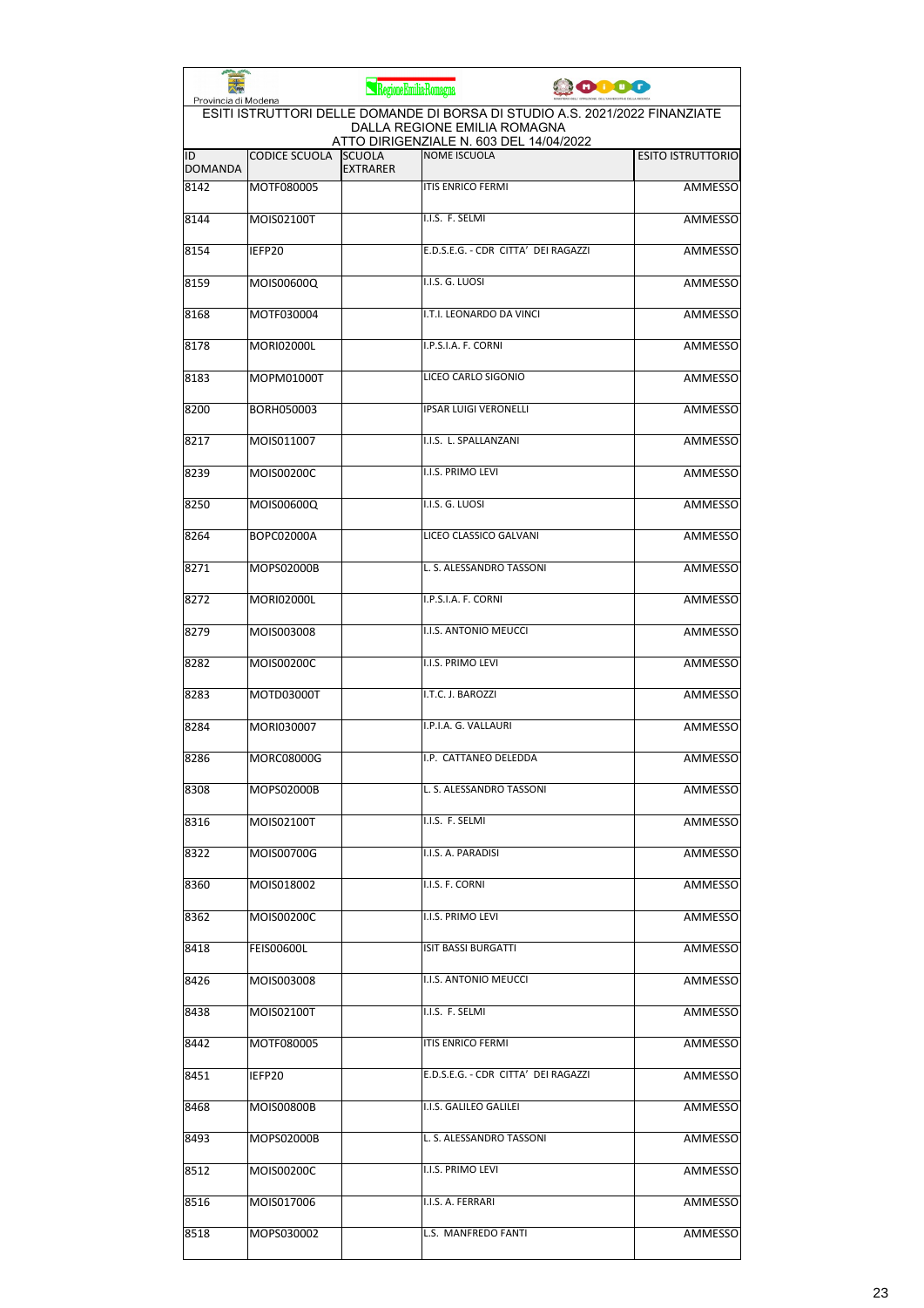Provincia di Modena

ESITI ISTRUTTORI DELLE DOMANDE DI BORSA DI STUDIO A.S. 2021/2022 FINANZIATE DALLA REGIONE EMILIA ROMAGNA
ATTO DIRIGENZIALE N. 603 DEL 14/04/2022

| ID DOMANDA | CODICE SCUOLA | SCUOLA EXTRARER | NOME ISCUOLA | ESITO ISTRUTTORIO |
|---|---|---|---|---|
| 8142 | MOTF080005 | | ITIS ENRICO FERMI | AMMESSO |
| 8144 | MOIS02100T | | I.I.S. F. SELMI | AMMESSO |
| 8154 | IEFP20 | | E.D.S.E.G. - CDR CITTA' DEI RAGAZZI | AMMESSO |
| 8159 | MOIS00600Q | | I.I.S. G. LUOSI | AMMESSO |
| 8168 | MOTF030004 | | I.T.I. LEONARDO DA VINCI | AMMESSO |
| 8178 | MORI02000L | | I.P.S.I.A. F. CORNI | AMMESSO |
| 8183 | MOPM01000T | | LICEO CARLO SIGONIO | AMMESSO |
| 8200 | BORH050003 | | IPSAR LUIGI VERONELLI | AMMESSO |
| 8217 | MOIS011007 | | I.I.S. L. SPALLANZANI | AMMESSO |
| 8239 | MOIS00200C | | I.I.S. PRIMO LEVI | AMMESSO |
| 8250 | MOIS00600Q | | I.I.S. G. LUOSI | AMMESSO |
| 8264 | BOPC02000A | | LICEO CLASSICO GALVANI | AMMESSO |
| 8271 | MOPS02000B | | L. S. ALESSANDRO TASSONI | AMMESSO |
| 8272 | MORI02000L | | I.P.S.I.A. F. CORNI | AMMESSO |
| 8279 | MOIS003008 | | I.I.S. ANTONIO MEUCCI | AMMESSO |
| 8282 | MOIS00200C | | I.I.S. PRIMO LEVI | AMMESSO |
| 8283 | MOTD03000T | | I.T.C. J. BAROZZI | AMMESSO |
| 8284 | MORI030007 | | I.P.I.A. G. VALLAURI | AMMESSO |
| 8286 | MORC08000G | | I.P. CATTANEO DELEDDA | AMMESSO |
| 8308 | MOPS02000B | | L. S. ALESSANDRO TASSONI | AMMESSO |
| 8316 | MOIS02100T | | I.I.S. F. SELMI | AMMESSO |
| 8322 | MOIS00700G | | I.I.S. A. PARADISI | AMMESSO |
| 8360 | MOIS018002 | | I.I.S. F. CORNI | AMMESSO |
| 8362 | MOIS00200C | | I.I.S. PRIMO LEVI | AMMESSO |
| 8418 | FEIS00600L | | ISIT BASSI BURGATTI | AMMESSO |
| 8426 | MOIS003008 | | I.I.S. ANTONIO MEUCCI | AMMESSO |
| 8438 | MOIS02100T | | I.I.S. F. SELMI | AMMESSO |
| 8442 | MOTF080005 | | ITIS ENRICO FERMI | AMMESSO |
| 8451 | IEFP20 | | E.D.S.E.G. - CDR CITTA' DEI RAGAZZI | AMMESSO |
| 8468 | MOIS00800B | | I.I.S. GALILEO GALILEI | AMMESSO |
| 8493 | MOPS02000B | | L. S. ALESSANDRO TASSONI | AMMESSO |
| 8512 | MOIS00200C | | I.I.S. PRIMO LEVI | AMMESSO |
| 8516 | MOIS017006 | | I.I.S. A. FERRARI | AMMESSO |
| 8518 | MOPS030002 | | L.S. MANFREDO FANTI | AMMESSO |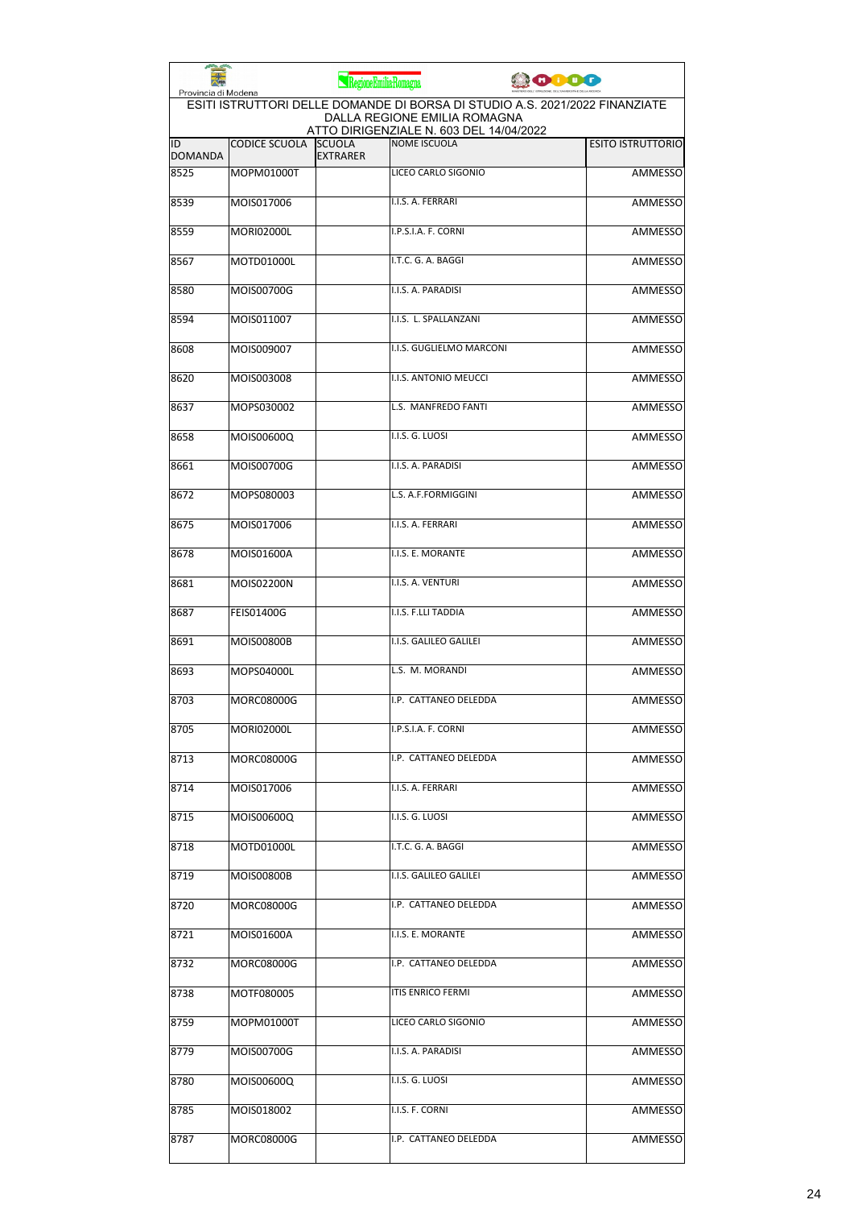Provincia di Modena

ESITI ISTRUTTORI DELLE DOMANDE DI BORSA DI STUDIO A.S. 2021/2022 FINANZIATE DALLA REGIONE EMILIA ROMAGNA
ATTO DIRIGENZIALE N. 603 DEL 14/04/2022

| ID DOMANDA | CODICE SCUOLA | SCUOLA EXTRARER | NOME ISCUOLA | ESITO ISTRUTTORIO |
|---|---|---|---|---|
| 8525 | MOPM01000T | | LICEO CARLO SIGONIO | AMMESSO |
| 8539 | MOIS017006 | | I.I.S. A. FERRARI | AMMESSO |
| 8559 | MORI02000L | | I.P.S.I.A. F. CORNI | AMMESSO |
| 8567 | MOTD01000L | | I.T.C. G. A. BAGGI | AMMESSO |
| 8580 | MOIS00700G | | I.I.S. A. PARADISI | AMMESSO |
| 8594 | MOIS011007 | | I.I.S. L. SPALLANZANI | AMMESSO |
| 8608 | MOIS009007 | | I.I.S. GUGLIELMO MARCONI | AMMESSO |
| 8620 | MOIS003008 | | I.I.S. ANTONIO MEUCCI | AMMESSO |
| 8637 | MOPS030002 | | L.S. MANFREDO FANTI | AMMESSO |
| 8658 | MOIS00600Q | | I.I.S. G. LUOSI | AMMESSO |
| 8661 | MOIS00700G | | I.I.S. A. PARADISI | AMMESSO |
| 8672 | MOPS080003 | | L.S. A.F.FORMIGGINI | AMMESSO |
| 8675 | MOIS017006 | | I.I.S. A. FERRARI | AMMESSO |
| 8678 | MOIS01600A | | I.I.S. E. MORANTE | AMMESSO |
| 8681 | MOIS02200N | | I.I.S. A. VENTURI | AMMESSO |
| 8687 | FEIS01400G | | I.I.S. F.LLI TADDIA | AMMESSO |
| 8691 | MOIS00800B | | I.I.S. GALILEO GALILEI | AMMESSO |
| 8693 | MOPS04000L | | L.S. M. MORANDI | AMMESSO |
| 8703 | MORC08000G | | I.P. CATTANEO DELEDDA | AMMESSO |
| 8705 | MORI02000L | | I.P.S.I.A. F. CORNI | AMMESSO |
| 8713 | MORC08000G | | I.P. CATTANEO DELEDDA | AMMESSO |
| 8714 | MOIS017006 | | I.I.S. A. FERRARI | AMMESSO |
| 8715 | MOIS00600Q | | I.I.S. G. LUOSI | AMMESSO |
| 8718 | MOTD01000L | | I.T.C. G. A. BAGGI | AMMESSO |
| 8719 | MOIS00800B | | I.I.S. GALILEO GALILEI | AMMESSO |
| 8720 | MORC08000G | | I.P. CATTANEO DELEDDA | AMMESSO |
| 8721 | MOIS01600A | | I.I.S. E. MORANTE | AMMESSO |
| 8732 | MORC08000G | | I.P. CATTANEO DELEDDA | AMMESSO |
| 8738 | MOTF080005 | | ITIS ENRICO FERMI | AMMESSO |
| 8759 | MOPM01000T | | LICEO CARLO SIGONIO | AMMESSO |
| 8779 | MOIS00700G | | I.I.S. A. PARADISI | AMMESSO |
| 8780 | MOIS00600Q | | I.I.S. G. LUOSI | AMMESSO |
| 8785 | MOIS018002 | | I.I.S. F. CORNI | AMMESSO |
| 8787 | MORC08000G | | I.P. CATTANEO DELEDDA | AMMESSO |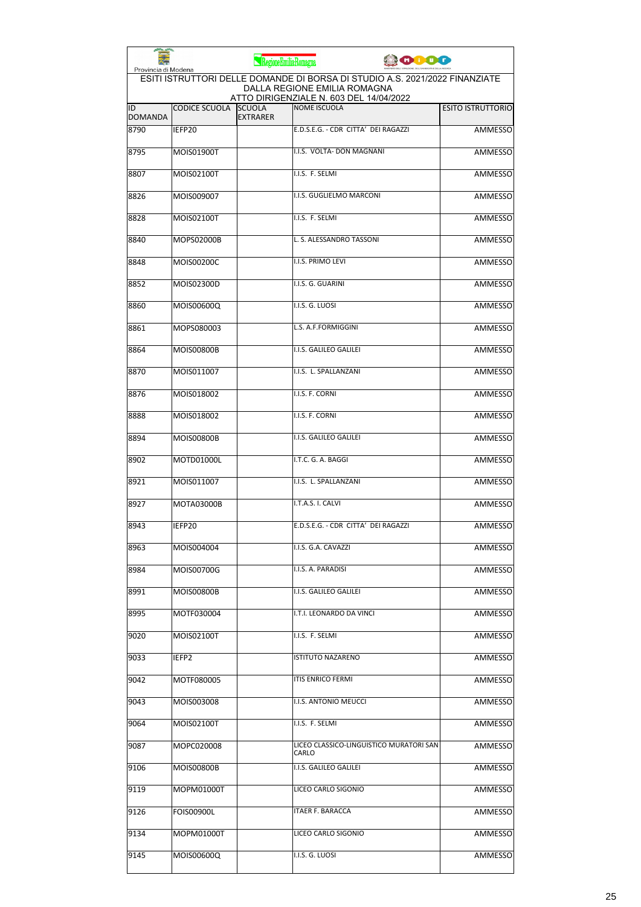Provincia di Modena

ESITI ISTRUTTORI DELLE DOMANDE DI BORSA DI STUDIO A.S. 2021/2022 FINANZIATE DALLA REGIONE EMILIA ROMAGNA
ATTO DIRIGENZIALE N. 603 DEL 14/04/2022

| ID DOMANDA | CODICE SCUOLA | SCUOLA EXTRARER | NOME ISCUOLA | ESITO ISTRUTTORIO |
|---|---|---|---|---|
| 8790 | IEFP20 | | E.D.S.E.G. - CDR CITTA' DEI RAGAZZI | AMMESSO |
| 8795 | MOIS01900T | | I.I.S. VOLTA- DON MAGNANI | AMMESSO |
| 8807 | MOIS02100T | | I.I.S. F. SELMI | AMMESSO |
| 8826 | MOIS009007 | | I.I.S. GUGLIELMO MARCONI | AMMESSO |
| 8828 | MOIS02100T | | I.I.S. F. SELMI | AMMESSO |
| 8840 | MOPS02000B | | L. S. ALESSANDRO TASSONI | AMMESSO |
| 8848 | MOIS00200C | | I.I.S. PRIMO LEVI | AMMESSO |
| 8852 | MOIS02300D | | I.I.S. G. GUARINI | AMMESSO |
| 8860 | MOIS00600Q | | I.I.S. G. LUOSI | AMMESSO |
| 8861 | MOPS080003 | | L.S. A.F.FORMIGGINI | AMMESSO |
| 8864 | MOIS00800B | | I.I.S. GALILEO GALILEI | AMMESSO |
| 8870 | MOIS011007 | | I.I.S. L. SPALLANZANI | AMMESSO |
| 8876 | MOIS018002 | | I.I.S. F. CORNI | AMMESSO |
| 8888 | MOIS018002 | | I.I.S. F. CORNI | AMMESSO |
| 8894 | MOIS00800B | | I.I.S. GALILEO GALILEI | AMMESSO |
| 8902 | MOTD01000L | | I.T.C. G. A. BAGGI | AMMESSO |
| 8921 | MOIS011007 | | I.I.S. L. SPALLANZANI | AMMESSO |
| 8927 | MOTA03000B | | I.T.A.S. I. CALVI | AMMESSO |
| 8943 | IEFP20 | | E.D.S.E.G. - CDR CITTA' DEI RAGAZZI | AMMESSO |
| 8963 | MOIS004004 | | I.I.S. G.A. CAVAZZI | AMMESSO |
| 8984 | MOIS00700G | | I.I.S. A. PARADISI | AMMESSO |
| 8991 | MOIS00800B | | I.I.S. GALILEO GALILEI | AMMESSO |
| 8995 | MOTF030004 | | I.T.I. LEONARDO DA VINCI | AMMESSO |
| 9020 | MOIS02100T | | I.I.S. F. SELMI | AMMESSO |
| 9033 | IEFP2 | | ISTITUTO NAZARENO | AMMESSO |
| 9042 | MOTF080005 | | ITIS ENRICO FERMI | AMMESSO |
| 9043 | MOIS003008 | | I.I.S. ANTONIO MEUCCI | AMMESSO |
| 9064 | MOIS02100T | | I.I.S. F. SELMI | AMMESSO |
| 9087 | MOPC020008 | | LICEO CLASSICO-LINGUISTICO MURATORI SAN CARLO | AMMESSO |
| 9106 | MOIS00800B | | I.I.S. GALILEO GALILEI | AMMESSO |
| 9119 | MOPM01000T | | LICEO CARLO SIGONIO | AMMESSO |
| 9126 | FOIS00900L | | ITAER F. BARACCA | AMMESSO |
| 9134 | MOPM01000T | | LICEO CARLO SIGONIO | AMMESSO |
| 9145 | MOIS00600Q | | I.I.S. G. LUOSI | AMMESSO |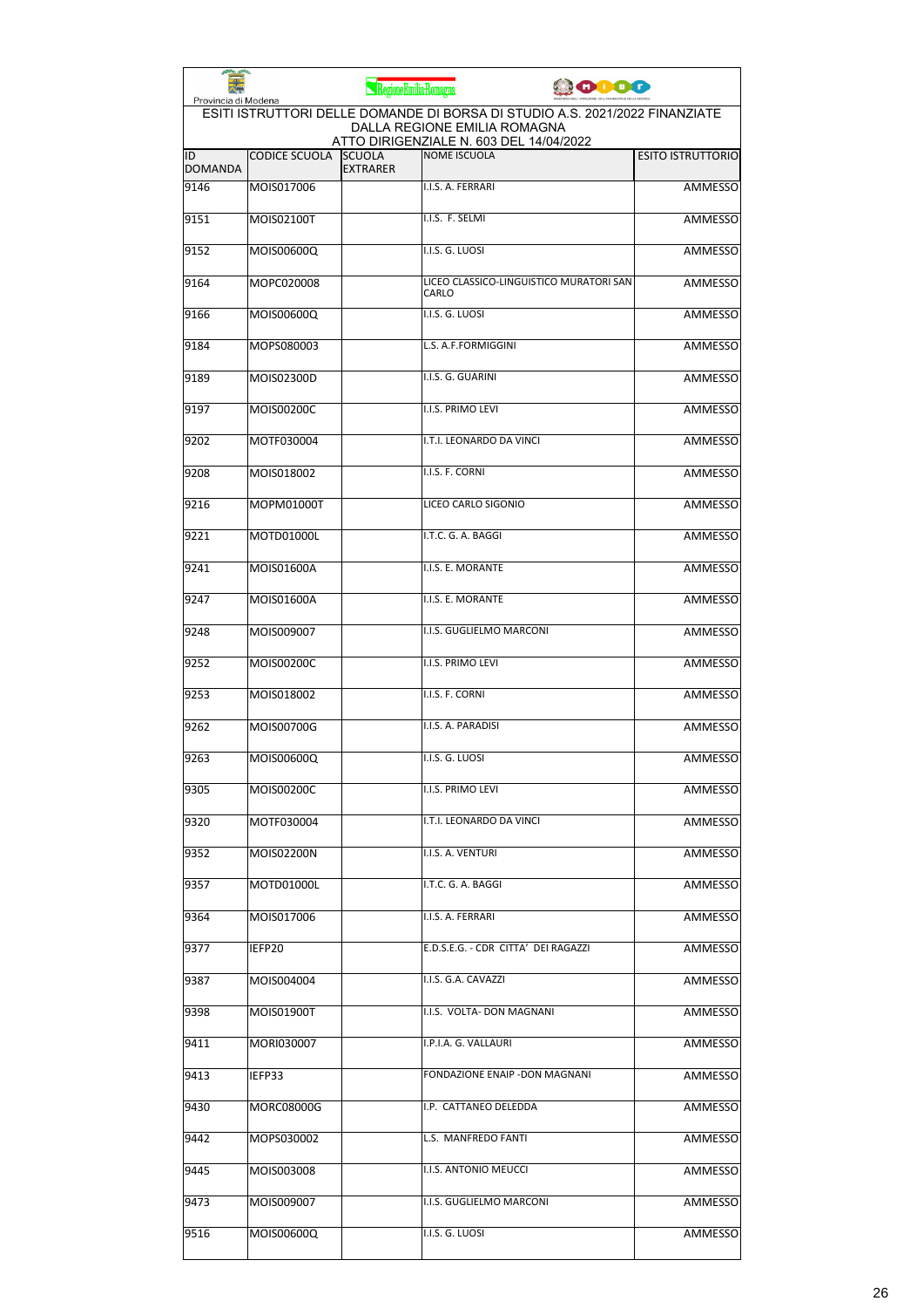Provincia di Modena

ESITI ISTRUTTORI DELLE DOMANDE DI BORSA DI STUDIO A.S. 2021/2022 FINANZIATE DALLA REGIONE EMILIA ROMAGNA
ATTO DIRIGENZIALE N. 603 DEL 14/04/2022

| ID DOMANDA | CODICE SCUOLA | SCUOLA EXTRARER | NOME ISCUOLA | ESITO ISTRUTTORIO |
|---|---|---|---|---|
| 9146 | MOIS017006 | | I.I.S. A. FERRARI | AMMESSO |
| 9151 | MOIS02100T | | I.I.S. F. SELMI | AMMESSO |
| 9152 | MOIS00600Q | | I.I.S. G. LUOSI | AMMESSO |
| 9164 | MOPC020008 | | LICEO CLASSICO-LINGUISTICO MURATORI SAN CARLO | AMMESSO |
| 9166 | MOIS00600Q | | I.I.S. G. LUOSI | AMMESSO |
| 9184 | MOPS080003 | | L.S. A.F.FORMIGGINI | AMMESSO |
| 9189 | MOIS02300D | | I.I.S. G. GUARINI | AMMESSO |
| 9197 | MOIS00200C | | I.I.S. PRIMO LEVI | AMMESSO |
| 9202 | MOTF030004 | | I.T.I. LEONARDO DA VINCI | AMMESSO |
| 9208 | MOIS018002 | | I.I.S. F. CORNI | AMMESSO |
| 9216 | MOPM01000T | | LICEO CARLO SIGONIO | AMMESSO |
| 9221 | MOTD01000L | | I.T.C. G. A. BAGGI | AMMESSO |
| 9241 | MOIS01600A | | I.I.S. E. MORANTE | AMMESSO |
| 9247 | MOIS01600A | | I.I.S. E. MORANTE | AMMESSO |
| 9248 | MOIS009007 | | I.I.S. GUGLIELMO MARCONI | AMMESSO |
| 9252 | MOIS00200C | | I.I.S. PRIMO LEVI | AMMESSO |
| 9253 | MOIS018002 | | I.I.S. F. CORNI | AMMESSO |
| 9262 | MOIS00700G | | I.I.S. A. PARADISI | AMMESSO |
| 9263 | MOIS00600Q | | I.I.S. G. LUOSI | AMMESSO |
| 9305 | MOIS00200C | | I.I.S. PRIMO LEVI | AMMESSO |
| 9320 | MOTF030004 | | I.T.I. LEONARDO DA VINCI | AMMESSO |
| 9352 | MOIS02200N | | I.I.S. A. VENTURI | AMMESSO |
| 9357 | MOTD01000L | | I.T.C. G. A. BAGGI | AMMESSO |
| 9364 | MOIS017006 | | I.I.S. A. FERRARI | AMMESSO |
| 9377 | IEFP20 | | E.D.S.E.G. - CDR CITTA' DEI RAGAZZI | AMMESSO |
| 9387 | MOIS004004 | | I.I.S. G.A. CAVAZZI | AMMESSO |
| 9398 | MOIS01900T | | I.I.S. VOLTA- DON MAGNANI | AMMESSO |
| 9411 | MORI030007 | | I.P.I.A. G. VALLAURI | AMMESSO |
| 9413 | IEFP33 | | FONDAZIONE ENAIP -DON MAGNANI | AMMESSO |
| 9430 | MORC08000G | | I.P. CATTANEO DELEDDA | AMMESSO |
| 9442 | MOPS030002 | | L.S. MANFREDO FANTI | AMMESSO |
| 9445 | MOIS003008 | | I.I.S. ANTONIO MEUCCI | AMMESSO |
| 9473 | MOIS009007 | | I.I.S. GUGLIELMO MARCONI | AMMESSO |
| 9516 | MOIS00600Q | | I.I.S. G. LUOSI | AMMESSO |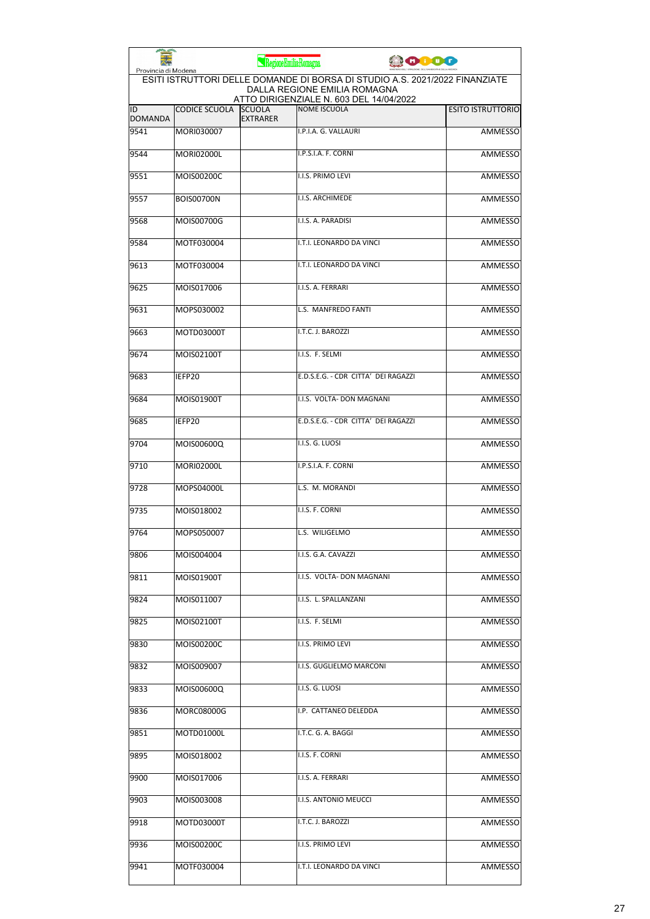Provincia di Modena

ESITI ISTRUTTORI DELLE DOMANDE DI BORSA DI STUDIO A.S. 2021/2022 FINANZIATE DALLA REGIONE EMILIA ROMAGNA
ATTO DIRIGENZIALE N. 603 DEL 14/04/2022

| ID DOMANDA | CODICE SCUOLA | SCUOLA EXTRARER | NOME ISCUOLA | ESITO ISTRUTTORIO |
|---|---|---|---|---|
| 9541 | MORI030007 | | I.P.I.A. G. VALLAURI | AMMESSO |
| 9544 | MORI02000L | | I.P.S.I.A. F. CORNI | AMMESSO |
| 9551 | MOIS00200C | | I.I.S. PRIMO LEVI | AMMESSO |
| 9557 | BOIS00700N | | I.I.S. ARCHIMEDE | AMMESSO |
| 9568 | MOIS00700G | | I.I.S. A. PARADISI | AMMESSO |
| 9584 | MOTF030004 | | I.T.I. LEONARDO DA VINCI | AMMESSO |
| 9613 | MOTF030004 | | I.T.I. LEONARDO DA VINCI | AMMESSO |
| 9625 | MOIS017006 | | I.I.S. A. FERRARI | AMMESSO |
| 9631 | MOPS030002 | | L.S. MANFREDO FANTI | AMMESSO |
| 9663 | MOTD03000T | | I.T.C. J. BAROZZI | AMMESSO |
| 9674 | MOIS02100T | | I.I.S. F. SELMI | AMMESSO |
| 9683 | IEFP20 | | E.D.S.E.G. - CDR CITTA' DEI RAGAZZI | AMMESSO |
| 9684 | MOIS01900T | | I.I.S. VOLTA- DON MAGNANI | AMMESSO |
| 9685 | IEFP20 | | E.D.S.E.G. - CDR CITTA' DEI RAGAZZI | AMMESSO |
| 9704 | MOIS00600Q | | I.I.S. G. LUOSI | AMMESSO |
| 9710 | MORI02000L | | I.P.S.I.A. F. CORNI | AMMESSO |
| 9728 | MOPS04000L | | L.S. M. MORANDI | AMMESSO |
| 9735 | MOIS018002 | | I.I.S. F. CORNI | AMMESSO |
| 9764 | MOPS050007 | | L.S. WILIGELMO | AMMESSO |
| 9806 | MOIS004004 | | I.I.S. G.A. CAVAZZI | AMMESSO |
| 9811 | MOIS01900T | | I.I.S. VOLTA- DON MAGNANI | AMMESSO |
| 9824 | MOIS011007 | | I.I.S. L. SPALLANZANI | AMMESSO |
| 9825 | MOIS02100T | | I.I.S. F. SELMI | AMMESSO |
| 9830 | MOIS00200C | | I.I.S. PRIMO LEVI | AMMESSO |
| 9832 | MOIS009007 | | I.I.S. GUGLIELMO MARCONI | AMMESSO |
| 9833 | MOIS00600Q | | I.I.S. G. LUOSI | AMMESSO |
| 9836 | MORC08000G | | I.P. CATTANEO DELEDDA | AMMESSO |
| 9851 | MOTD01000L | | I.T.C. G. A. BAGGI | AMMESSO |
| 9895 | MOIS018002 | | I.I.S. F. CORNI | AMMESSO |
| 9900 | MOIS017006 | | I.I.S. A. FERRARI | AMMESSO |
| 9903 | MOIS003008 | | I.I.S. ANTONIO MEUCCI | AMMESSO |
| 9918 | MOTD03000T | | I.T.C. J. BAROZZI | AMMESSO |
| 9936 | MOIS00200C | | I.I.S. PRIMO LEVI | AMMESSO |
| 9941 | MOTF030004 | | I.T.I. LEONARDO DA VINCI | AMMESSO |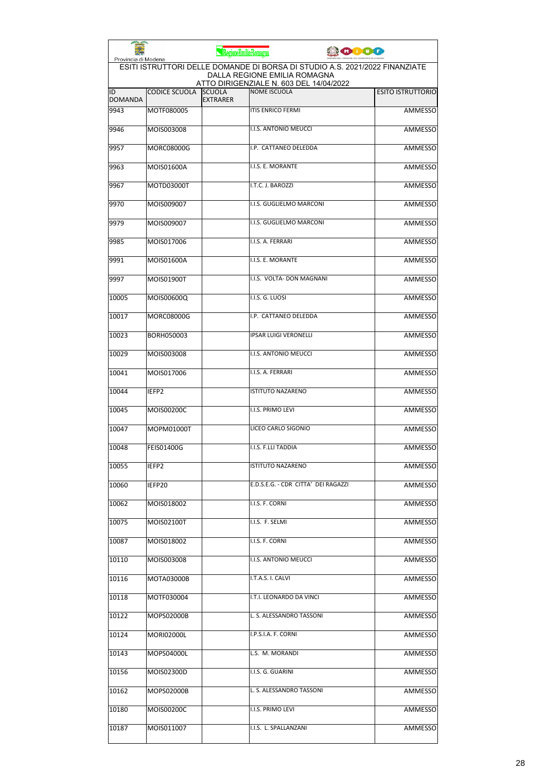Provincia di Modena

ESITI ISTRUTTORI DELLE DOMANDE DI BORSA DI STUDIO A.S. 2021/2022 FINANZIATE DALLA REGIONE EMILIA ROMAGNA
ATTO DIRIGENZIALE N. 603 DEL 14/04/2022

| ID DOMANDA | CODICE SCUOLA | SCUOLA EXTRARER | NOME ISCUOLA | ESITO ISTRUTTORIO |
|---|---|---|---|---|
| 9943 | MOTF080005 | | ITIS ENRICO FERMI | AMMESSO |
| 9946 | MOIS003008 | | I.I.S. ANTONIO MEUCCI | AMMESSO |
| 9957 | MORC08000G | | I.P. CATTANEO DELEDDA | AMMESSO |
| 9963 | MOIS01600A | | I.I.S. E. MORANTE | AMMESSO |
| 9967 | MOTD03000T | | I.T.C. J. BAROZZI | AMMESSO |
| 9970 | MOIS009007 | | I.I.S. GUGLIELMO MARCONI | AMMESSO |
| 9979 | MOIS009007 | | I.I.S. GUGLIELMO MARCONI | AMMESSO |
| 9985 | MOIS017006 | | I.I.S. A. FERRARI | AMMESSO |
| 9991 | MOIS01600A | | I.I.S. E. MORANTE | AMMESSO |
| 9997 | MOIS01900T | | I.I.S. VOLTA- DON MAGNANI | AMMESSO |
| 10005 | MOIS00600Q | | I.I.S. G. LUOSI | AMMESSO |
| 10017 | MORC08000G | | I.P. CATTANEO DELEDDA | AMMESSO |
| 10023 | BORH050003 | | IPSAR LUIGI VERONELLI | AMMESSO |
| 10029 | MOIS003008 | | I.I.S. ANTONIO MEUCCI | AMMESSO |
| 10041 | MOIS017006 | | I.I.S. A. FERRARI | AMMESSO |
| 10044 | IEFP2 | | ISTITUTO NAZARENO | AMMESSO |
| 10045 | MOIS00200C | | I.I.S. PRIMO LEVI | AMMESSO |
| 10047 | MOPM01000T | | LICEO CARLO SIGONIO | AMMESSO |
| 10048 | FEIS01400G | | I.I.S. F.LLI TADDIA | AMMESSO |
| 10055 | IEFP2 | | ISTITUTO NAZARENO | AMMESSO |
| 10060 | IEFP20 | | E.D.S.E.G. - CDR CITTA' DEI RAGAZZI | AMMESSO |
| 10062 | MOIS018002 | | I.I.S. F. CORNI | AMMESSO |
| 10075 | MOIS02100T | | I.I.S. F. SELMI | AMMESSO |
| 10087 | MOIS018002 | | I.I.S. F. CORNI | AMMESSO |
| 10110 | MOIS003008 | | I.I.S. ANTONIO MEUCCI | AMMESSO |
| 10116 | MOTA03000B | | I.T.A.S. I. CALVI | AMMESSO |
| 10118 | MOTF030004 | | I.T.I. LEONARDO DA VINCI | AMMESSO |
| 10122 | MOPS02000B | | L. S. ALESSANDRO TASSONI | AMMESSO |
| 10124 | MORI02000L | | I.P.S.I.A. F. CORNI | AMMESSO |
| 10143 | MOPS04000L | | L.S. M. MORANDI | AMMESSO |
| 10156 | MOIS02300D | | I.I.S. G. GUARINI | AMMESSO |
| 10162 | MOPS02000B | | L. S. ALESSANDRO TASSONI | AMMESSO |
| 10180 | MOIS00200C | | I.I.S. PRIMO LEVI | AMMESSO |
| 10187 | MOIS011007 | | I.I.S. L. SPALLANZANI | AMMESSO |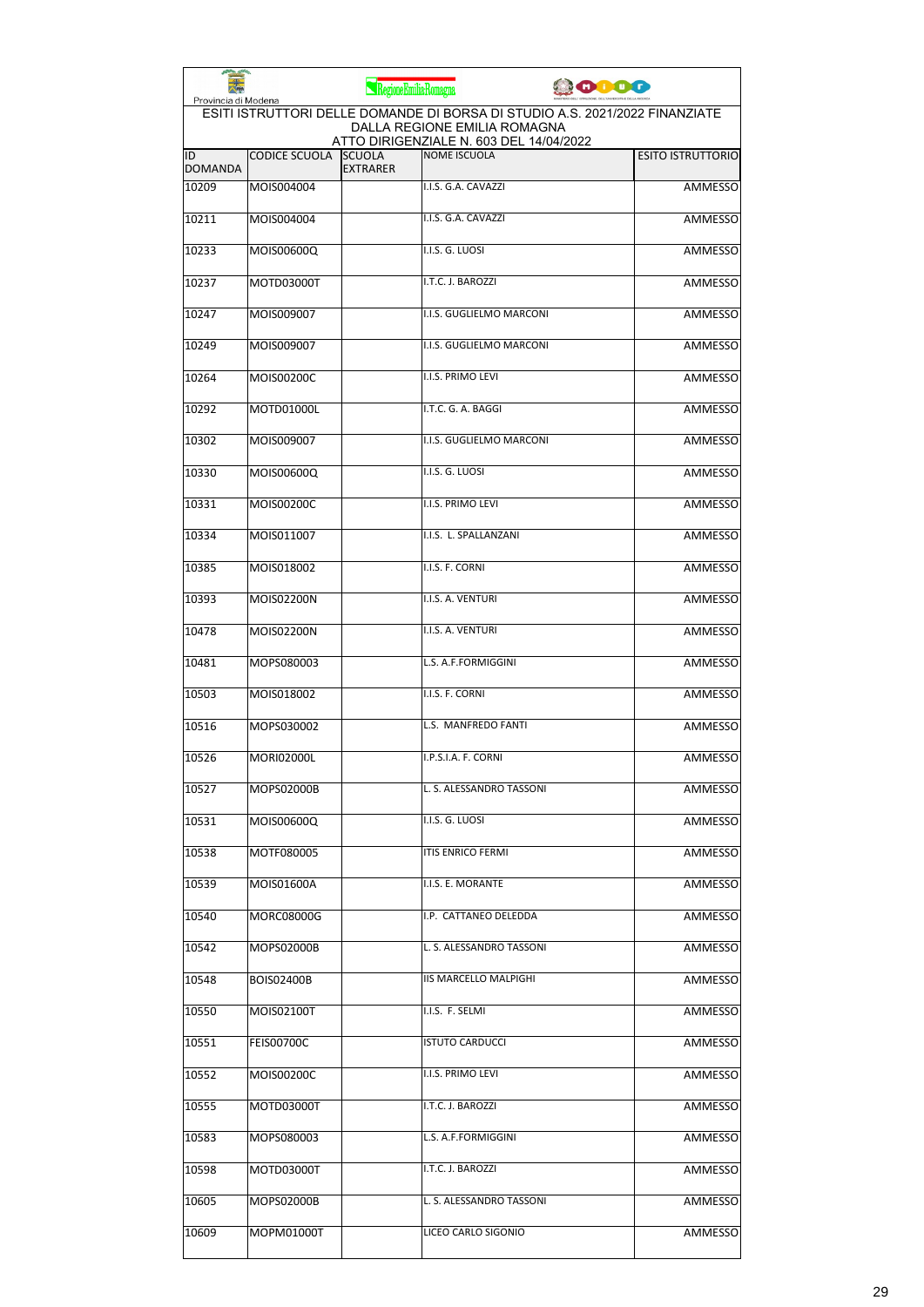Provincia di Modena

# ESITI ISTRUTTORI DELLE DOMANDE DI BORSA DI STUDIO A.S. 2021/2022 FINANZIATE DALLA REGIONE EMILIA ROMAGNA

ATTO DIRIGENZIALE N. 603 DEL 14/04/2022

| ID DOMANDA | CODICE SCUOLA | SCUOLA EXTRARER | NOME ISCUOLA | ESITO ISTRUTTORIO |
|---|---|---|---|---|
| 10209 | MOIS004004 | | I.I.S. G.A. CAVAZZI | AMMESSO |
| 10211 | MOIS004004 | | I.I.S. G.A. CAVAZZI | AMMESSO |
| 10233 | MOIS00600Q | | I.I.S. G. LUOSI | AMMESSO |
| 10237 | MOTD03000T | | I.T.C. J. BAROZZI | AMMESSO |
| 10247 | MOIS009007 | | I.I.S. GUGLIELMO MARCONI | AMMESSO |
| 10249 | MOIS009007 | | I.I.S. GUGLIELMO MARCONI | AMMESSO |
| 10264 | MOIS00200C | | I.I.S. PRIMO LEVI | AMMESSO |
| 10292 | MOTD01000L | | I.T.C. G. A. BAGGI | AMMESSO |
| 10302 | MOIS009007 | | I.I.S. GUGLIELMO MARCONI | AMMESSO |
| 10330 | MOIS00600Q | | I.I.S. G. LUOSI | AMMESSO |
| 10331 | MOIS00200C | | I.I.S. PRIMO LEVI | AMMESSO |
| 10334 | MOIS011007 | | I.I.S. L. SPALLANZANI | AMMESSO |
| 10385 | MOIS018002 | | I.I.S. F. CORNI | AMMESSO |
| 10393 | MOIS02200N | | I.I.S. A. VENTURI | AMMESSO |
| 10478 | MOIS02200N | | I.I.S. A. VENTURI | AMMESSO |
| 10481 | MOPS080003 | | L.S. A.F.FORMIGGINI | AMMESSO |
| 10503 | MOIS018002 | | I.I.S. F. CORNI | AMMESSO |
| 10516 | MOPS030002 | | L.S. MANFREDO FANTI | AMMESSO |
| 10526 | MORI02000L | | I.P.S.I.A. F. CORNI | AMMESSO |
| 10527 | MOPS02000B | | L. S. ALESSANDRO TASSONI | AMMESSO |
| 10531 | MOIS00600Q | | I.I.S. G. LUOSI | AMMESSO |
| 10538 | MOTF080005 | | ITIS ENRICO FERMI | AMMESSO |
| 10539 | MOIS01600A | | I.I.S. E. MORANTE | AMMESSO |
| 10540 | MORC08000G | | I.P. CATTANEO DELEDDA | AMMESSO |
| 10542 | MOPS02000B | | L. S. ALESSANDRO TASSONI | AMMESSO |
| 10548 | BOIS02400B | | IIS MARCELLO MALPIGHI | AMMESSO |
| 10550 | MOIS02100T | | I.I.S. F. SELMI | AMMESSO |
| 10551 | FEIS00700C | | ISTUTO CARDUCCI | AMMESSO |
| 10552 | MOIS00200C | | I.I.S. PRIMO LEVI | AMMESSO |
| 10555 | MOTD03000T | | I.T.C. J. BAROZZI | AMMESSO |
| 10583 | MOPS080003 | | L.S. A.F.FORMIGGINI | AMMESSO |
| 10598 | MOTD03000T | | I.T.C. J. BAROZZI | AMMESSO |
| 10605 | MOPS02000B | | L. S. ALESSANDRO TASSONI | AMMESSO |
| 10609 | MOPM01000T | | LICEO CARLO SIGONIO | AMMESSO |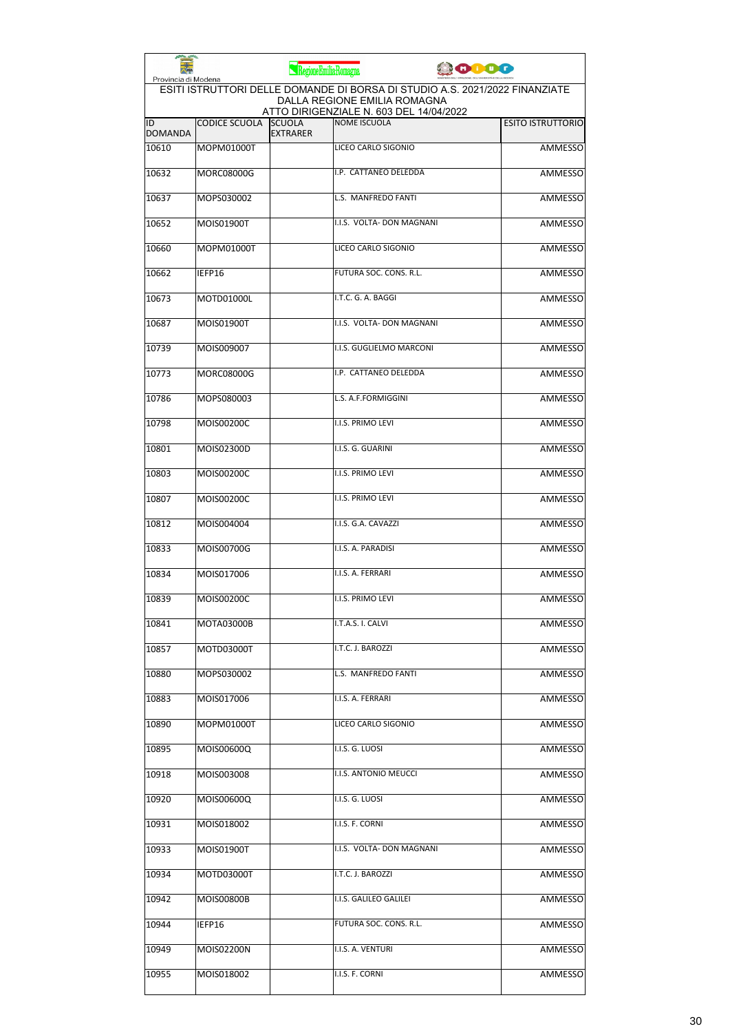Provincia di Modena

ESITI ISTRUTTORI DELLE DOMANDE DI BORSA DI STUDIO A.S. 2021/2022 FINANZIATE DALLA REGIONE EMILIA ROMAGNA
ATTO DIRIGENZIALE N. 603 DEL 14/04/2022

| ID DOMANDA | CODICE SCUOLA | SCUOLA EXTRARER | NOME ISCUOLA | ESITO ISTRUTTORIO |
|---|---|---|---|---|
| 10610 | MOPM01000T | | LICEO CARLO SIGONIO | AMMESSO |
| 10632 | MORC08000G | | I.P. CATTANEO DELEDDA | AMMESSO |
| 10637 | MOPS030002 | | L.S. MANFREDO FANTI | AMMESSO |
| 10652 | MOIS01900T | | I.I.S. VOLTA- DON MAGNANI | AMMESSO |
| 10660 | MOPM01000T | | LICEO CARLO SIGONIO | AMMESSO |
| 10662 | IEFP16 | | FUTURA SOC. CONS. R.L. | AMMESSO |
| 10673 | MOTD01000L | | I.T.C. G. A. BAGGI | AMMESSO |
| 10687 | MOIS01900T | | I.I.S. VOLTA- DON MAGNANI | AMMESSO |
| 10739 | MOIS009007 | | I.I.S. GUGLIELMO MARCONI | AMMESSO |
| 10773 | MORC08000G | | I.P. CATTANEO DELEDDA | AMMESSO |
| 10786 | MOPS080003 | | L.S. A.F.FORMIGGINI | AMMESSO |
| 10798 | MOIS00200C | | I.I.S. PRIMO LEVI | AMMESSO |
| 10801 | MOIS02300D | | I.I.S. G. GUARINI | AMMESSO |
| 10803 | MOIS00200C | | I.I.S. PRIMO LEVI | AMMESSO |
| 10807 | MOIS00200C | | I.I.S. PRIMO LEVI | AMMESSO |
| 10812 | MOIS004004 | | I.I.S. G.A. CAVAZZI | AMMESSO |
| 10833 | MOIS00700G | | I.I.S. A. PARADISI | AMMESSO |
| 10834 | MOIS017006 | | I.I.S. A. FERRARI | AMMESSO |
| 10839 | MOIS00200C | | I.I.S. PRIMO LEVI | AMMESSO |
| 10841 | MOTA03000B | | I.T.A.S. I. CALVI | AMMESSO |
| 10857 | MOTD03000T | | I.T.C. J. BAROZZI | AMMESSO |
| 10880 | MOPS030002 | | L.S. MANFREDO FANTI | AMMESSO |
| 10883 | MOIS017006 | | I.I.S. A. FERRARI | AMMESSO |
| 10890 | MOPM01000T | | LICEO CARLO SIGONIO | AMMESSO |
| 10895 | MOIS00600Q | | I.I.S. G. LUOSI | AMMESSO |
| 10918 | MOIS003008 | | I.I.S. ANTONIO MEUCCI | AMMESSO |
| 10920 | MOIS00600Q | | I.I.S. G. LUOSI | AMMESSO |
| 10931 | MOIS018002 | | I.I.S. F. CORNI | AMMESSO |
| 10933 | MOIS01900T | | I.I.S. VOLTA- DON MAGNANI | AMMESSO |
| 10934 | MOTD03000T | | I.T.C. J. BAROZZI | AMMESSO |
| 10942 | MOIS00800B | | I.I.S. GALILEO GALILEI | AMMESSO |
| 10944 | IEFP16 | | FUTURA SOC. CONS. R.L. | AMMESSO |
| 10949 | MOIS02200N | | I.I.S. A. VENTURI | AMMESSO |
| 10955 | MOIS018002 | | I.I.S. F. CORNI | AMMESSO |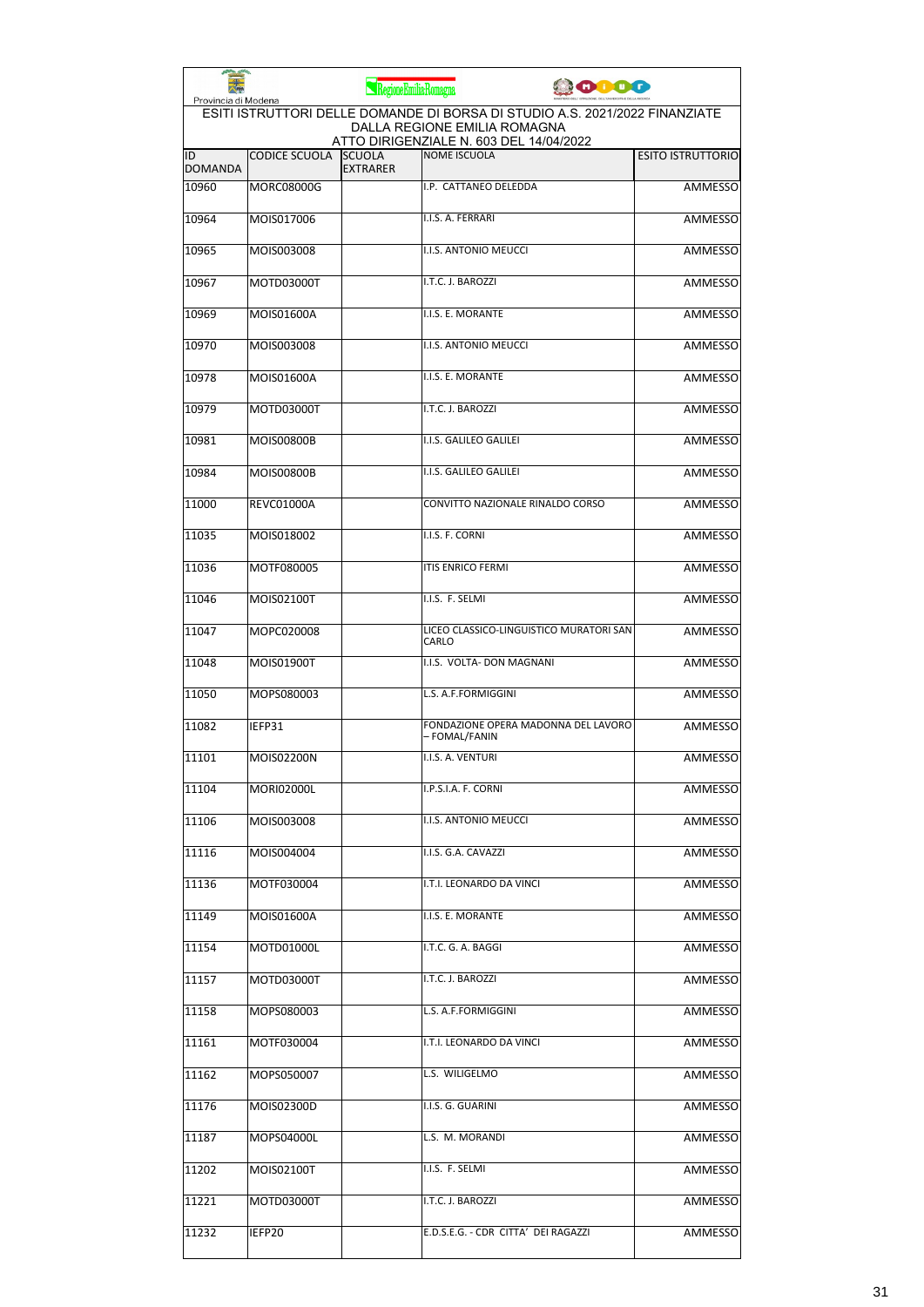Provincia di Modena

ESITI ISTRUTTORI DELLE DOMANDE DI BORSA DI STUDIO A.S. 2021/2022 FINANZIATE DALLA REGIONE EMILIA ROMAGNA
ATTO DIRIGENZIALE N. 603 DEL 14/04/2022

| ID DOMANDA | CODICE SCUOLA | SCUOLA EXTRARER | NOME ISCUOLA | ESITO ISTRUTTORIO |
|---|---|---|---|---|
| 10960 | MORC08000G | | I.P. CATTANEO DELEDDA | AMMESSO |
| 10964 | MOIS017006 | | I.I.S. A. FERRARI | AMMESSO |
| 10965 | MOIS003008 | | I.I.S. ANTONIO MEUCCI | AMMESSO |
| 10967 | MOTD03000T | | I.T.C. J. BAROZZI | AMMESSO |
| 10969 | MOIS01600A | | I.I.S. E. MORANTE | AMMESSO |
| 10970 | MOIS003008 | | I.I.S. ANTONIO MEUCCI | AMMESSO |
| 10978 | MOIS01600A | | I.I.S. E. MORANTE | AMMESSO |
| 10979 | MOTD03000T | | I.T.C. J. BAROZZI | AMMESSO |
| 10981 | MOIS00800B | | I.I.S. GALILEO GALILEI | AMMESSO |
| 10984 | MOIS00800B | | I.I.S. GALILEO GALILEI | AMMESSO |
| 11000 | REVC01000A | | CONVITTO NAZIONALE RINALDO CORSO | AMMESSO |
| 11035 | MOIS018002 | | I.I.S. F. CORNI | AMMESSO |
| 11036 | MOTF080005 | | ITIS ENRICO FERMI | AMMESSO |
| 11046 | MOIS02100T | | I.I.S. F. SELMI | AMMESSO |
| 11047 | MOPC020008 | | LICEO CLASSICO-LINGUISTICO MURATORI SAN CARLO | AMMESSO |
| 11048 | MOIS01900T | | I.I.S. VOLTA- DON MAGNANI | AMMESSO |
| 11050 | MOPS080003 | | L.S. A.F.FORMIGGINI | AMMESSO |
| 11082 | IEFP31 | | FONDAZIONE OPERA MADONNA DEL LAVORO – FOMAL/FANIN | AMMESSO |
| 11101 | MOIS02200N | | I.I.S. A. VENTURI | AMMESSO |
| 11104 | MORI02000L | | I.P.S.I.A. F. CORNI | AMMESSO |
| 11106 | MOIS003008 | | I.I.S. ANTONIO MEUCCI | AMMESSO |
| 11116 | MOIS004004 | | I.I.S. G.A. CAVAZZI | AMMESSO |
| 11136 | MOTF030004 | | I.T.I. LEONARDO DA VINCI | AMMESSO |
| 11149 | MOIS01600A | | I.I.S. E. MORANTE | AMMESSO |
| 11154 | MOTD01000L | | I.T.C. G. A. BAGGI | AMMESSO |
| 11157 | MOTD03000T | | I.T.C. J. BAROZZI | AMMESSO |
| 11158 | MOPS080003 | | L.S. A.F.FORMIGGINI | AMMESSO |
| 11161 | MOTF030004 | | I.T.I. LEONARDO DA VINCI | AMMESSO |
| 11162 | MOPS050007 | | L.S. WILIGELMO | AMMESSO |
| 11176 | MOIS02300D | | I.I.S. G. GUARINI | AMMESSO |
| 11187 | MOPS04000L | | L.S. M. MORANDI | AMMESSO |
| 11202 | MOIS02100T | | I.I.S. F. SELMI | AMMESSO |
| 11221 | MOTD03000T | | I.T.C. J. BAROZZI | AMMESSO |
| 11232 | IEFP20 | | E.D.S.E.G. - CDR CITTA' DEI RAGAZZI | AMMESSO |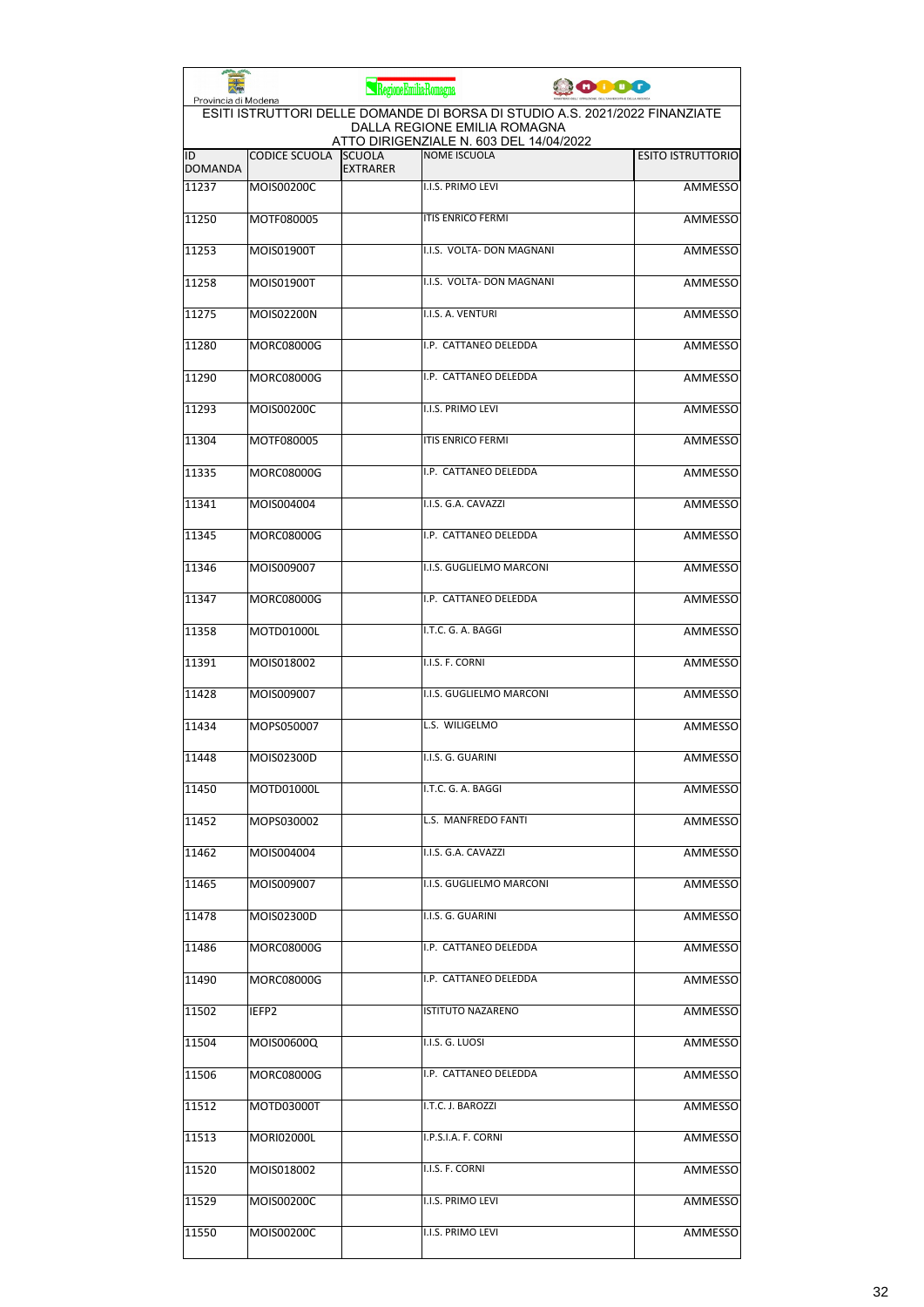Provincia di Modena

ESITI ISTRUTTORI DELLE DOMANDE DI BORSA DI STUDIO A.S. 2021/2022 FINANZIATE DALLA REGIONE EMILIA ROMAGNA
ATTO DIRIGENZIALE N. 603 DEL 14/04/2022

| ID DOMANDA | CODICE SCUOLA | SCUOLA EXTRARER | NOME ISCUOLA | ESITO ISTRUTTORIO |
|---|---|---|---|---|
| 11237 | MOIS00200C | | I.I.S. PRIMO LEVI | AMMESSO |
| 11250 | MOTF080005 | | ITIS ENRICO FERMI | AMMESSO |
| 11253 | MOIS01900T | | I.I.S. VOLTA- DON MAGNANI | AMMESSO |
| 11258 | MOIS01900T | | I.I.S. VOLTA- DON MAGNANI | AMMESSO |
| 11275 | MOIS02200N | | I.I.S. A. VENTURI | AMMESSO |
| 11280 | MORC08000G | | I.P. CATTANEO DELEDDA | AMMESSO |
| 11290 | MORC08000G | | I.P. CATTANEO DELEDDA | AMMESSO |
| 11293 | MOIS00200C | | I.I.S. PRIMO LEVI | AMMESSO |
| 11304 | MOTF080005 | | ITIS ENRICO FERMI | AMMESSO |
| 11335 | MORC08000G | | I.P. CATTANEO DELEDDA | AMMESSO |
| 11341 | MOIS004004 | | I.I.S. G.A. CAVAZZI | AMMESSO |
| 11345 | MORC08000G | | I.P. CATTANEO DELEDDA | AMMESSO |
| 11346 | MOIS009007 | | I.I.S. GUGLIELMO MARCONI | AMMESSO |
| 11347 | MORC08000G | | I.P. CATTANEO DELEDDA | AMMESSO |
| 11358 | MOTD01000L | | I.T.C. G. A. BAGGI | AMMESSO |
| 11391 | MOIS018002 | | I.I.S. F. CORNI | AMMESSO |
| 11428 | MOIS009007 | | I.I.S. GUGLIELMO MARCONI | AMMESSO |
| 11434 | MOPS050007 | | L.S. WILIGELMO | AMMESSO |
| 11448 | MOIS02300D | | I.I.S. G. GUARINI | AMMESSO |
| 11450 | MOTD01000L | | I.T.C. G. A. BAGGI | AMMESSO |
| 11452 | MOPS030002 | | L.S. MANFREDO FANTI | AMMESSO |
| 11462 | MOIS004004 | | I.I.S. G.A. CAVAZZI | AMMESSO |
| 11465 | MOIS009007 | | I.I.S. GUGLIELMO MARCONI | AMMESSO |
| 11478 | MOIS02300D | | I.I.S. G. GUARINI | AMMESSO |
| 11486 | MORC08000G | | I.P. CATTANEO DELEDDA | AMMESSO |
| 11490 | MORC08000G | | I.P. CATTANEO DELEDDA | AMMESSO |
| 11502 | IEFP2 | | ISTITUTO NAZARENO | AMMESSO |
| 11504 | MOIS00600Q | | I.I.S. G. LUOSI | AMMESSO |
| 11506 | MORC08000G | | I.P. CATTANEO DELEDDA | AMMESSO |
| 11512 | MOTD03000T | | I.T.C. J. BAROZZI | AMMESSO |
| 11513 | MORI02000L | | I.P.S.I.A. F. CORNI | AMMESSO |
| 11520 | MOIS018002 | | I.I.S. F. CORNI | AMMESSO |
| 11529 | MOIS00200C | | I.I.S. PRIMO LEVI | AMMESSO |
| 11550 | MOIS00200C | | I.I.S. PRIMO LEVI | AMMESSO |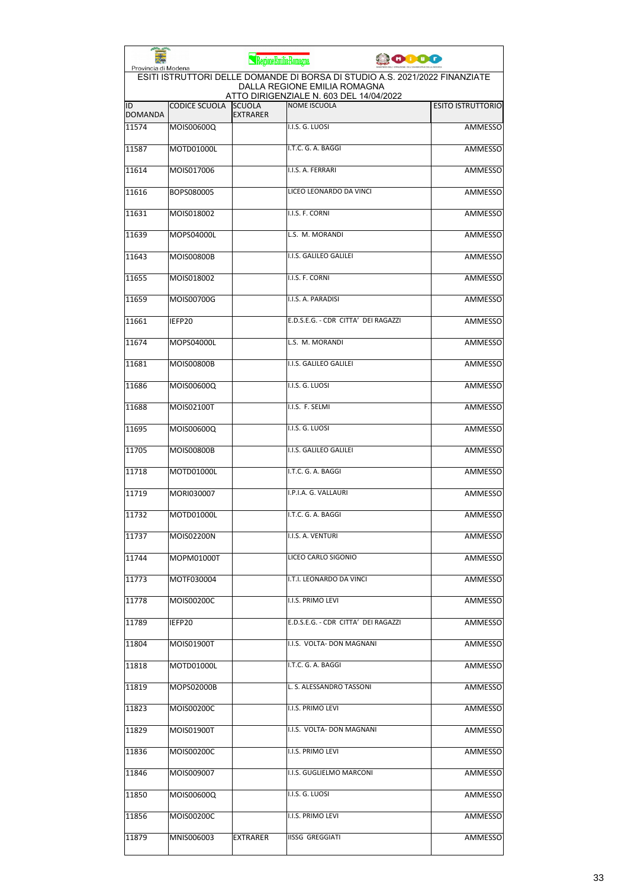Provincia di Modena

ESITI ISTRUTTORI DELLE DOMANDE DI BORSA DI STUDIO A.S. 2021/2022 FINANZIATE DALLA REGIONE EMILIA ROMAGNA
ATTO DIRIGENZIALE N. 603 DEL 14/04/2022

| ID DOMANDA | CODICE SCUOLA | SCUOLA EXTRARER | NOME ISCUOLA | ESITO ISTRUTTORIO |
|---|---|---|---|---|
| 11574 | MOIS00600Q | | I.I.S. G. LUOSI | AMMESSO |
| 11587 | MOTD01000L | | I.T.C. G. A. BAGGI | AMMESSO |
| 11614 | MOIS017006 | | I.I.S. A. FERRARI | AMMESSO |
| 11616 | BOPS080005 | | LICEO LEONARDO DA VINCI | AMMESSO |
| 11631 | MOIS018002 | | I.I.S. F. CORNI | AMMESSO |
| 11639 | MOPS04000L | | L.S. M. MORANDI | AMMESSO |
| 11643 | MOIS00800B | | I.I.S. GALILEO GALILEI | AMMESSO |
| 11655 | MOIS018002 | | I.I.S. F. CORNI | AMMESSO |
| 11659 | MOIS00700G | | I.I.S. A. PARADISI | AMMESSO |
| 11661 | IEFP20 | | E.D.S.E.G. - CDR CITTA' DEI RAGAZZI | AMMESSO |
| 11674 | MOPS04000L | | L.S. M. MORANDI | AMMESSO |
| 11681 | MOIS00800B | | I.I.S. GALILEO GALILEI | AMMESSO |
| 11686 | MOIS00600Q | | I.I.S. G. LUOSI | AMMESSO |
| 11688 | MOIS02100T | | I.I.S. F. SELMI | AMMESSO |
| 11695 | MOIS00600Q | | I.I.S. G. LUOSI | AMMESSO |
| 11705 | MOIS00800B | | I.I.S. GALILEO GALILEI | AMMESSO |
| 11718 | MOTD01000L | | I.T.C. G. A. BAGGI | AMMESSO |
| 11719 | MORI030007 | | I.P.I.A. G. VALLAURI | AMMESSO |
| 11732 | MOTD01000L | | I.T.C. G. A. BAGGI | AMMESSO |
| 11737 | MOIS02200N | | I.I.S. A. VENTURI | AMMESSO |
| 11744 | MOPM01000T | | LICEO CARLO SIGONIO | AMMESSO |
| 11773 | MOTF030004 | | I.T.I. LEONARDO DA VINCI | AMMESSO |
| 11778 | MOIS00200C | | I.I.S. PRIMO LEVI | AMMESSO |
| 11789 | IEFP20 | | E.D.S.E.G. - CDR CITTA' DEI RAGAZZI | AMMESSO |
| 11804 | MOIS01900T | | I.I.S. VOLTA- DON MAGNANI | AMMESSO |
| 11818 | MOTD01000L | | I.T.C. G. A. BAGGI | AMMESSO |
| 11819 | MOPS02000B | | L. S. ALESSANDRO TASSONI | AMMESSO |
| 11823 | MOIS00200C | | I.I.S. PRIMO LEVI | AMMESSO |
| 11829 | MOIS01900T | | I.I.S. VOLTA- DON MAGNANI | AMMESSO |
| 11836 | MOIS00200C | | I.I.S. PRIMO LEVI | AMMESSO |
| 11846 | MOIS009007 | | I.I.S. GUGLIELMO MARCONI | AMMESSO |
| 11850 | MOIS00600Q | | I.I.S. G. LUOSI | AMMESSO |
| 11856 | MOIS00200C | | I.I.S. PRIMO LEVI | AMMESSO |
| 11879 | MNIS006003 | EXTRARER | IISSG GREGGIATI | AMMESSO |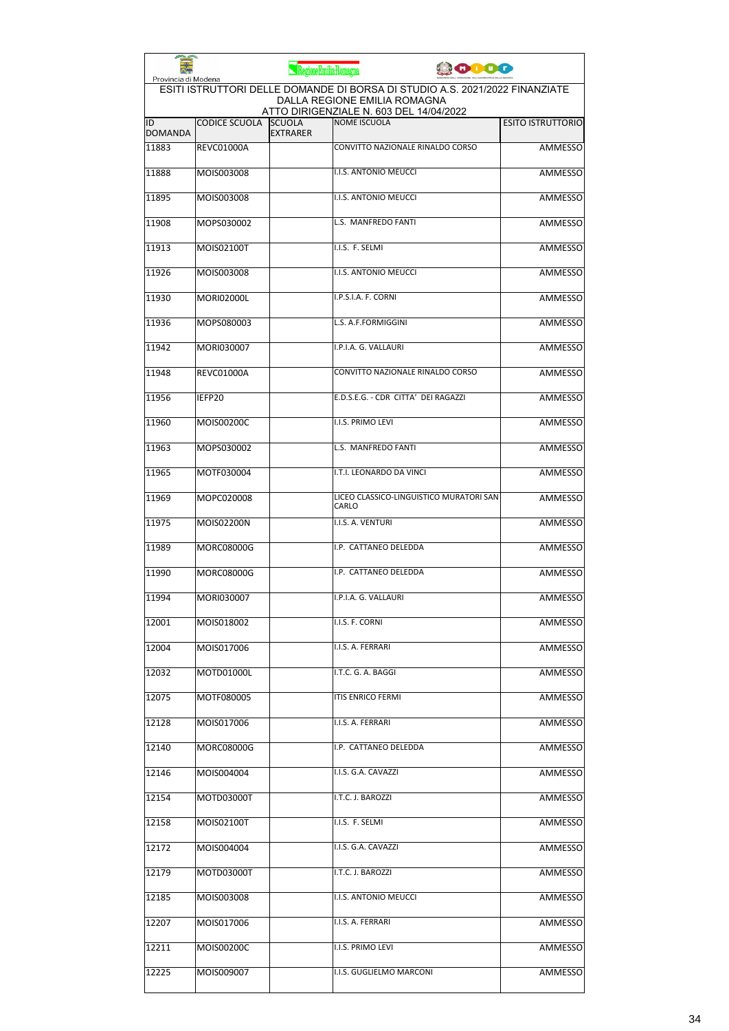Provincia di Modena

ESITI ISTRUTTORI DELLE DOMANDE DI BORSA DI STUDIO A.S. 2021/2022 FINANZIATE DALLA REGIONE EMILIA ROMAGNA
ATTO DIRIGENZIALE N. 603 DEL 14/04/2022

| ID DOMANDA | CODICE SCUOLA | SCUOLA EXTRARER | NOME ISCUOLA | ESITO ISTRUTTORIO |
|---|---|---|---|---|
| 11883 | REVC01000A | | CONVITTO NAZIONALE RINALDO CORSO | AMMESSO |
| 11888 | MOIS003008 | | I.I.S. ANTONIO MEUCCI | AMMESSO |
| 11895 | MOIS003008 | | I.I.S. ANTONIO MEUCCI | AMMESSO |
| 11908 | MOPS030002 | | L.S. MANFREDO FANTI | AMMESSO |
| 11913 | MOIS02100T | | I.I.S. F. SELMI | AMMESSO |
| 11926 | MOIS003008 | | I.I.S. ANTONIO MEUCCI | AMMESSO |
| 11930 | MORI02000L | | I.P.S.I.A. F. CORNI | AMMESSO |
| 11936 | MOPS080003 | | L.S. A.F.FORMIGGINI | AMMESSO |
| 11942 | MORI030007 | | I.P.I.A. G. VALLAURI | AMMESSO |
| 11948 | REVC01000A | | CONVITTO NAZIONALE RINALDO CORSO | AMMESSO |
| 11956 | IEFP20 | | E.D.S.E.G. - CDR CITTA' DEI RAGAZZI | AMMESSO |
| 11960 | MOIS00200C | | I.I.S. PRIMO LEVI | AMMESSO |
| 11963 | MOPS030002 | | L.S. MANFREDO FANTI | AMMESSO |
| 11965 | MOTF030004 | | I.T.I. LEONARDO DA VINCI | AMMESSO |
| 11969 | MOPC020008 | | LICEO CLASSICO-LINGUISTICO MURATORI SAN CARLO | AMMESSO |
| 11975 | MOIS02200N | | I.I.S. A. VENTURI | AMMESSO |
| 11989 | MORC08000G | | I.P. CATTANEO DELEDDA | AMMESSO |
| 11990 | MORC08000G | | I.P. CATTANEO DELEDDA | AMMESSO |
| 11994 | MORI030007 | | I.P.I.A. G. VALLAURI | AMMESSO |
| 12001 | MOIS018002 | | I.I.S. F. CORNI | AMMESSO |
| 12004 | MOIS017006 | | I.I.S. A. FERRARI | AMMESSO |
| 12032 | MOTD01000L | | I.T.C. G. A. BAGGI | AMMESSO |
| 12075 | MOTF080005 | | ITIS ENRICO FERMI | AMMESSO |
| 12128 | MOIS017006 | | I.I.S. A. FERRARI | AMMESSO |
| 12140 | MORC08000G | | I.P. CATTANEO DELEDDA | AMMESSO |
| 12146 | MOIS004004 | | I.I.S. G.A. CAVAZZI | AMMESSO |
| 12154 | MOTD03000T | | I.T.C. J. BAROZZI | AMMESSO |
| 12158 | MOIS02100T | | I.I.S. F. SELMI | AMMESSO |
| 12172 | MOIS004004 | | I.I.S. G.A. CAVAZZI | AMMESSO |
| 12179 | MOTD03000T | | I.T.C. J. BAROZZI | AMMESSO |
| 12185 | MOIS003008 | | I.I.S. ANTONIO MEUCCI | AMMESSO |
| 12207 | MOIS017006 | | I.I.S. A. FERRARI | AMMESSO |
| 12211 | MOIS00200C | | I.I.S. PRIMO LEVI | AMMESSO |
| 12225 | MOIS009007 | | I.I.S. GUGLIELMO MARCONI | AMMESSO |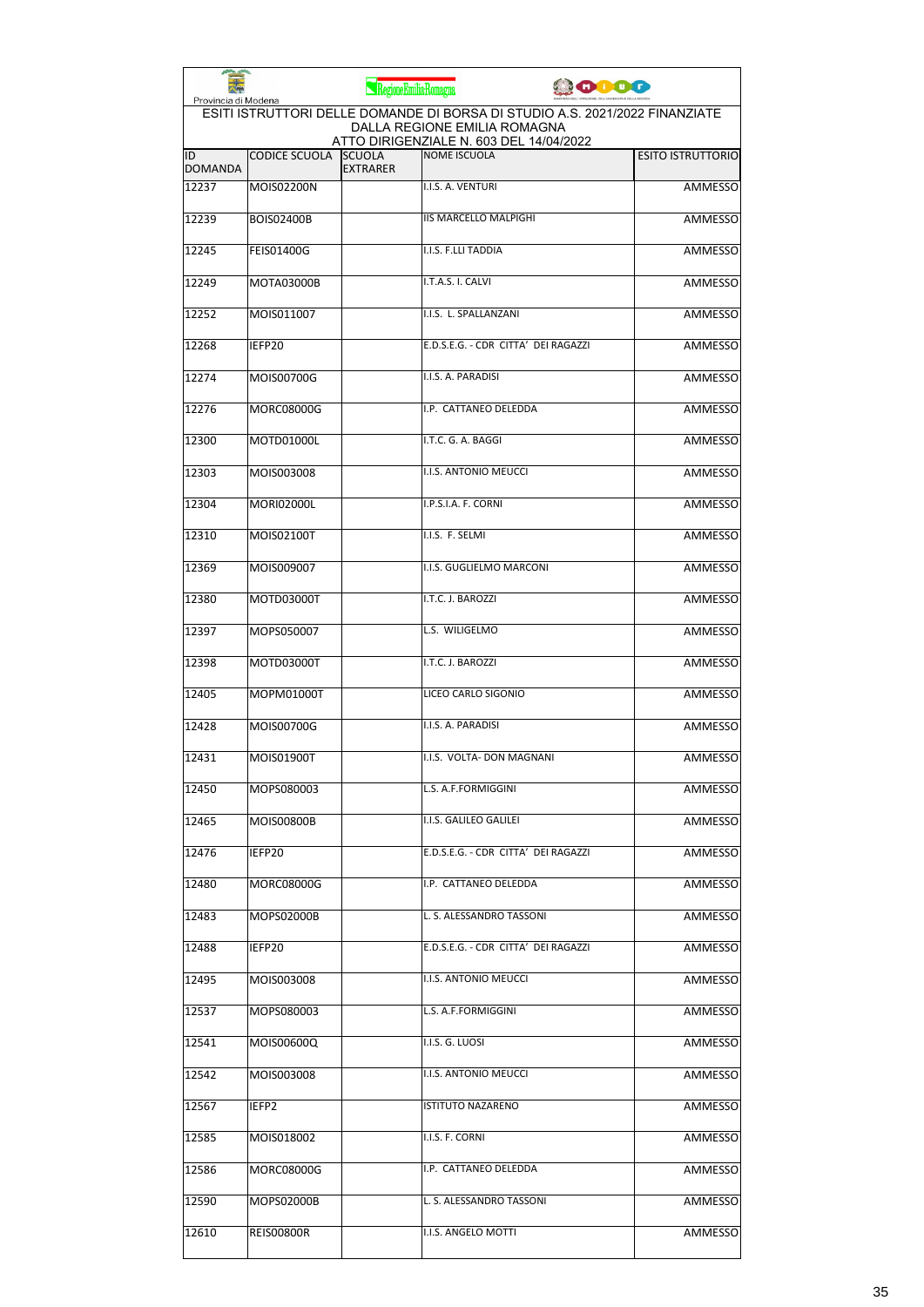Provincia di Modena

ESITI ISTRUTTORI DELLE DOMANDE DI BORSA DI STUDIO A.S. 2021/2022 FINANZIATE DALLA REGIONE EMILIA ROMAGNA
ATTO DIRIGENZIALE N. 603 DEL 14/04/2022

| ID DOMANDA | CODICE SCUOLA | SCUOLA EXTRARER | NOME ISCUOLA | ESITO ISTRUTTORIO |
|---|---|---|---|---|
| 12237 | MOIS02200N | | I.I.S. A. VENTURI | AMMESSO |
| 12239 | BOIS02400B | | IIS MARCELLO MALPIGHI | AMMESSO |
| 12245 | FEIS01400G | | I.I.S. F.LLI TADDIA | AMMESSO |
| 12249 | MOTA03000B | | I.T.A.S. I. CALVI | AMMESSO |
| 12252 | MOIS011007 | | I.I.S. L. SPALLANZANI | AMMESSO |
| 12268 | IEFP20 | | E.D.S.E.G. - CDR CITTA' DEI RAGAZZI | AMMESSO |
| 12274 | MOIS00700G | | I.I.S. A. PARADISI | AMMESSO |
| 12276 | MORC08000G | | I.P. CATTANEO DELEDDA | AMMESSO |
| 12300 | MOTD01000L | | I.T.C. G. A. BAGGI | AMMESSO |
| 12303 | MOIS003008 | | I.I.S. ANTONIO MEUCCI | AMMESSO |
| 12304 | MORI02000L | | I.P.S.I.A. F. CORNI | AMMESSO |
| 12310 | MOIS02100T | | I.I.S. F. SELMI | AMMESSO |
| 12369 | MOIS009007 | | I.I.S. GUGLIELMO MARCONI | AMMESSO |
| 12380 | MOTD03000T | | I.T.C. J. BAROZZI | AMMESSO |
| 12397 | MOPS050007 | | L.S. WILIGELMO | AMMESSO |
| 12398 | MOTD03000T | | I.T.C. J. BAROZZI | AMMESSO |
| 12405 | MOPM01000T | | LICEO CARLO SIGONIO | AMMESSO |
| 12428 | MOIS00700G | | I.I.S. A. PARADISI | AMMESSO |
| 12431 | MOIS01900T | | I.I.S. VOLTA- DON MAGNANI | AMMESSO |
| 12450 | MOPS080003 | | L.S. A.F.FORMIGGINI | AMMESSO |
| 12465 | MOIS00800B | | I.I.S. GALILEO GALILEI | AMMESSO |
| 12476 | IEFP20 | | E.D.S.E.G. - CDR CITTA' DEI RAGAZZI | AMMESSO |
| 12480 | MORC08000G | | I.P. CATTANEO DELEDDA | AMMESSO |
| 12483 | MOPS02000B | | L. S. ALESSANDRO TASSONI | AMMESSO |
| 12488 | IEFP20 | | E.D.S.E.G. - CDR CITTA' DEI RAGAZZI | AMMESSO |
| 12495 | MOIS003008 | | I.I.S. ANTONIO MEUCCI | AMMESSO |
| 12537 | MOPS080003 | | L.S. A.F.FORMIGGINI | AMMESSO |
| 12541 | MOIS00600Q | | I.I.S. G. LUOSI | AMMESSO |
| 12542 | MOIS003008 | | I.I.S. ANTONIO MEUCCI | AMMESSO |
| 12567 | IEFP2 | | ISTITUTO NAZARENO | AMMESSO |
| 12585 | MOIS018002 | | I.I.S. F. CORNI | AMMESSO |
| 12586 | MORC08000G | | I.P. CATTANEO DELEDDA | AMMESSO |
| 12590 | MOPS02000B | | L. S. ALESSANDRO TASSONI | AMMESSO |
| 12610 | REIS00800R | | I.I.S. ANGELO MOTTI | AMMESSO |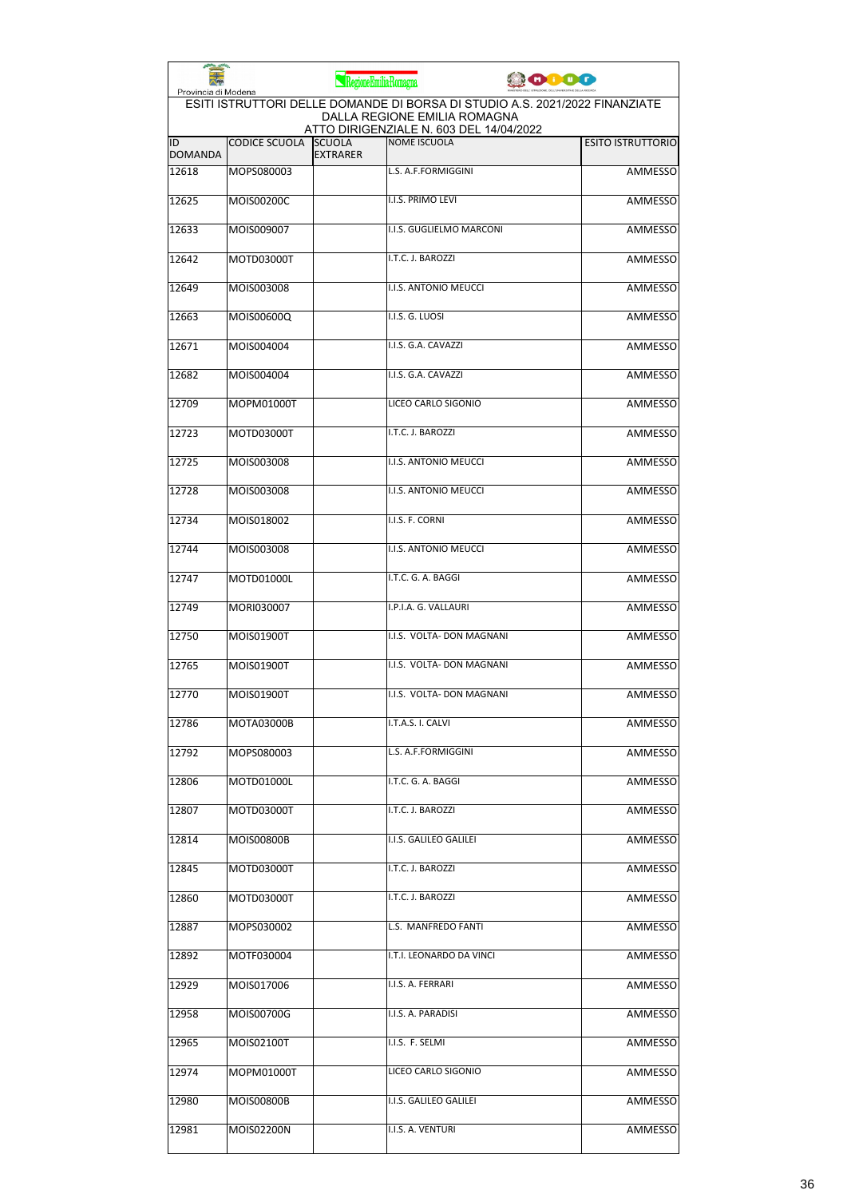Provincia di Modena

ESITI ISTRUTTORI DELLE DOMANDE DI BORSA DI STUDIO A.S. 2021/2022 FINANZIATE DALLA REGIONE EMILIA ROMAGNA
ATTO DIRIGENZIALE N. 603 DEL 14/04/2022

| ID DOMANDA | CODICE SCUOLA | SCUOLA EXTRARER | NOME ISCUOLA | ESITO ISTRUTTORIO |
|---|---|---|---|---|
| 12618 | MOPS080003 | | L.S. A.F.FORMIGGINI | AMMESSO |
| 12625 | MOIS00200C | | I.I.S. PRIMO LEVI | AMMESSO |
| 12633 | MOIS009007 | | I.I.S. GUGLIELMO MARCONI | AMMESSO |
| 12642 | MOTD03000T | | I.T.C. J. BAROZZI | AMMESSO |
| 12649 | MOIS003008 | | I.I.S. ANTONIO MEUCCI | AMMESSO |
| 12663 | MOIS00600Q | | I.I.S. G. LUOSI | AMMESSO |
| 12671 | MOIS004004 | | I.I.S. G.A. CAVAZZI | AMMESSO |
| 12682 | MOIS004004 | | I.I.S. G.A. CAVAZZI | AMMESSO |
| 12709 | MOPM01000T | | LICEO CARLO SIGONIO | AMMESSO |
| 12723 | MOTD03000T | | I.T.C. J. BAROZZI | AMMESSO |
| 12725 | MOIS003008 | | I.I.S. ANTONIO MEUCCI | AMMESSO |
| 12728 | MOIS003008 | | I.I.S. ANTONIO MEUCCI | AMMESSO |
| 12734 | MOIS018002 | | I.I.S. F. CORNI | AMMESSO |
| 12744 | MOIS003008 | | I.I.S. ANTONIO MEUCCI | AMMESSO |
| 12747 | MOTD01000L | | I.T.C. G. A. BAGGI | AMMESSO |
| 12749 | MORI030007 | | I.P.I.A. G. VALLAURI | AMMESSO |
| 12750 | MOIS01900T | | I.I.S. VOLTA- DON MAGNANI | AMMESSO |
| 12765 | MOIS01900T | | I.I.S. VOLTA- DON MAGNANI | AMMESSO |
| 12770 | MOIS01900T | | I.I.S. VOLTA- DON MAGNANI | AMMESSO |
| 12786 | MOTA03000B | | I.T.A.S. I. CALVI | AMMESSO |
| 12792 | MOPS080003 | | L.S. A.F.FORMIGGINI | AMMESSO |
| 12806 | MOTD01000L | | I.T.C. G. A. BAGGI | AMMESSO |
| 12807 | MOTD03000T | | I.T.C. J. BAROZZI | AMMESSO |
| 12814 | MOIS00800B | | I.I.S. GALILEO GALILEI | AMMESSO |
| 12845 | MOTD03000T | | I.T.C. J. BAROZZI | AMMESSO |
| 12860 | MOTD03000T | | I.T.C. J. BAROZZI | AMMESSO |
| 12887 | MOPS030002 | | L.S. MANFREDO FANTI | AMMESSO |
| 12892 | MOTF030004 | | I.T.I. LEONARDO DA VINCI | AMMESSO |
| 12929 | MOIS017006 | | I.I.S. A. FERRARI | AMMESSO |
| 12958 | MOIS00700G | | I.I.S. A. PARADISI | AMMESSO |
| 12965 | MOIS02100T | | I.I.S. F. SELMI | AMMESSO |
| 12974 | MOPM01000T | | LICEO CARLO SIGONIO | AMMESSO |
| 12980 | MOIS00800B | | I.I.S. GALILEO GALILEI | AMMESSO |
| 12981 | MOIS02200N | | I.I.S. A. VENTURI | AMMESSO |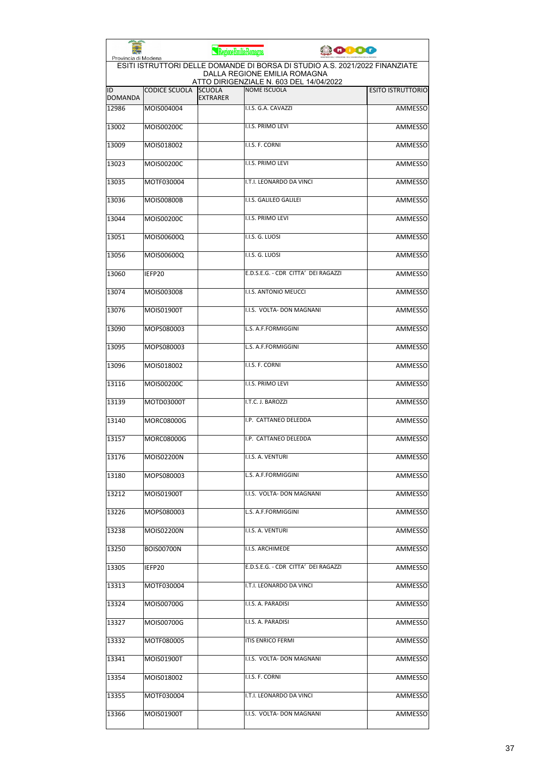Provincia di Modena

ESITI ISTRUTTORI DELLE DOMANDE DI BORSA DI STUDIO A.S. 2021/2022 FINANZIATE DALLA REGIONE EMILIA ROMAGNA
ATTO DIRIGENZIALE N. 603 DEL 14/04/2022

| ID DOMANDA | CODICE SCUOLA | SCUOLA EXTRARER | NOME ISCUOLA | ESITO ISTRUTTORIO |
|---|---|---|---|---|
| 12986 | MOIS004004 | | I.I.S. G.A. CAVAZZI | AMMESSO |
| 13002 | MOIS00200C | | I.I.S. PRIMO LEVI | AMMESSO |
| 13009 | MOIS018002 | | I.I.S. F. CORNI | AMMESSO |
| 13023 | MOIS00200C | | I.I.S. PRIMO LEVI | AMMESSO |
| 13035 | MOTF030004 | | I.T.I. LEONARDO DA VINCI | AMMESSO |
| 13036 | MOIS00800B | | I.I.S. GALILEO GALILEI | AMMESSO |
| 13044 | MOIS00200C | | I.I.S. PRIMO LEVI | AMMESSO |
| 13051 | MOIS00600Q | | I.I.S. G. LUOSI | AMMESSO |
| 13056 | MOIS00600Q | | I.I.S. G. LUOSI | AMMESSO |
| 13060 | IEFP20 | | E.D.S.E.G. - CDR CITTA' DEI RAGAZZI | AMMESSO |
| 13074 | MOIS003008 | | I.I.S. ANTONIO MEUCCI | AMMESSO |
| 13076 | MOIS01900T | | I.I.S. VOLTA- DON MAGNANI | AMMESSO |
| 13090 | MOPS080003 | | L.S. A.F.FORMIGGINI | AMMESSO |
| 13095 | MOPS080003 | | L.S. A.F.FORMIGGINI | AMMESSO |
| 13096 | MOIS018002 | | I.I.S. F. CORNI | AMMESSO |
| 13116 | MOIS00200C | | I.I.S. PRIMO LEVI | AMMESSO |
| 13139 | MOTD03000T | | I.T.C. J. BAROZZI | AMMESSO |
| 13140 | MORC08000G | | I.P. CATTANEO DELEDDA | AMMESSO |
| 13157 | MORC08000G | | I.P. CATTANEO DELEDDA | AMMESSO |
| 13176 | MOIS02200N | | I.I.S. A. VENTURI | AMMESSO |
| 13180 | MOPS080003 | | L.S. A.F.FORMIGGINI | AMMESSO |
| 13212 | MOIS01900T | | I.I.S. VOLTA- DON MAGNANI | AMMESSO |
| 13226 | MOPS080003 | | L.S. A.F.FORMIGGINI | AMMESSO |
| 13238 | MOIS02200N | | I.I.S. A. VENTURI | AMMESSO |
| 13250 | BOIS00700N | | I.I.S. ARCHIMEDE | AMMESSO |
| 13305 | IEFP20 | | E.D.S.E.G. - CDR CITTA' DEI RAGAZZI | AMMESSO |
| 13313 | MOTF030004 | | I.T.I. LEONARDO DA VINCI | AMMESSO |
| 13324 | MOIS00700G | | I.I.S. A. PARADISI | AMMESSO |
| 13327 | MOIS00700G | | I.I.S. A. PARADISI | AMMESSO |
| 13332 | MOTF080005 | | ITIS ENRICO FERMI | AMMESSO |
| 13341 | MOIS01900T | | I.I.S. VOLTA- DON MAGNANI | AMMESSO |
| 13354 | MOIS018002 | | I.I.S. F. CORNI | AMMESSO |
| 13355 | MOTF030004 | | I.T.I. LEONARDO DA VINCI | AMMESSO |
| 13366 | MOIS01900T | | I.I.S. VOLTA- DON MAGNANI | AMMESSO |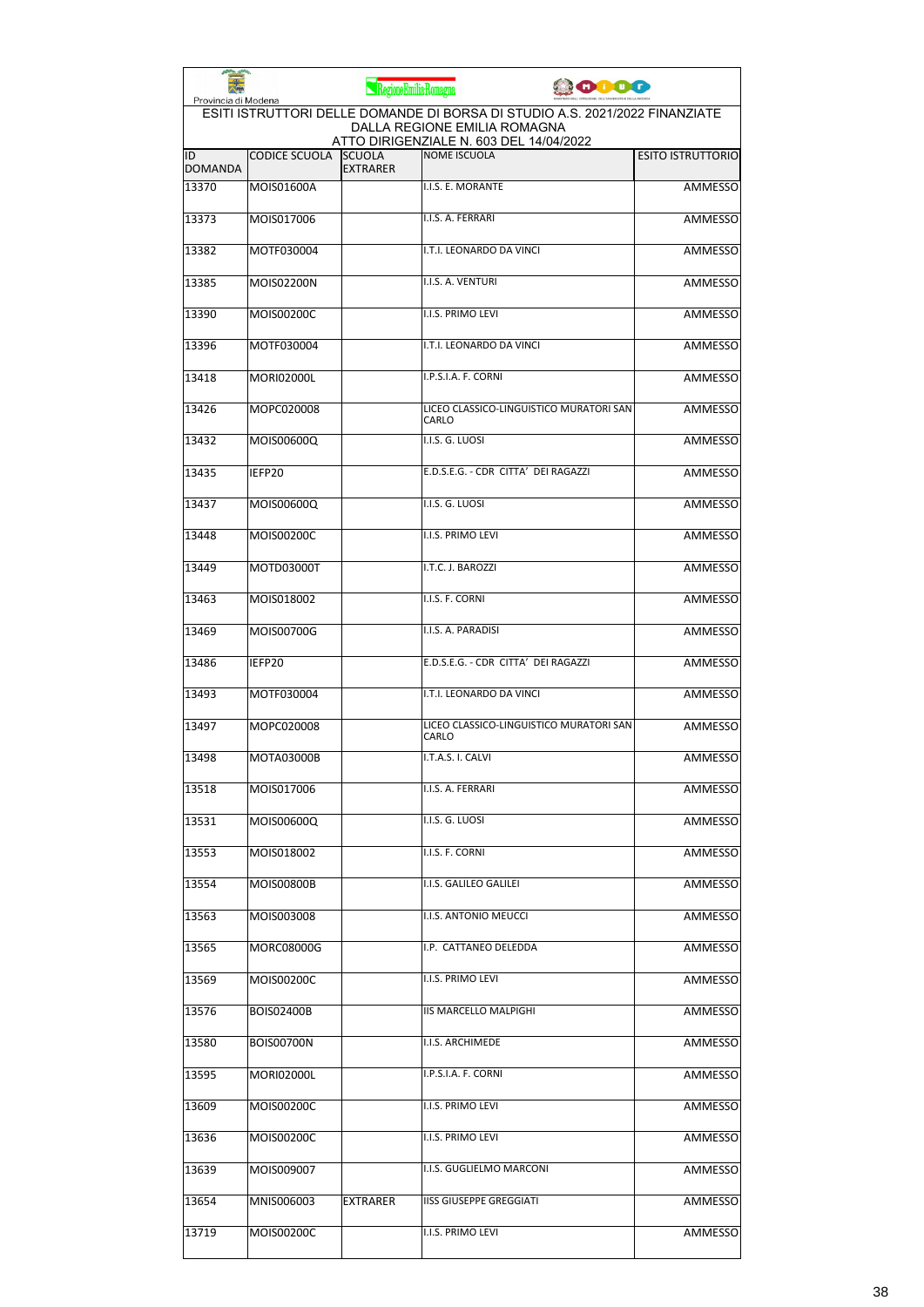Provincia di Modena

# ESITI ISTRUTTORI DELLE DOMANDE DI BORSA DI STUDIO A.S. 2021/2022 FINANZIATE DALLA REGIONE EMILIA ROMAGNA ATTO DIRIGENZIALE N. 603 DEL 14/04/2022

| ID DOMANDA | CODICE SCUOLA | SCUOLA EXTRARER | NOME ISCUOLA | ESITO ISTRUTTORIO |
|---|---|---|---|---|
| 13370 | MOIS01600A | | I.I.S. E. MORANTE | AMMESSO |
| 13373 | MOIS017006 | | I.I.S. A. FERRARI | AMMESSO |
| 13382 | MOTF030004 | | I.T.I. LEONARDO DA VINCI | AMMESSO |
| 13385 | MOIS02200N | | I.I.S. A. VENTURI | AMMESSO |
| 13390 | MOIS00200C | | I.I.S. PRIMO LEVI | AMMESSO |
| 13396 | MOTF030004 | | I.T.I. LEONARDO DA VINCI | AMMESSO |
| 13418 | MORI02000L | | I.P.S.I.A. F. CORNI | AMMESSO |
| 13426 | MOPC020008 | | LICEO CLASSICO-LINGUISTICO MURATORI SAN CARLO | AMMESSO |
| 13432 | MOIS00600Q | | I.I.S. G. LUOSI | AMMESSO |
| 13435 | IEFP20 | | E.D.S.E.G. - CDR CITTA' DEI RAGAZZI | AMMESSO |
| 13437 | MOIS00600Q | | I.I.S. G. LUOSI | AMMESSO |
| 13448 | MOIS00200C | | I.I.S. PRIMO LEVI | AMMESSO |
| 13449 | MOTD03000T | | I.T.C. J. BAROZZI | AMMESSO |
| 13463 | MOIS018002 | | I.I.S. F. CORNI | AMMESSO |
| 13469 | MOIS00700G | | I.I.S. A. PARADISI | AMMESSO |
| 13486 | IEFP20 | | E.D.S.E.G. - CDR CITTA' DEI RAGAZZI | AMMESSO |
| 13493 | MOTF030004 | | I.T.I. LEONARDO DA VINCI | AMMESSO |
| 13497 | MOPC020008 | | LICEO CLASSICO-LINGUISTICO MURATORI SAN CARLO | AMMESSO |
| 13498 | MOTA03000B | | I.T.A.S. I. CALVI | AMMESSO |
| 13518 | MOIS017006 | | I.I.S. A. FERRARI | AMMESSO |
| 13531 | MOIS00600Q | | I.I.S. G. LUOSI | AMMESSO |
| 13553 | MOIS018002 | | I.I.S. F. CORNI | AMMESSO |
| 13554 | MOIS00800B | | I.I.S. GALILEO GALILEI | AMMESSO |
| 13563 | MOIS003008 | | I.I.S. ANTONIO MEUCCI | AMMESSO |
| 13565 | MORC08000G | | I.P. CATTANEO DELEDDA | AMMESSO |
| 13569 | MOIS00200C | | I.I.S. PRIMO LEVI | AMMESSO |
| 13576 | BOIS02400B | | IIS MARCELLO MALPIGHI | AMMESSO |
| 13580 | BOIS00700N | | I.I.S. ARCHIMEDE | AMMESSO |
| 13595 | MORI02000L | | I.P.S.I.A. F. CORNI | AMMESSO |
| 13609 | MOIS00200C | | I.I.S. PRIMO LEVI | AMMESSO |
| 13636 | MOIS00200C | | I.I.S. PRIMO LEVI | AMMESSO |
| 13639 | MOIS009007 | | I.I.S. GUGLIELMO MARCONI | AMMESSO |
| 13654 | MNIS006003 | EXTRARER | IISS GIUSEPPE GREGGIATI | AMMESSO |
| 13719 | MOIS00200C | | I.I.S. PRIMO LEVI | AMMESSO |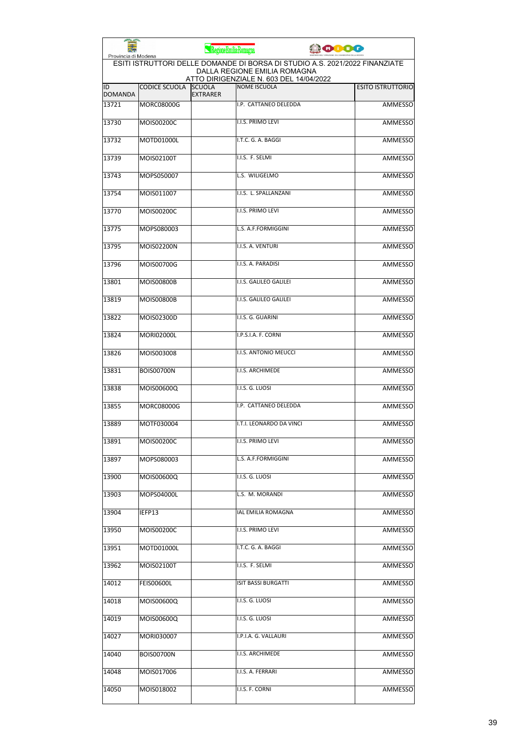Provincia di Modena

ESITI ISTRUTTORI DELLE DOMANDE DI BORSA DI STUDIO A.S. 2021/2022 FINANZIATE DALLA REGIONE EMILIA ROMAGNA
ATTO DIRIGENZIALE N. 603 DEL 14/04/2022

| ID DOMANDA | CODICE SCUOLA | SCUOLA EXTRARER | NOME ISCUOLA | ESITO ISTRUTTORIO |
|---|---|---|---|---|
| 13721 | MORC08000G | | I.P. CATTANEO DELEDDA | AMMESSO |
| 13730 | MOIS00200C | | I.I.S. PRIMO LEVI | AMMESSO |
| 13732 | MOTD01000L | | I.T.C. G. A. BAGGI | AMMESSO |
| 13739 | MOIS02100T | | I.I.S. F. SELMI | AMMESSO |
| 13743 | MOPS050007 | | L.S. WILIGELMO | AMMESSO |
| 13754 | MOIS011007 | | I.I.S. L. SPALLANZANI | AMMESSO |
| 13770 | MOIS00200C | | I.I.S. PRIMO LEVI | AMMESSO |
| 13775 | MOPS080003 | | L.S. A.F.FORMIGGINI | AMMESSO |
| 13795 | MOIS02200N | | I.I.S. A. VENTURI | AMMESSO |
| 13796 | MOIS00700G | | I.I.S. A. PARADISI | AMMESSO |
| 13801 | MOIS00800B | | I.I.S. GALILEO GALILEI | AMMESSO |
| 13819 | MOIS00800B | | I.I.S. GALILEO GALILEI | AMMESSO |
| 13822 | MOIS02300D | | I.I.S. G. GUARINI | AMMESSO |
| 13824 | MORI02000L | | I.P.S.I.A. F. CORNI | AMMESSO |
| 13826 | MOIS003008 | | I.I.S. ANTONIO MEUCCI | AMMESSO |
| 13831 | BOIS00700N | | I.I.S. ARCHIMEDE | AMMESSO |
| 13838 | MOIS00600Q | | I.I.S. G. LUOSI | AMMESSO |
| 13855 | MORC08000G | | I.P. CATTANEO DELEDDA | AMMESSO |
| 13889 | MOTF030004 | | I.T.I. LEONARDO DA VINCI | AMMESSO |
| 13891 | MOIS00200C | | I.I.S. PRIMO LEVI | AMMESSO |
| 13897 | MOPS080003 | | L.S. A.F.FORMIGGINI | AMMESSO |
| 13900 | MOIS00600Q | | I.I.S. G. LUOSI | AMMESSO |
| 13903 | MOPS04000L | | L.S. M. MORANDI | AMMESSO |
| 13904 | IEFP13 | | IAL EMILIA ROMAGNA | AMMESSO |
| 13950 | MOIS00200C | | I.I.S. PRIMO LEVI | AMMESSO |
| 13951 | MOTD01000L | | I.T.C. G. A. BAGGI | AMMESSO |
| 13962 | MOIS02100T | | I.I.S. F. SELMI | AMMESSO |
| 14012 | FEIS00600L | | ISIT BASSI BURGATTI | AMMESSO |
| 14018 | MOIS00600Q | | I.I.S. G. LUOSI | AMMESSO |
| 14019 | MOIS00600Q | | I.I.S. G. LUOSI | AMMESSO |
| 14027 | MORI030007 | | I.P.I.A. G. VALLAURI | AMMESSO |
| 14040 | BOIS00700N | | I.I.S. ARCHIMEDE | AMMESSO |
| 14048 | MOIS017006 | | I.I.S. A. FERRARI | AMMESSO |
| 14050 | MOIS018002 | | I.I.S. F. CORNI | AMMESSO |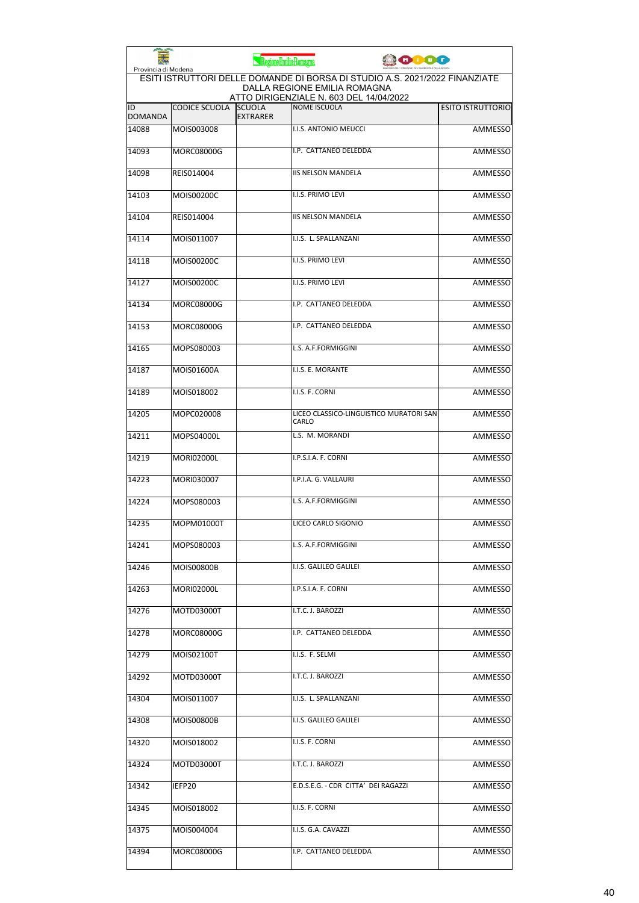Provincia di Modena

ESITI ISTRUTTORI DELLE DOMANDE DI BORSA DI STUDIO A.S. 2021/2022 FINANZIATE DALLA REGIONE EMILIA ROMAGNA ATTO DIRIGENZIALE N. 603 DEL 14/04/2022

| ID DOMANDA | CODICE SCUOLA | SCUOLA EXTRARER | NOME ISCUOLA | ESITO ISTRUTTORIO |
|---|---|---|---|---|
| 14088 | MOIS003008 | | I.I.S. ANTONIO MEUCCI | AMMESSO |
| 14093 | MORC08000G | | I.P. CATTANEO DELEDDA | AMMESSO |
| 14098 | REIS014004 | | IIS NELSON MANDELA | AMMESSO |
| 14103 | MOIS00200C | | I.I.S. PRIMO LEVI | AMMESSO |
| 14104 | REIS014004 | | IIS NELSON MANDELA | AMMESSO |
| 14114 | MOIS011007 | | I.I.S. L. SPALLANZANI | AMMESSO |
| 14118 | MOIS00200C | | I.I.S. PRIMO LEVI | AMMESSO |
| 14127 | MOIS00200C | | I.I.S. PRIMO LEVI | AMMESSO |
| 14134 | MORC08000G | | I.P. CATTANEO DELEDDA | AMMESSO |
| 14153 | MORC08000G | | I.P. CATTANEO DELEDDA | AMMESSO |
| 14165 | MOPS080003 | | L.S. A.F.FORMIGGINI | AMMESSO |
| 14187 | MOIS01600A | | I.I.S. E. MORANTE | AMMESSO |
| 14189 | MOIS018002 | | I.I.S. F. CORNI | AMMESSO |
| 14205 | MOPC020008 | | LICEO CLASSICO-LINGUISTICO MURATORI SAN CARLO | AMMESSO |
| 14211 | MOPS04000L | | L.S. M. MORANDI | AMMESSO |
| 14219 | MORI02000L | | I.P.S.I.A. F. CORNI | AMMESSO |
| 14223 | MORI030007 | | I.P.I.A. G. VALLAURI | AMMESSO |
| 14224 | MOPS080003 | | L.S. A.F.FORMIGGINI | AMMESSO |
| 14235 | MOPM01000T | | LICEO CARLO SIGONIO | AMMESSO |
| 14241 | MOPS080003 | | L.S. A.F.FORMIGGINI | AMMESSO |
| 14246 | MOIS00800B | | I.I.S. GALILEO GALILEI | AMMESSO |
| 14263 | MORI02000L | | I.P.S.I.A. F. CORNI | AMMESSO |
| 14276 | MOTD03000T | | I.T.C. J. BAROZZI | AMMESSO |
| 14278 | MORC08000G | | I.P. CATTANEO DELEDDA | AMMESSO |
| 14279 | MOIS02100T | | I.I.S. F. SELMI | AMMESSO |
| 14292 | MOTD03000T | | I.T.C. J. BAROZZI | AMMESSO |
| 14304 | MOIS011007 | | I.I.S. L. SPALLANZANI | AMMESSO |
| 14308 | MOIS00800B | | I.I.S. GALILEO GALILEI | AMMESSO |
| 14320 | MOIS018002 | | I.I.S. F. CORNI | AMMESSO |
| 14324 | MOTD03000T | | I.T.C. J. BAROZZI | AMMESSO |
| 14342 | IEFP20 | | E.D.S.E.G. - CDR CITTA' DEI RAGAZZI | AMMESSO |
| 14345 | MOIS018002 | | I.I.S. F. CORNI | AMMESSO |
| 14375 | MOIS004004 | | I.I.S. G.A. CAVAZZI | AMMESSO |
| 14394 | MORC08000G | | I.P. CATTANEO DELEDDA | AMMESSO |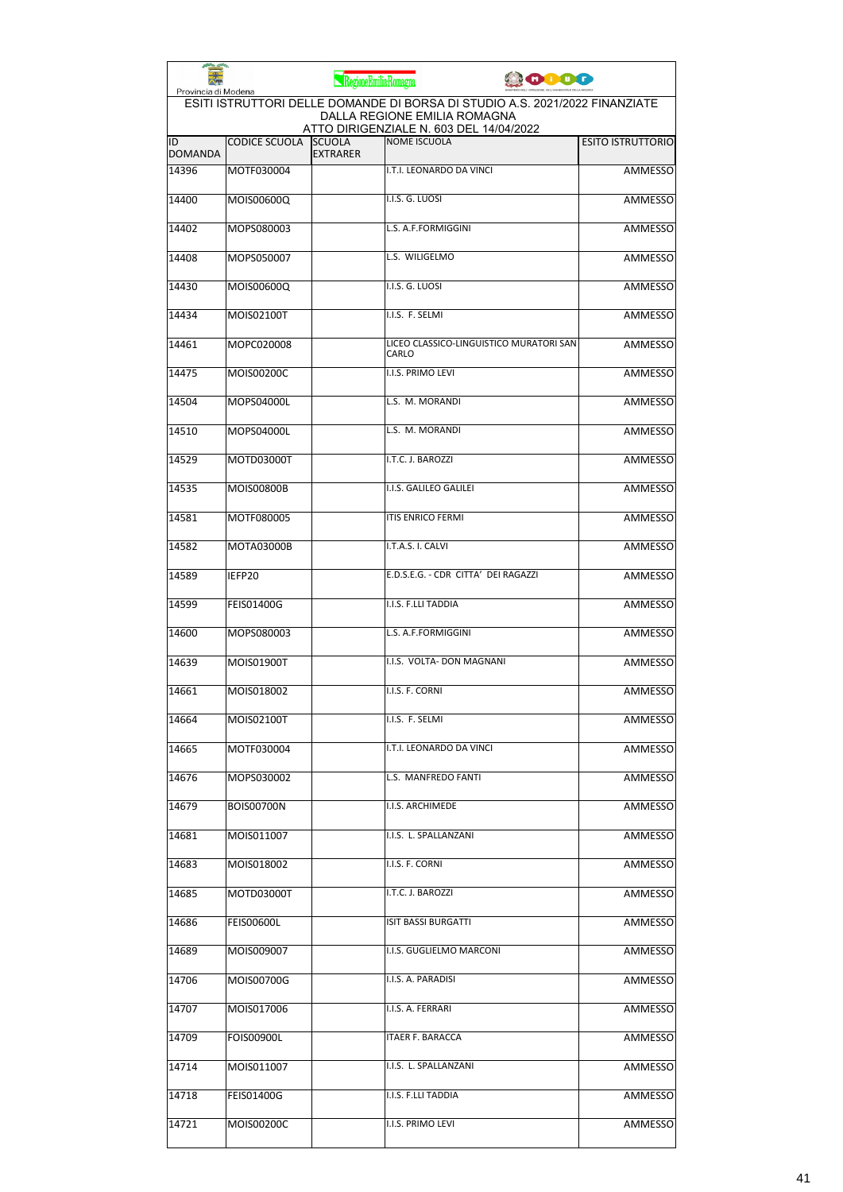Provincia di Modena

ESITI ISTRUTTORI DELLE DOMANDE DI BORSA DI STUDIO A.S. 2021/2022 FINANZIATE DALLA REGIONE EMILIA ROMAGNA
ATTO DIRIGENZIALE N. 603 DEL 14/04/2022

| ID DOMANDA | CODICE SCUOLA | SCUOLA EXTRARER | NOME ISCUOLA | ESITO ISTRUTTORIO |
|---|---|---|---|---|
| 14396 | MOTF030004 | | I.T.I. LEONARDO DA VINCI | AMMESSO |
| 14400 | MOIS00600Q | | I.I.S. G. LUOSI | AMMESSO |
| 14402 | MOPS080003 | | L.S. A.F.FORMIGGINI | AMMESSO |
| 14408 | MOPS050007 | | L.S. WILIGELMO | AMMESSO |
| 14430 | MOIS00600Q | | I.I.S. G. LUOSI | AMMESSO |
| 14434 | MOIS02100T | | I.I.S. F. SELMI | AMMESSO |
| 14461 | MOPC020008 | | LICEO CLASSICO-LINGUISTICO MURATORI SAN CARLO | AMMESSO |
| 14475 | MOIS00200C | | I.I.S. PRIMO LEVI | AMMESSO |
| 14504 | MOPS04000L | | L.S. M. MORANDI | AMMESSO |
| 14510 | MOPS04000L | | L.S. M. MORANDI | AMMESSO |
| 14529 | MOTD03000T | | I.T.C. J. BAROZZI | AMMESSO |
| 14535 | MOIS00800B | | I.I.S. GALILEO GALILEI | AMMESSO |
| 14581 | MOTF080005 | | ITIS ENRICO FERMI | AMMESSO |
| 14582 | MOTA03000B | | I.T.A.S. I. CALVI | AMMESSO |
| 14589 | IEFP20 | | E.D.S.E.G. - CDR CITTA' DEI RAGAZZI | AMMESSO |
| 14599 | FEIS01400G | | I.I.S. F.LLI TADDIA | AMMESSO |
| 14600 | MOPS080003 | | L.S. A.F.FORMIGGINI | AMMESSO |
| 14639 | MOIS01900T | | I.I.S. VOLTA- DON MAGNANI | AMMESSO |
| 14661 | MOIS018002 | | I.I.S. F. CORNI | AMMESSO |
| 14664 | MOIS02100T | | I.I.S. F. SELMI | AMMESSO |
| 14665 | MOTF030004 | | I.T.I. LEONARDO DA VINCI | AMMESSO |
| 14676 | MOPS030002 | | L.S. MANFREDO FANTI | AMMESSO |
| 14679 | BOIS00700N | | I.I.S. ARCHIMEDE | AMMESSO |
| 14681 | MOIS011007 | | I.I.S. L. SPALLANZANI | AMMESSO |
| 14683 | MOIS018002 | | I.I.S. F. CORNI | AMMESSO |
| 14685 | MOTD03000T | | I.T.C. J. BAROZZI | AMMESSO |
| 14686 | FEIS00600L | | ISIT BASSI BURGATTI | AMMESSO |
| 14689 | MOIS009007 | | I.I.S. GUGLIELMO MARCONI | AMMESSO |
| 14706 | MOIS00700G | | I.I.S. A. PARADISI | AMMESSO |
| 14707 | MOIS017006 | | I.I.S. A. FERRARI | AMMESSO |
| 14709 | FOIS00900L | | ITAER F. BARACCA | AMMESSO |
| 14714 | MOIS011007 | | I.I.S. L. SPALLANZANI | AMMESSO |
| 14718 | FEIS01400G | | I.I.S. F.LLI TADDIA | AMMESSO |
| 14721 | MOIS00200C | | I.I.S. PRIMO LEVI | AMMESSO |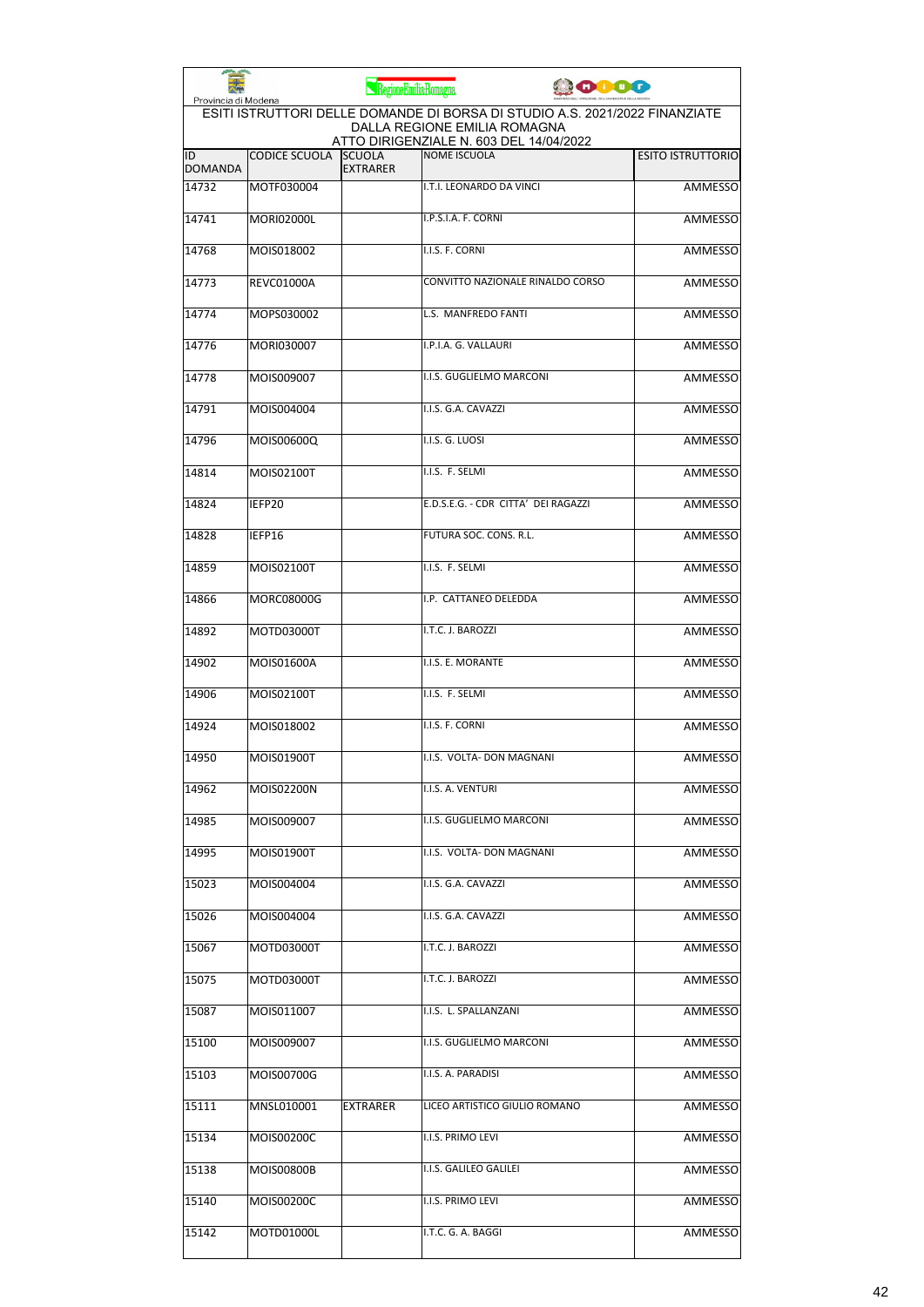Provincia di Modena

ESITI ISTRUTTORI DELLE DOMANDE DI BORSA DI STUDIO A.S. 2021/2022 FINANZIATE DALLA REGIONE EMILIA ROMAGNA
ATTO DIRIGENZIALE N. 603 DEL 14/04/2022

| ID DOMANDA | CODICE SCUOLA | SCUOLA EXTRARER | NOME ISCUOLA | ESITO ISTRUTTORIO |
|---|---|---|---|---|
| 14732 | MOTF030004 | | I.T.I. LEONARDO DA VINCI | AMMESSO |
| 14741 | MORI02000L | | I.P.S.I.A. F. CORNI | AMMESSO |
| 14768 | MOIS018002 | | I.I.S. F. CORNI | AMMESSO |
| 14773 | REVC01000A | | CONVITTO NAZIONALE RINALDO CORSO | AMMESSO |
| 14774 | MOPS030002 | | L.S. MANFREDO FANTI | AMMESSO |
| 14776 | MORI030007 | | I.P.I.A. G. VALLAURI | AMMESSO |
| 14778 | MOIS009007 | | I.I.S. GUGLIELMO MARCONI | AMMESSO |
| 14791 | MOIS004004 | | I.I.S. G.A. CAVAZZI | AMMESSO |
| 14796 | MOIS00600Q | | I.I.S. G. LUOSI | AMMESSO |
| 14814 | MOIS02100T | | I.I.S. F. SELMI | AMMESSO |
| 14824 | IEFP20 | | E.D.S.E.G. - CDR CITTA' DEI RAGAZZI | AMMESSO |
| 14828 | IEFP16 | | FUTURA SOC. CONS. R.L. | AMMESSO |
| 14859 | MOIS02100T | | I.I.S. F. SELMI | AMMESSO |
| 14866 | MORC08000G | | I.P. CATTANEO DELEDDA | AMMESSO |
| 14892 | MOTD03000T | | I.T.C. J. BAROZZI | AMMESSO |
| 14902 | MOIS01600A | | I.I.S. E. MORANTE | AMMESSO |
| 14906 | MOIS02100T | | I.I.S. F. SELMI | AMMESSO |
| 14924 | MOIS018002 | | I.I.S. F. CORNI | AMMESSO |
| 14950 | MOIS01900T | | I.I.S. VOLTA- DON MAGNANI | AMMESSO |
| 14962 | MOIS02200N | | I.I.S. A. VENTURI | AMMESSO |
| 14985 | MOIS009007 | | I.I.S. GUGLIELMO MARCONI | AMMESSO |
| 14995 | MOIS01900T | | I.I.S. VOLTA- DON MAGNANI | AMMESSO |
| 15023 | MOIS004004 | | I.I.S. G.A. CAVAZZI | AMMESSO |
| 15026 | MOIS004004 | | I.I.S. G.A. CAVAZZI | AMMESSO |
| 15067 | MOTD03000T | | I.T.C. J. BAROZZI | AMMESSO |
| 15075 | MOTD03000T | | I.T.C. J. BAROZZI | AMMESSO |
| 15087 | MOIS011007 | | I.I.S. L. SPALLANZANI | AMMESSO |
| 15100 | MOIS009007 | | I.I.S. GUGLIELMO MARCONI | AMMESSO |
| 15103 | MOIS00700G | | I.I.S. A. PARADISI | AMMESSO |
| 15111 | MNSL010001 | EXTRARER | LICEO ARTISTICO GIULIO ROMANO | AMMESSO |
| 15134 | MOIS00200C | | I.I.S. PRIMO LEVI | AMMESSO |
| 15138 | MOIS00800B | | I.I.S. GALILEO GALILEI | AMMESSO |
| 15140 | MOIS00200C | | I.I.S. PRIMO LEVI | AMMESSO |
| 15142 | MOTD01000L | | I.T.C. G. A. BAGGI | AMMESSO |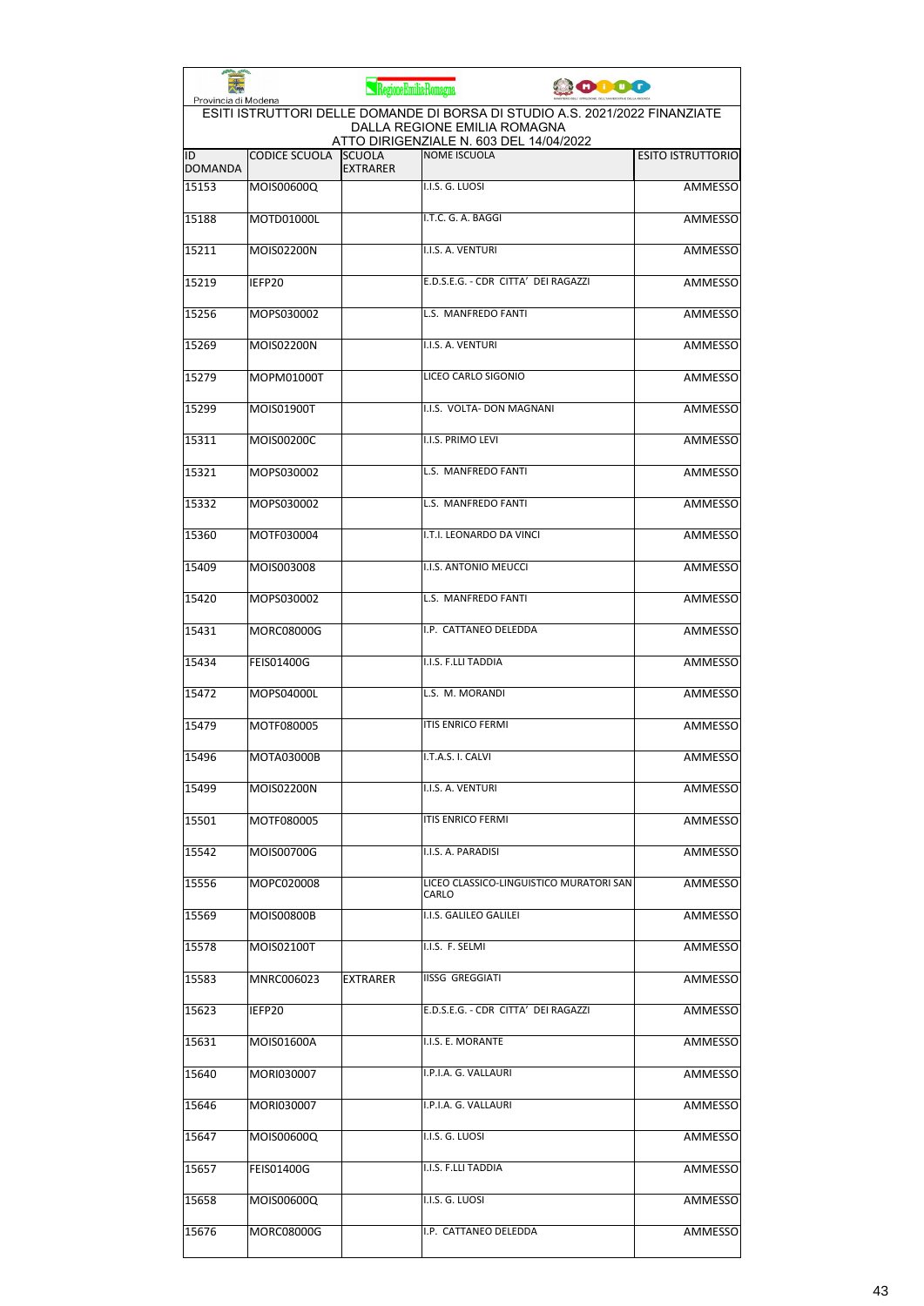Provincia di Modena

ESITI ISTRUTTORI DELLE DOMANDE DI BORSA DI STUDIO A.S. 2021/2022 FINANZIATE DALLA REGIONE EMILIA ROMAGNA
ATTO DIRIGENZIALE N. 603 DEL 14/04/2022

| ID DOMANDA | CODICE SCUOLA | SCUOLA EXTRARER | NOME ISCUOLA | ESITO ISTRUTTORIO |
|---|---|---|---|---|
| 15153 | MOIS00600Q | | I.I.S. G. LUOSI | AMMESSO |
| 15188 | MOTD01000L | | I.T.C. G. A. BAGGI | AMMESSO |
| 15211 | MOIS02200N | | I.I.S. A. VENTURI | AMMESSO |
| 15219 | IEFP20 | | E.D.S.E.G. - CDR CITTA' DEI RAGAZZI | AMMESSO |
| 15256 | MOPS030002 | | L.S. MANFREDO FANTI | AMMESSO |
| 15269 | MOIS02200N | | I.I.S. A. VENTURI | AMMESSO |
| 15279 | MOPM01000T | | LICEO CARLO SIGONIO | AMMESSO |
| 15299 | MOIS01900T | | I.I.S. VOLTA- DON MAGNANI | AMMESSO |
| 15311 | MOIS00200C | | I.I.S. PRIMO LEVI | AMMESSO |
| 15321 | MOPS030002 | | L.S. MANFREDO FANTI | AMMESSO |
| 15332 | MOPS030002 | | L.S. MANFREDO FANTI | AMMESSO |
| 15360 | MOTF030004 | | I.T.I. LEONARDO DA VINCI | AMMESSO |
| 15409 | MOIS003008 | | I.I.S. ANTONIO MEUCCI | AMMESSO |
| 15420 | MOPS030002 | | L.S. MANFREDO FANTI | AMMESSO |
| 15431 | MORC08000G | | I.P. CATTANEO DELEDDA | AMMESSO |
| 15434 | FEIS01400G | | I.I.S. F.LLI TADDIA | AMMESSO |
| 15472 | MOPS04000L | | L.S. M. MORANDI | AMMESSO |
| 15479 | MOTF080005 | | ITIS ENRICO FERMI | AMMESSO |
| 15496 | MOTA03000B | | I.T.A.S. I. CALVI | AMMESSO |
| 15499 | MOIS02200N | | I.I.S. A. VENTURI | AMMESSO |
| 15501 | MOTF080005 | | ITIS ENRICO FERMI | AMMESSO |
| 15542 | MOIS00700G | | I.I.S. A. PARADISI | AMMESSO |
| 15556 | MOPC020008 | | LICEO CLASSICO-LINGUISTICO MURATORI SAN CARLO | AMMESSO |
| 15569 | MOIS00800B | | I.I.S. GALILEO GALILEI | AMMESSO |
| 15578 | MOIS02100T | | I.I.S. F. SELMI | AMMESSO |
| 15583 | MNRC006023 | EXTRARER | IISSG GREGGIATI | AMMESSO |
| 15623 | IEFP20 | | E.D.S.E.G. - CDR CITTA' DEI RAGAZZI | AMMESSO |
| 15631 | MOIS01600A | | I.I.S. E. MORANTE | AMMESSO |
| 15640 | MORI030007 | | I.P.I.A. G. VALLAURI | AMMESSO |
| 15646 | MORI030007 | | I.P.I.A. G. VALLAURI | AMMESSO |
| 15647 | MOIS00600Q | | I.I.S. G. LUOSI | AMMESSO |
| 15657 | FEIS01400G | | I.I.S. F.LLI TADDIA | AMMESSO |
| 15658 | MOIS00600Q | | I.I.S. G. LUOSI | AMMESSO |
| 15676 | MORC08000G | | I.P. CATTANEO DELEDDA | AMMESSO |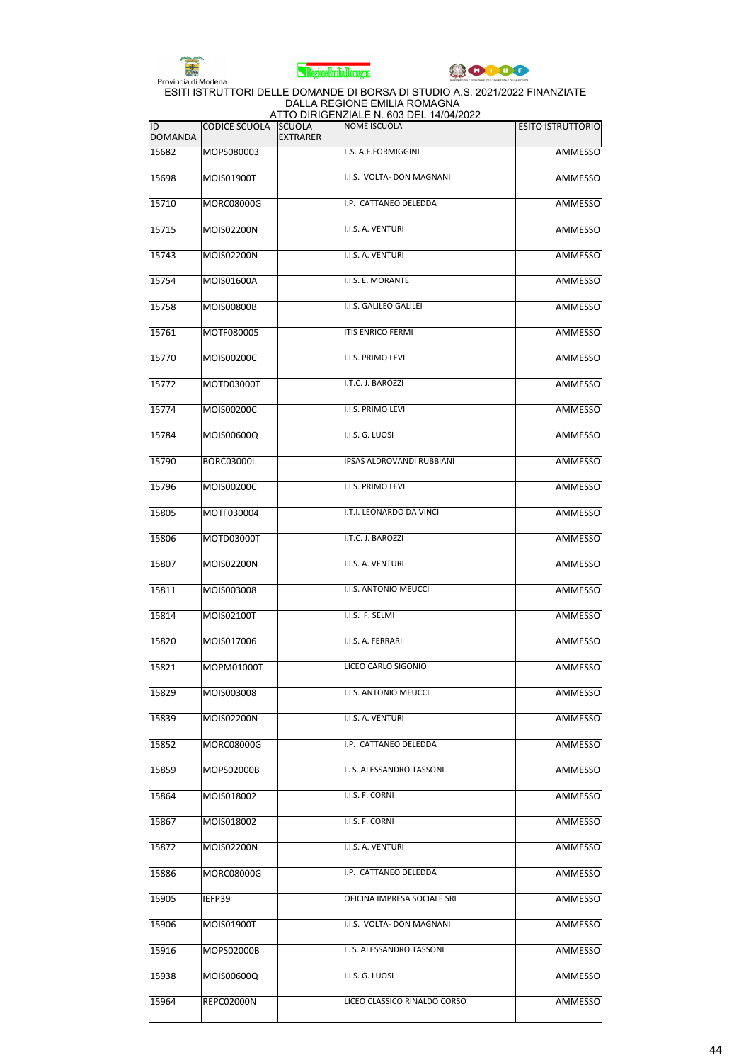Provincia di Modena

ESITI ISTRUTTORI DELLE DOMANDE DI BORSA DI STUDIO A.S. 2021/2022 FINANZIATE DALLA REGIONE EMILIA ROMAGNA
ATTO DIRIGENZIALE N. 603 DEL 14/04/2022

| ID DOMANDA | CODICE SCUOLA | SCUOLA EXTRARER | NOME ISCUOLA | ESITO ISTRUTTORIO |
|---|---|---|---|---|
| 15682 | MOPS080003 | | L.S. A.F.FORMIGGINI | AMMESSO |
| 15698 | MOIS01900T | | I.I.S. VOLTA- DON MAGNANI | AMMESSO |
| 15710 | MORC08000G | | I.P. CATTANEO DELEDDA | AMMESSO |
| 15715 | MOIS02200N | | I.I.S. A. VENTURI | AMMESSO |
| 15743 | MOIS02200N | | I.I.S. A. VENTURI | AMMESSO |
| 15754 | MOIS01600A | | I.I.S. E. MORANTE | AMMESSO |
| 15758 | MOIS00800B | | I.I.S. GALILEO GALILEI | AMMESSO |
| 15761 | MOTF080005 | | ITIS ENRICO FERMI | AMMESSO |
| 15770 | MOIS00200C | | I.I.S. PRIMO LEVI | AMMESSO |
| 15772 | MOTD03000T | | I.T.C. J. BAROZZI | AMMESSO |
| 15774 | MOIS00200C | | I.I.S. PRIMO LEVI | AMMESSO |
| 15784 | MOIS00600Q | | I.I.S. G. LUOSI | AMMESSO |
| 15790 | BORC03000L | | IPSAS ALDROVANDI RUBBIANI | AMMESSO |
| 15796 | MOIS00200C | | I.I.S. PRIMO LEVI | AMMESSO |
| 15805 | MOTF030004 | | I.T.I. LEONARDO DA VINCI | AMMESSO |
| 15806 | MOTD03000T | | I.T.C. J. BAROZZI | AMMESSO |
| 15807 | MOIS02200N | | I.I.S. A. VENTURI | AMMESSO |
| 15811 | MOIS003008 | | I.I.S. ANTONIO MEUCCI | AMMESSO |
| 15814 | MOIS02100T | | I.I.S. F. SELMI | AMMESSO |
| 15820 | MOIS017006 | | I.I.S. A. FERRARI | AMMESSO |
| 15821 | MOPM01000T | | LICEO CARLO SIGONIO | AMMESSO |
| 15829 | MOIS003008 | | I.I.S. ANTONIO MEUCCI | AMMESSO |
| 15839 | MOIS02200N | | I.I.S. A. VENTURI | AMMESSO |
| 15852 | MORC08000G | | I.P. CATTANEO DELEDDA | AMMESSO |
| 15859 | MOPS02000B | | L. S. ALESSANDRO TASSONI | AMMESSO |
| 15864 | MOIS018002 | | I.I.S. F. CORNI | AMMESSO |
| 15867 | MOIS018002 | | I.I.S. F. CORNI | AMMESSO |
| 15872 | MOIS02200N | | I.I.S. A. VENTURI | AMMESSO |
| 15886 | MORC08000G | | I.P. CATTANEO DELEDDA | AMMESSO |
| 15905 | IEFP39 | | OFICINA IMPRESA SOCIALE SRL | AMMESSO |
| 15906 | MOIS01900T | | I.I.S. VOLTA- DON MAGNANI | AMMESSO |
| 15916 | MOPS02000B | | L. S. ALESSANDRO TASSONI | AMMESSO |
| 15938 | MOIS00600Q | | I.I.S. G. LUOSI | AMMESSO |
| 15964 | REPC02000N | | LICEO CLASSICO RINALDO CORSO | AMMESSO |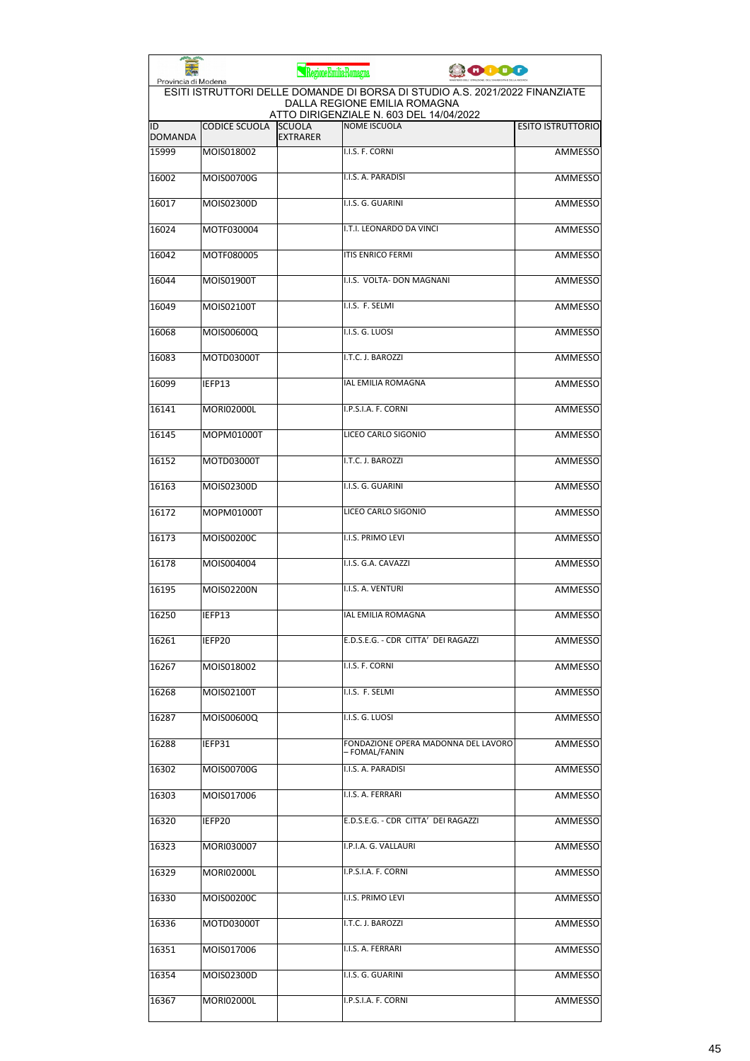Provincia di Modena

ESITI ISTRUTTORI DELLE DOMANDE DI BORSA DI STUDIO A.S. 2021/2022 FINANZIATE DALLA REGIONE EMILIA ROMAGNA
ATTO DIRIGENZIALE N. 603 DEL 14/04/2022

| ID DOMANDA | CODICE SCUOLA | SCUOLA EXTRARER | NOME ISCUOLA | ESITO ISTRUTTORIO |
|---|---|---|---|---|
| 15999 | MOIS018002 | | I.I.S. F. CORNI | AMMESSO |
| 16002 | MOIS00700G | | I.I.S. A. PARADISI | AMMESSO |
| 16017 | MOIS02300D | | I.I.S. G. GUARINI | AMMESSO |
| 16024 | MOTF030004 | | I.T.I. LEONARDO DA VINCI | AMMESSO |
| 16042 | MOTF080005 | | ITIS ENRICO FERMI | AMMESSO |
| 16044 | MOIS01900T | | I.I.S.  VOLTA- DON MAGNANI | AMMESSO |
| 16049 | MOIS02100T | | I.I.S.  F. SELMI | AMMESSO |
| 16068 | MOIS00600Q | | I.I.S. G. LUOSI | AMMESSO |
| 16083 | MOTD03000T | | I.T.C. J. BAROZZI | AMMESSO |
| 16099 | IEFP13 | | IAL EMILIA ROMAGNA | AMMESSO |
| 16141 | MORI02000L | | I.P.S.I.A. F. CORNI | AMMESSO |
| 16145 | MOPM01000T | | LICEO CARLO SIGONIO | AMMESSO |
| 16152 | MOTD03000T | | I.T.C. J. BAROZZI | AMMESSO |
| 16163 | MOIS02300D | | I.I.S. G. GUARINI | AMMESSO |
| 16172 | MOPM01000T | | LICEO CARLO SIGONIO | AMMESSO |
| 16173 | MOIS00200C | | I.I.S. PRIMO LEVI | AMMESSO |
| 16178 | MOIS004004 | | I.I.S. G.A. CAVAZZI | AMMESSO |
| 16195 | MOIS02200N | | I.I.S. A. VENTURI | AMMESSO |
| 16250 | IEFP13 | | IAL EMILIA ROMAGNA | AMMESSO |
| 16261 | IEFP20 | | E.D.S.E.G. - CDR  CITTA'  DEI RAGAZZI | AMMESSO |
| 16267 | MOIS018002 | | I.I.S. F. CORNI | AMMESSO |
| 16268 | MOIS02100T | | I.I.S.  F. SELMI | AMMESSO |
| 16287 | MOIS00600Q | | I.I.S. G. LUOSI | AMMESSO |
| 16288 | IEFP31 | | FONDAZIONE OPERA MADONNA DEL LAVORO – FOMAL/FANIN | AMMESSO |
| 16302 | MOIS00700G | | I.I.S. A. PARADISI | AMMESSO |
| 16303 | MOIS017006 | | I.I.S. A. FERRARI | AMMESSO |
| 16320 | IEFP20 | | E.D.S.E.G. - CDR  CITTA'  DEI RAGAZZI | AMMESSO |
| 16323 | MORI030007 | | I.P.I.A. G. VALLAURI | AMMESSO |
| 16329 | MORI02000L | | I.P.S.I.A. F. CORNI | AMMESSO |
| 16330 | MOIS00200C | | I.I.S. PRIMO LEVI | AMMESSO |
| 16336 | MOTD03000T | | I.T.C. J. BAROZZI | AMMESSO |
| 16351 | MOIS017006 | | I.I.S. A. FERRARI | AMMESSO |
| 16354 | MOIS02300D | | I.I.S. G. GUARINI | AMMESSO |
| 16367 | MORI02000L | | I.P.S.I.A. F. CORNI | AMMESSO |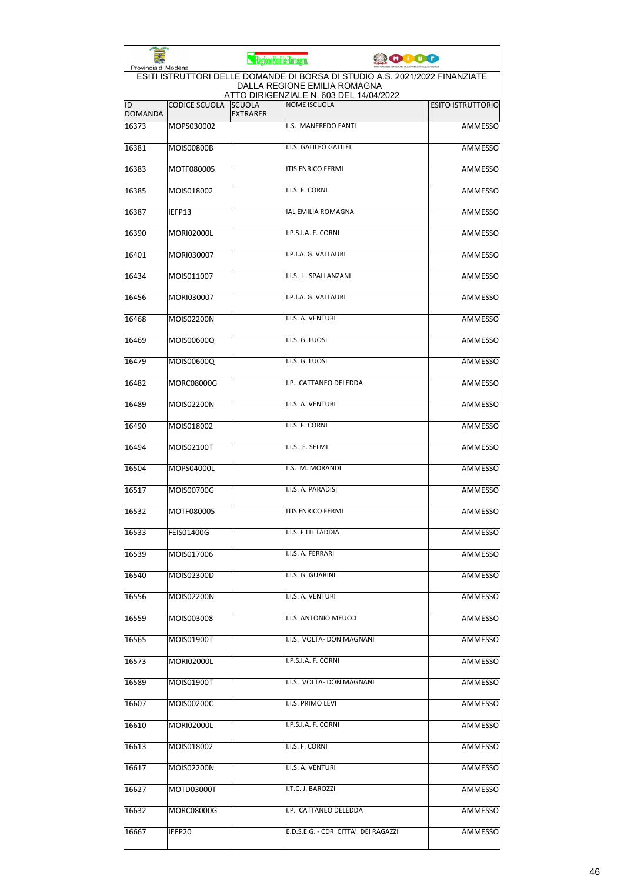Provincia di Modena

ESITI ISTRUTTORI DELLE DOMANDE DI BORSA DI STUDIO A.S. 2021/2022 FINANZIATE DALLA REGIONE EMILIA ROMAGNA ATTO DIRIGENZIALE N. 603 DEL 14/04/2022

| ID DOMANDA | CODICE SCUOLA | SCUOLA EXTRARER | NOME ISCUOLA | ESITO ISTRUTTORIO |
|---|---|---|---|---|
| 16373 | MOPS030002 | | L.S. MANFREDO FANTI | AMMESSO |
| 16381 | MOIS00800B | | I.I.S. GALILEO GALILEI | AMMESSO |
| 16383 | MOTF080005 | | ITIS ENRICO FERMI | AMMESSO |
| 16385 | MOIS018002 | | I.I.S. F. CORNI | AMMESSO |
| 16387 | IEFP13 | | IAL EMILIA ROMAGNA | AMMESSO |
| 16390 | MORI02000L | | I.P.S.I.A. F. CORNI | AMMESSO |
| 16401 | MORI030007 | | I.P.I.A. G. VALLAURI | AMMESSO |
| 16434 | MOIS011007 | | I.I.S. L. SPALLANZANI | AMMESSO |
| 16456 | MORI030007 | | I.P.I.A. G. VALLAURI | AMMESSO |
| 16468 | MOIS02200N | | I.I.S. A. VENTURI | AMMESSO |
| 16469 | MOIS00600Q | | I.I.S. G. LUOSI | AMMESSO |
| 16479 | MOIS00600Q | | I.I.S. G. LUOSI | AMMESSO |
| 16482 | MORC08000G | | I.P. CATTANEO DELEDDA | AMMESSO |
| 16489 | MOIS02200N | | I.I.S. A. VENTURI | AMMESSO |
| 16490 | MOIS018002 | | I.I.S. F. CORNI | AMMESSO |
| 16494 | MOIS02100T | | I.I.S. F. SELMI | AMMESSO |
| 16504 | MOPS04000L | | L.S. M. MORANDI | AMMESSO |
| 16517 | MOIS00700G | | I.I.S. A. PARADISI | AMMESSO |
| 16532 | MOTF080005 | | ITIS ENRICO FERMI | AMMESSO |
| 16533 | FEIS01400G | | I.I.S. F.LLI TADDIA | AMMESSO |
| 16539 | MOIS017006 | | I.I.S. A. FERRARI | AMMESSO |
| 16540 | MOIS02300D | | I.I.S. G. GUARINI | AMMESSO |
| 16556 | MOIS02200N | | I.I.S. A. VENTURI | AMMESSO |
| 16559 | MOIS003008 | | I.I.S. ANTONIO MEUCCI | AMMESSO |
| 16565 | MOIS01900T | | I.I.S. VOLTA- DON MAGNANI | AMMESSO |
| 16573 | MORI02000L | | I.P.S.I.A. F. CORNI | AMMESSO |
| 16589 | MOIS01900T | | I.I.S. VOLTA- DON MAGNANI | AMMESSO |
| 16607 | MOIS00200C | | I.I.S. PRIMO LEVI | AMMESSO |
| 16610 | MORI02000L | | I.P.S.I.A. F. CORNI | AMMESSO |
| 16613 | MOIS018002 | | I.I.S. F. CORNI | AMMESSO |
| 16617 | MOIS02200N | | I.I.S. A. VENTURI | AMMESSO |
| 16627 | MOTD03000T | | I.T.C. J. BAROZZI | AMMESSO |
| 16632 | MORC08000G | | I.P. CATTANEO DELEDDA | AMMESSO |
| 16667 | IEFP20 | | E.D.S.E.G. - CDR CITTA' DEI RAGAZZI | AMMESSO |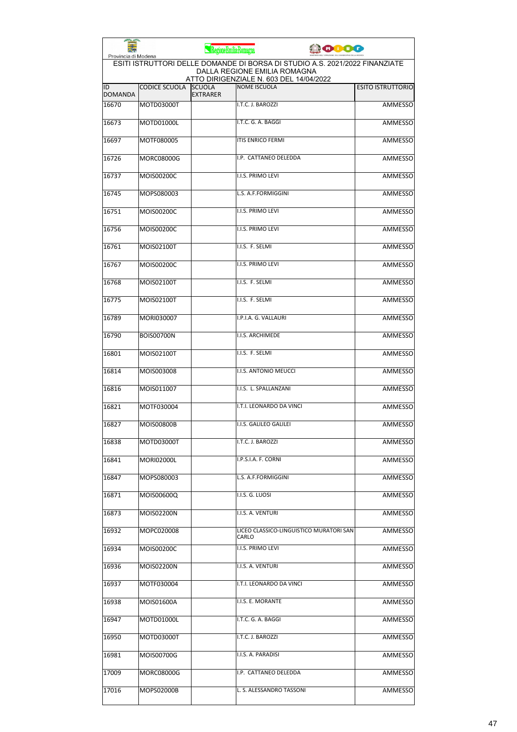Provincia di Modena

ESITI ISTRUTTORI DELLE DOMANDE DI BORSA DI STUDIO A.S. 2021/2022 FINANZIATE DALLA REGIONE EMILIA ROMAGNA
ATTO DIRIGENZIALE N. 603 DEL 14/04/2022

| ID DOMANDA | CODICE SCUOLA | SCUOLA EXTRARER | NOME ISCUOLA | ESITO ISTRUTTORIO |
|---|---|---|---|---|
| 16670 | MOTD03000T | | I.T.C. J. BAROZZI | AMMESSO |
| 16673 | MOTD01000L | | I.T.C. G. A. BAGGI | AMMESSO |
| 16697 | MOTF080005 | | ITIS ENRICO FERMI | AMMESSO |
| 16726 | MORC08000G | | I.P. CATTANEO DELEDDA | AMMESSO |
| 16737 | MOIS00200C | | I.I.S. PRIMO LEVI | AMMESSO |
| 16745 | MOPS080003 | | L.S. A.F.FORMIGGINI | AMMESSO |
| 16751 | MOIS00200C | | I.I.S. PRIMO LEVI | AMMESSO |
| 16756 | MOIS00200C | | I.I.S. PRIMO LEVI | AMMESSO |
| 16761 | MOIS02100T | | I.I.S. F. SELMI | AMMESSO |
| 16767 | MOIS00200C | | I.I.S. PRIMO LEVI | AMMESSO |
| 16768 | MOIS02100T | | I.I.S. F. SELMI | AMMESSO |
| 16775 | MOIS02100T | | I.I.S. F. SELMI | AMMESSO |
| 16789 | MORI030007 | | I.P.I.A. G. VALLAURI | AMMESSO |
| 16790 | BOIS00700N | | I.I.S. ARCHIMEDE | AMMESSO |
| 16801 | MOIS02100T | | I.I.S. F. SELMI | AMMESSO |
| 16814 | MOIS003008 | | I.I.S. ANTONIO MEUCCI | AMMESSO |
| 16816 | MOIS011007 | | I.I.S. L. SPALLANZANI | AMMESSO |
| 16821 | MOTF030004 | | I.T.I. LEONARDO DA VINCI | AMMESSO |
| 16827 | MOIS00800B | | I.I.S. GALILEO GALILEI | AMMESSO |
| 16838 | MOTD03000T | | I.T.C. J. BAROZZI | AMMESSO |
| 16841 | MORI02000L | | I.P.S.I.A. F. CORNI | AMMESSO |
| 16847 | MOPS080003 | | L.S. A.F.FORMIGGINI | AMMESSO |
| 16871 | MOIS00600Q | | I.I.S. G. LUOSI | AMMESSO |
| 16873 | MOIS02200N | | I.I.S. A. VENTURI | AMMESSO |
| 16932 | MOPC020008 | | LICEO CLASSICO-LINGUISTICO MURATORI SAN CARLO | AMMESSO |
| 16934 | MOIS00200C | | I.I.S. PRIMO LEVI | AMMESSO |
| 16936 | MOIS02200N | | I.I.S. A. VENTURI | AMMESSO |
| 16937 | MOTF030004 | | I.T.I. LEONARDO DA VINCI | AMMESSO |
| 16938 | MOIS01600A | | I.I.S. E. MORANTE | AMMESSO |
| 16947 | MOTD01000L | | I.T.C. G. A. BAGGI | AMMESSO |
| 16950 | MOTD03000T | | I.T.C. J. BAROZZI | AMMESSO |
| 16981 | MOIS00700G | | I.I.S. A. PARADISI | AMMESSO |
| 17009 | MORC08000G | | I.P. CATTANEO DELEDDA | AMMESSO |
| 17016 | MOPS02000B | | L. S. ALESSANDRO TASSONI | AMMESSO |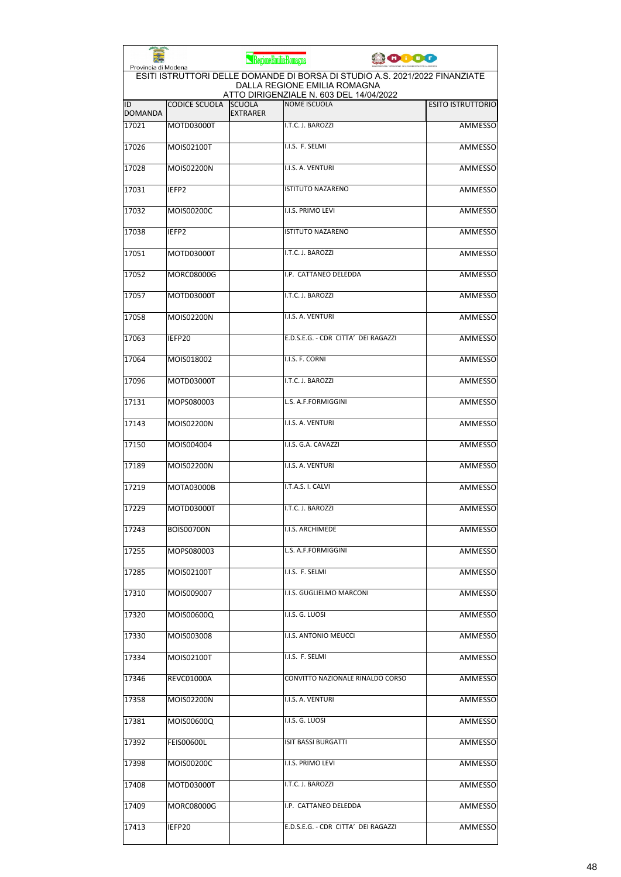Provincia di Modena

ESITI ISTRUTTORI DELLE DOMANDE DI BORSA DI STUDIO A.S. 2021/2022 FINANZIATE DALLA REGIONE EMILIA ROMAGNA
ATTO DIRIGENZIALE N. 603 DEL 14/04/2022

| ID DOMANDA | CODICE SCUOLA | SCUOLA EXTRARER | NOME ISCUOLA | ESITO ISTRUTTORIO |
|---|---|---|---|---|
| 17021 | MOTD03000T | | I.T.C. J. BAROZZI | AMMESSO |
| 17026 | MOIS02100T | | I.I.S. F. SELMI | AMMESSO |
| 17028 | MOIS02200N | | I.I.S. A. VENTURI | AMMESSO |
| 17031 | IEFP2 | | ISTITUTO NAZARENO | AMMESSO |
| 17032 | MOIS00200C | | I.I.S. PRIMO LEVI | AMMESSO |
| 17038 | IEFP2 | | ISTITUTO NAZARENO | AMMESSO |
| 17051 | MOTD03000T | | I.T.C. J. BAROZZI | AMMESSO |
| 17052 | MORC08000G | | I.P. CATTANEO DELEDDA | AMMESSO |
| 17057 | MOTD03000T | | I.T.C. J. BAROZZI | AMMESSO |
| 17058 | MOIS02200N | | I.I.S. A. VENTURI | AMMESSO |
| 17063 | IEFP20 | | E.D.S.E.G. - CDR CITTA' DEI RAGAZZI | AMMESSO |
| 17064 | MOIS018002 | | I.I.S. F. CORNI | AMMESSO |
| 17096 | MOTD03000T | | I.T.C. J. BAROZZI | AMMESSO |
| 17131 | MOPS080003 | | L.S. A.F.FORMIGGINI | AMMESSO |
| 17143 | MOIS02200N | | I.I.S. A. VENTURI | AMMESSO |
| 17150 | MOIS004004 | | I.I.S. G.A. CAVAZZI | AMMESSO |
| 17189 | MOIS02200N | | I.I.S. A. VENTURI | AMMESSO |
| 17219 | MOTA03000B | | I.T.A.S. I. CALVI | AMMESSO |
| 17229 | MOTD03000T | | I.T.C. J. BAROZZI | AMMESSO |
| 17243 | BOIS00700N | | I.I.S. ARCHIMEDE | AMMESSO |
| 17255 | MOPS080003 | | L.S. A.F.FORMIGGINI | AMMESSO |
| 17285 | MOIS02100T | | I.I.S. F. SELMI | AMMESSO |
| 17310 | MOIS009007 | | I.I.S. GUGLIELMO MARCONI | AMMESSO |
| 17320 | MOIS00600Q | | I.I.S. G. LUOSI | AMMESSO |
| 17330 | MOIS003008 | | I.I.S. ANTONIO MEUCCI | AMMESSO |
| 17334 | MOIS02100T | | I.I.S. F. SELMI | AMMESSO |
| 17346 | REVC01000A | | CONVITTO NAZIONALE RINALDO CORSO | AMMESSO |
| 17358 | MOIS02200N | | I.I.S. A. VENTURI | AMMESSO |
| 17381 | MOIS00600Q | | I.I.S. G. LUOSI | AMMESSO |
| 17392 | FEIS00600L | | ISIT BASSI BURGATTI | AMMESSO |
| 17398 | MOIS00200C | | I.I.S. PRIMO LEVI | AMMESSO |
| 17408 | MOTD03000T | | I.T.C. J. BAROZZI | AMMESSO |
| 17409 | MORC08000G | | I.P. CATTANEO DELEDDA | AMMESSO |
| 17413 | IEFP20 | | E.D.S.E.G. - CDR CITTA' DEI RAGAZZI | AMMESSO |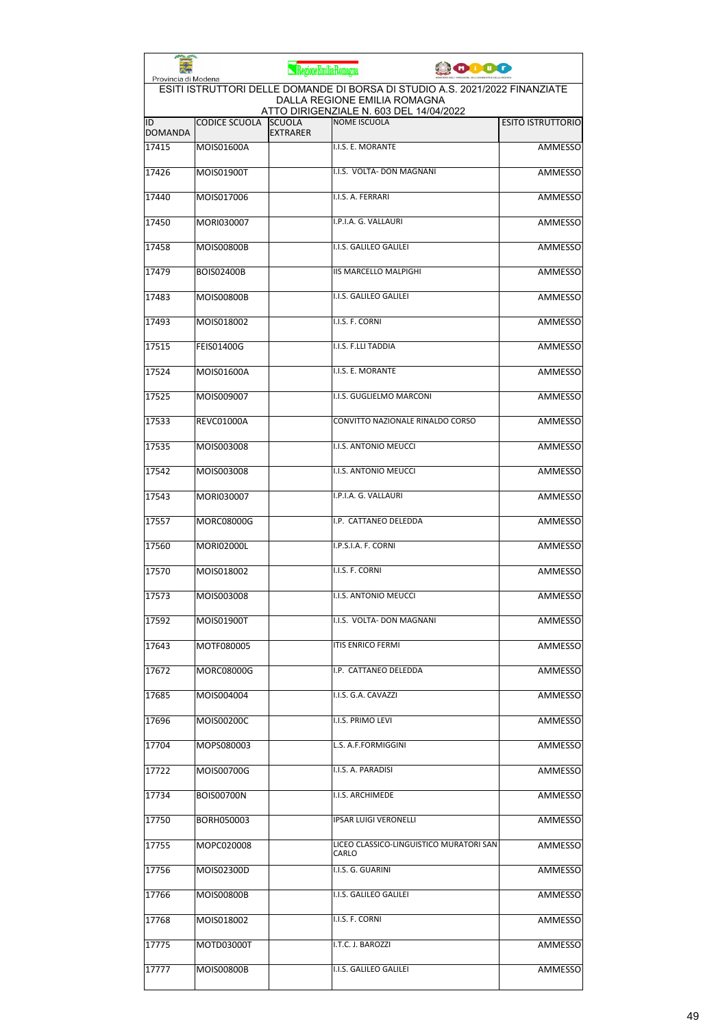Provincia di Modena

ESITI ISTRUTTORI DELLE DOMANDE DI BORSA DI STUDIO A.S. 2021/2022 FINANZIATE DALLA REGIONE EMILIA ROMAGNA
ATTO DIRIGENZIALE N. 603 DEL 14/04/2022

| ID DOMANDA | CODICE SCUOLA | SCUOLA EXTRARER | NOME ISCUOLA | ESITO ISTRUTTORIO |
|---|---|---|---|---|
| 17415 | MOIS01600A | | I.I.S. E. MORANTE | AMMESSO |
| 17426 | MOIS01900T | | I.I.S. VOLTA- DON MAGNANI | AMMESSO |
| 17440 | MOIS017006 | | I.I.S. A. FERRARI | AMMESSO |
| 17450 | MORI030007 | | I.P.I.A. G. VALLAURI | AMMESSO |
| 17458 | MOIS00800B | | I.I.S. GALILEO GALILEI | AMMESSO |
| 17479 | BOIS02400B | | IIS MARCELLO MALPIGHI | AMMESSO |
| 17483 | MOIS00800B | | I.I.S. GALILEO GALILEI | AMMESSO |
| 17493 | MOIS018002 | | I.I.S. F. CORNI | AMMESSO |
| 17515 | FEIS01400G | | I.I.S. F.LLI TADDIA | AMMESSO |
| 17524 | MOIS01600A | | I.I.S. E. MORANTE | AMMESSO |
| 17525 | MOIS009007 | | I.I.S. GUGLIELMO MARCONI | AMMESSO |
| 17533 | REVC01000A | | CONVITTO NAZIONALE RINALDO CORSO | AMMESSO |
| 17535 | MOIS003008 | | I.I.S. ANTONIO MEUCCI | AMMESSO |
| 17542 | MOIS003008 | | I.I.S. ANTONIO MEUCCI | AMMESSO |
| 17543 | MORI030007 | | I.P.I.A. G. VALLAURI | AMMESSO |
| 17557 | MORC08000G | | I.P. CATTANEO DELEDDA | AMMESSO |
| 17560 | MORI02000L | | I.P.S.I.A. F. CORNI | AMMESSO |
| 17570 | MOIS018002 | | I.I.S. F. CORNI | AMMESSO |
| 17573 | MOIS003008 | | I.I.S. ANTONIO MEUCCI | AMMESSO |
| 17592 | MOIS01900T | | I.I.S. VOLTA- DON MAGNANI | AMMESSO |
| 17643 | MOTF080005 | | ITIS ENRICO FERMI | AMMESSO |
| 17672 | MORC08000G | | I.P. CATTANEO DELEDDA | AMMESSO |
| 17685 | MOIS004004 | | I.I.S. G.A. CAVAZZI | AMMESSO |
| 17696 | MOIS00200C | | I.I.S. PRIMO LEVI | AMMESSO |
| 17704 | MOPS080003 | | L.S. A.F.FORMIGGINI | AMMESSO |
| 17722 | MOIS00700G | | I.I.S. A. PARADISI | AMMESSO |
| 17734 | BOIS00700N | | I.I.S. ARCHIMEDE | AMMESSO |
| 17750 | BORH050003 | | IPSAR LUIGI VERONELLI | AMMESSO |
| 17755 | MOPC020008 | | LICEO CLASSICO-LINGUISTICO MURATORI SAN CARLO | AMMESSO |
| 17756 | MOIS02300D | | I.I.S. G. GUARINI | AMMESSO |
| 17766 | MOIS00800B | | I.I.S. GALILEO GALILEI | AMMESSO |
| 17768 | MOIS018002 | | I.I.S. F. CORNI | AMMESSO |
| 17775 | MOTD03000T | | I.T.C. J. BAROZZI | AMMESSO |
| 17777 | MOIS00800B | | I.I.S. GALILEO GALILEI | AMMESSO |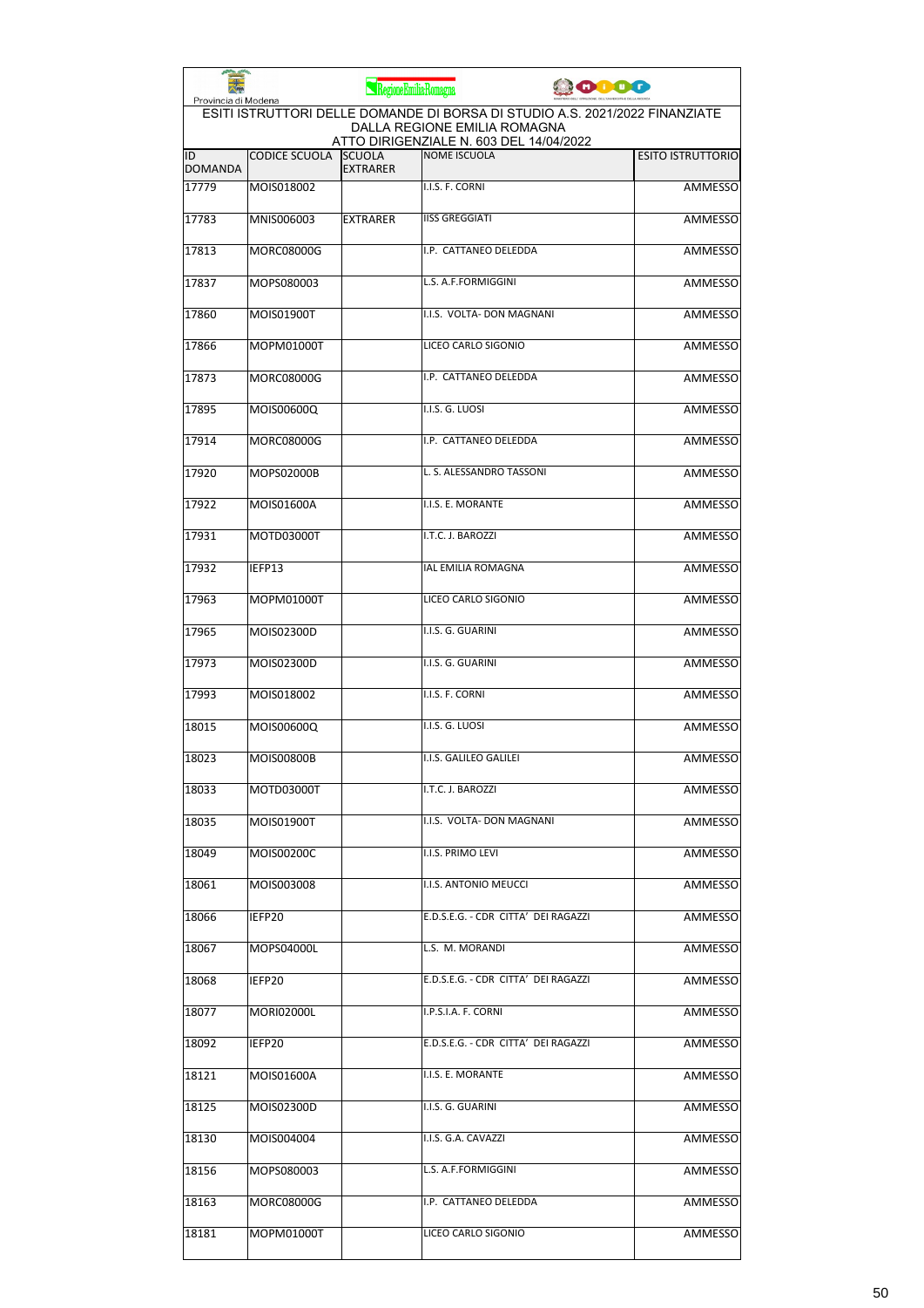Provincia di Modena

ESITI ISTRUTTORI DELLE DOMANDE DI BORSA DI STUDIO A.S. 2021/2022 FINANZIATE DALLA REGIONE EMILIA ROMAGNA
ATTO DIRIGENZIALE N. 603 DEL 14/04/2022

| ID DOMANDA | CODICE SCUOLA | SCUOLA EXTRARER | NOME ISCUOLA | ESITO ISTRUTTORIO |
|---|---|---|---|---|
| 17779 | MOIS018002 | | I.I.S. F. CORNI | AMMESSO |
| 17783 | MNIS006003 | EXTRARER | IISS GREGGIATI | AMMESSO |
| 17813 | MORC08000G | | I.P. CATTANEO DELEDDA | AMMESSO |
| 17837 | MOPS080003 | | L.S. A.F.FORMIGGINI | AMMESSO |
| 17860 | MOIS01900T | | I.I.S. VOLTA- DON MAGNANI | AMMESSO |
| 17866 | MOPM01000T | | LICEO CARLO SIGONIO | AMMESSO |
| 17873 | MORC08000G | | I.P. CATTANEO DELEDDA | AMMESSO |
| 17895 | MOIS00600Q | | I.I.S. G. LUOSI | AMMESSO |
| 17914 | MORC08000G | | I.P. CATTANEO DELEDDA | AMMESSO |
| 17920 | MOPS02000B | | L. S. ALESSANDRO TASSONI | AMMESSO |
| 17922 | MOIS01600A | | I.I.S. E. MORANTE | AMMESSO |
| 17931 | MOTD03000T | | I.T.C. J. BAROZZI | AMMESSO |
| 17932 | IEFP13 | | IAL EMILIA ROMAGNA | AMMESSO |
| 17963 | MOPM01000T | | LICEO CARLO SIGONIO | AMMESSO |
| 17965 | MOIS02300D | | I.I.S. G. GUARINI | AMMESSO |
| 17973 | MOIS02300D | | I.I.S. G. GUARINI | AMMESSO |
| 17993 | MOIS018002 | | I.I.S. F. CORNI | AMMESSO |
| 18015 | MOIS00600Q | | I.I.S. G. LUOSI | AMMESSO |
| 18023 | MOIS00800B | | I.I.S. GALILEO GALILEI | AMMESSO |
| 18033 | MOTD03000T | | I.T.C. J. BAROZZI | AMMESSO |
| 18035 | MOIS01900T | | I.I.S. VOLTA- DON MAGNANI | AMMESSO |
| 18049 | MOIS00200C | | I.I.S. PRIMO LEVI | AMMESSO |
| 18061 | MOIS003008 | | I.I.S. ANTONIO MEUCCI | AMMESSO |
| 18066 | IEFP20 | | E.D.S.E.G. - CDR CITTA' DEI RAGAZZI | AMMESSO |
| 18067 | MOPS04000L | | L.S. M. MORANDI | AMMESSO |
| 18068 | IEFP20 | | E.D.S.E.G. - CDR CITTA' DEI RAGAZZI | AMMESSO |
| 18077 | MORI02000L | | I.P.S.I.A. F. CORNI | AMMESSO |
| 18092 | IEFP20 | | E.D.S.E.G. - CDR CITTA' DEI RAGAZZI | AMMESSO |
| 18121 | MOIS01600A | | I.I.S. E. MORANTE | AMMESSO |
| 18125 | MOIS02300D | | I.I.S. G. GUARINI | AMMESSO |
| 18130 | MOIS004004 | | I.I.S. G.A. CAVAZZI | AMMESSO |
| 18156 | MOPS080003 | | L.S. A.F.FORMIGGINI | AMMESSO |
| 18163 | MORC08000G | | I.P. CATTANEO DELEDDA | AMMESSO |
| 18181 | MOPM01000T | | LICEO CARLO SIGONIO | AMMESSO |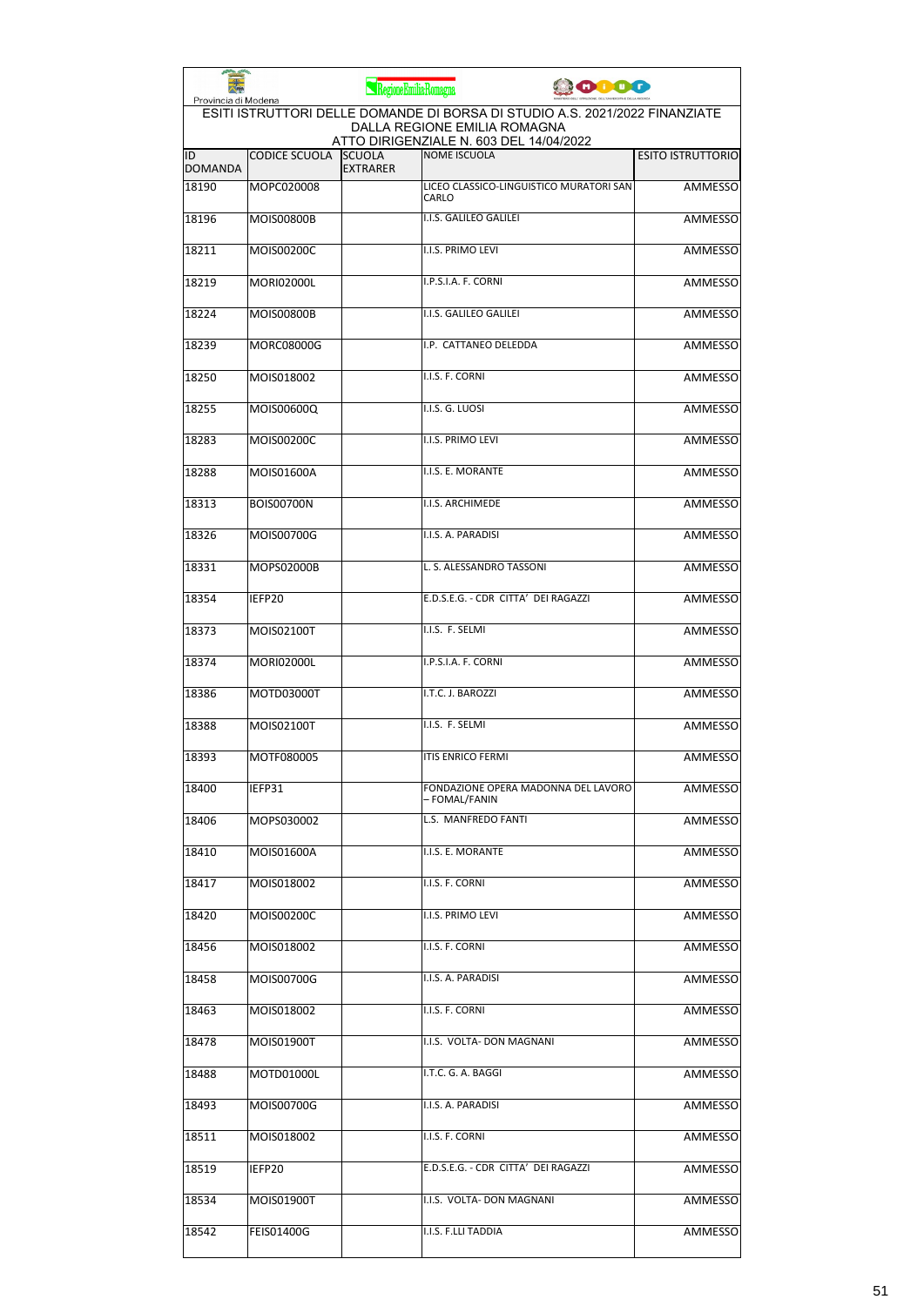Provincia di Modena

ESITI ISTRUTTORI DELLE DOMANDE DI BORSA DI STUDIO A.S. 2021/2022 FINANZIATE DALLA REGIONE EMILIA ROMAGNA
ATTO DIRIGENZIALE N. 603 DEL 14/04/2022

| ID DOMANDA | CODICE SCUOLA | SCUOLA EXTRARER | NOME ISCUOLA | ESITO ISTRUTTORIO |
|---|---|---|---|---|
| 18190 | MOPC020008 | | LICEO CLASSICO-LINGUISTICO MURATORI SAN CARLO | AMMESSO |
| 18196 | MOIS00800B | | I.I.S. GALILEO GALILEI | AMMESSO |
| 18211 | MOIS00200C | | I.I.S. PRIMO LEVI | AMMESSO |
| 18219 | MORI02000L | | I.P.S.I.A. F. CORNI | AMMESSO |
| 18224 | MOIS00800B | | I.I.S. GALILEO GALILEI | AMMESSO |
| 18239 | MORC08000G | | I.P. CATTANEO DELEDDA | AMMESSO |
| 18250 | MOIS018002 | | I.I.S. F. CORNI | AMMESSO |
| 18255 | MOIS00600Q | | I.I.S. G. LUOSI | AMMESSO |
| 18283 | MOIS00200C | | I.I.S. PRIMO LEVI | AMMESSO |
| 18288 | MOIS01600A | | I.I.S. E. MORANTE | AMMESSO |
| 18313 | BOIS00700N | | I.I.S. ARCHIMEDE | AMMESSO |
| 18326 | MOIS00700G | | I.I.S. A. PARADISI | AMMESSO |
| 18331 | MOPS02000B | | L. S. ALESSANDRO TASSONI | AMMESSO |
| 18354 | IEFP20 | | E.D.S.E.G. - CDR CITTA' DEI RAGAZZI | AMMESSO |
| 18373 | MOIS02100T | | I.I.S. F. SELMI | AMMESSO |
| 18374 | MORI02000L | | I.P.S.I.A. F. CORNI | AMMESSO |
| 18386 | MOTD03000T | | I.T.C. J. BAROZZI | AMMESSO |
| 18388 | MOIS02100T | | I.I.S. F. SELMI | AMMESSO |
| 18393 | MOTF080005 | | ITIS ENRICO FERMI | AMMESSO |
| 18400 | IEFP31 | | FONDAZIONE OPERA MADONNA DEL LAVORO – FOMAL/FANIN | AMMESSO |
| 18406 | MOPS030002 | | L.S. MANFREDO FANTI | AMMESSO |
| 18410 | MOIS01600A | | I.I.S. E. MORANTE | AMMESSO |
| 18417 | MOIS018002 | | I.I.S. F. CORNI | AMMESSO |
| 18420 | MOIS00200C | | I.I.S. PRIMO LEVI | AMMESSO |
| 18456 | MOIS018002 | | I.I.S. F. CORNI | AMMESSO |
| 18458 | MOIS00700G | | I.I.S. A. PARADISI | AMMESSO |
| 18463 | MOIS018002 | | I.I.S. F. CORNI | AMMESSO |
| 18478 | MOIS01900T | | I.I.S. VOLTA- DON MAGNANI | AMMESSO |
| 18488 | MOTD01000L | | I.T.C. G. A. BAGGI | AMMESSO |
| 18493 | MOIS00700G | | I.I.S. A. PARADISI | AMMESSO |
| 18511 | MOIS018002 | | I.I.S. F. CORNI | AMMESSO |
| 18519 | IEFP20 | | E.D.S.E.G. - CDR CITTA' DEI RAGAZZI | AMMESSO |
| 18534 | MOIS01900T | | I.I.S. VOLTA- DON MAGNANI | AMMESSO |
| 18542 | FEIS01400G | | I.I.S. F.LLI TADDIA | AMMESSO |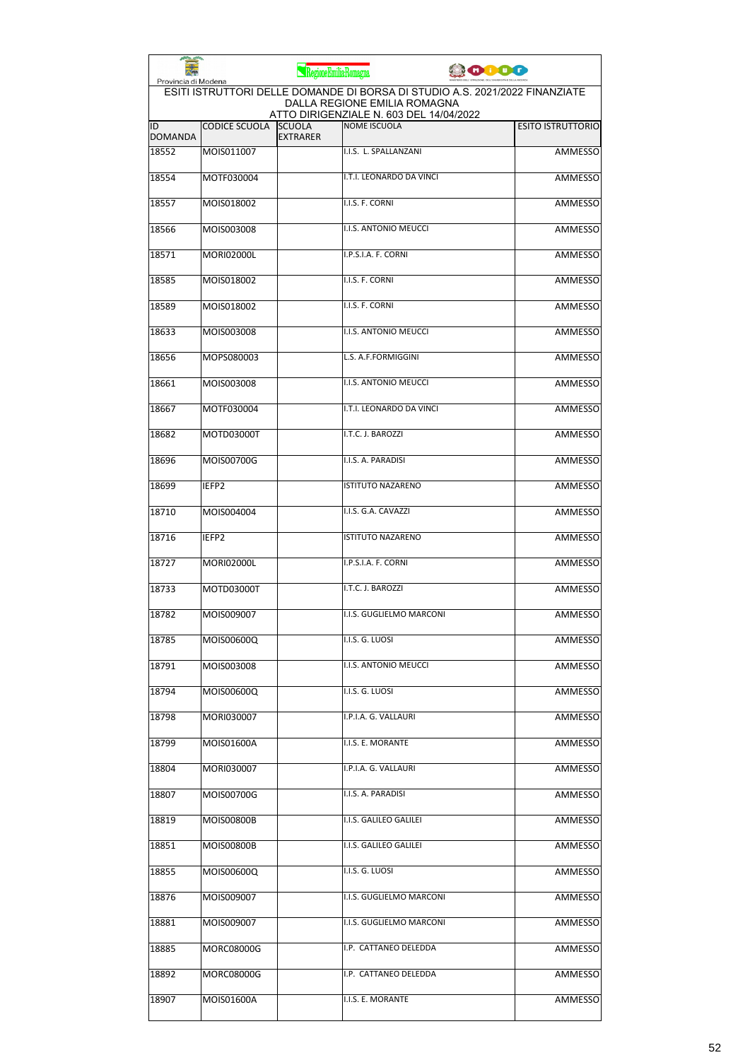Provincia di Modena

ESITI ISTRUTTORI DELLE DOMANDE DI BORSA DI STUDIO A.S. 2021/2022 FINANZIATE DALLA REGIONE EMILIA ROMAGNA
ATTO DIRIGENZIALE N. 603 DEL 14/04/2022

| ID DOMANDA | CODICE SCUOLA | SCUOLA EXTRARER | NOME ISCUOLA | ESITO ISTRUTTORIO |
|---|---|---|---|---|
| 18552 | MOIS011007 | | I.I.S. L. SPALLANZANI | AMMESSO |
| 18554 | MOTF030004 | | I.T.I. LEONARDO DA VINCI | AMMESSO |
| 18557 | MOIS018002 | | I.I.S. F. CORNI | AMMESSO |
| 18566 | MOIS003008 | | I.I.S. ANTONIO MEUCCI | AMMESSO |
| 18571 | MORI02000L | | I.P.S.I.A. F. CORNI | AMMESSO |
| 18585 | MOIS018002 | | I.I.S. F. CORNI | AMMESSO |
| 18589 | MOIS018002 | | I.I.S. F. CORNI | AMMESSO |
| 18633 | MOIS003008 | | I.I.S. ANTONIO MEUCCI | AMMESSO |
| 18656 | MOPS080003 | | L.S. A.F.FORMIGGINI | AMMESSO |
| 18661 | MOIS003008 | | I.I.S. ANTONIO MEUCCI | AMMESSO |
| 18667 | MOTF030004 | | I.T.I. LEONARDO DA VINCI | AMMESSO |
| 18682 | MOTD03000T | | I.T.C. J. BAROZZI | AMMESSO |
| 18696 | MOIS00700G | | I.I.S. A. PARADISI | AMMESSO |
| 18699 | IEFP2 | | ISTITUTO NAZARENO | AMMESSO |
| 18710 | MOIS004004 | | I.I.S. G.A. CAVAZZI | AMMESSO |
| 18716 | IEFP2 | | ISTITUTO NAZARENO | AMMESSO |
| 18727 | MORI02000L | | I.P.S.I.A. F. CORNI | AMMESSO |
| 18733 | MOTD03000T | | I.T.C. J. BAROZZI | AMMESSO |
| 18782 | MOIS009007 | | I.I.S. GUGLIELMO MARCONI | AMMESSO |
| 18785 | MOIS00600Q | | I.I.S. G. LUOSI | AMMESSO |
| 18791 | MOIS003008 | | I.I.S. ANTONIO MEUCCI | AMMESSO |
| 18794 | MOIS00600Q | | I.I.S. G. LUOSI | AMMESSO |
| 18798 | MORI030007 | | I.P.I.A. G. VALLAURI | AMMESSO |
| 18799 | MOIS01600A | | I.I.S. E. MORANTE | AMMESSO |
| 18804 | MORI030007 | | I.P.I.A. G. VALLAURI | AMMESSO |
| 18807 | MOIS00700G | | I.I.S. A. PARADISI | AMMESSO |
| 18819 | MOIS00800B | | I.I.S. GALILEO GALILEI | AMMESSO |
| 18851 | MOIS00800B | | I.I.S. GALILEO GALILEI | AMMESSO |
| 18855 | MOIS00600Q | | I.I.S. G. LUOSI | AMMESSO |
| 18876 | MOIS009007 | | I.I.S. GUGLIELMO MARCONI | AMMESSO |
| 18881 | MOIS009007 | | I.I.S. GUGLIELMO MARCONI | AMMESSO |
| 18885 | MORC08000G | | I.P. CATTANEO DELEDDA | AMMESSO |
| 18892 | MORC08000G | | I.P. CATTANEO DELEDDA | AMMESSO |
| 18907 | MOIS01600A | | I.I.S. E. MORANTE | AMMESSO |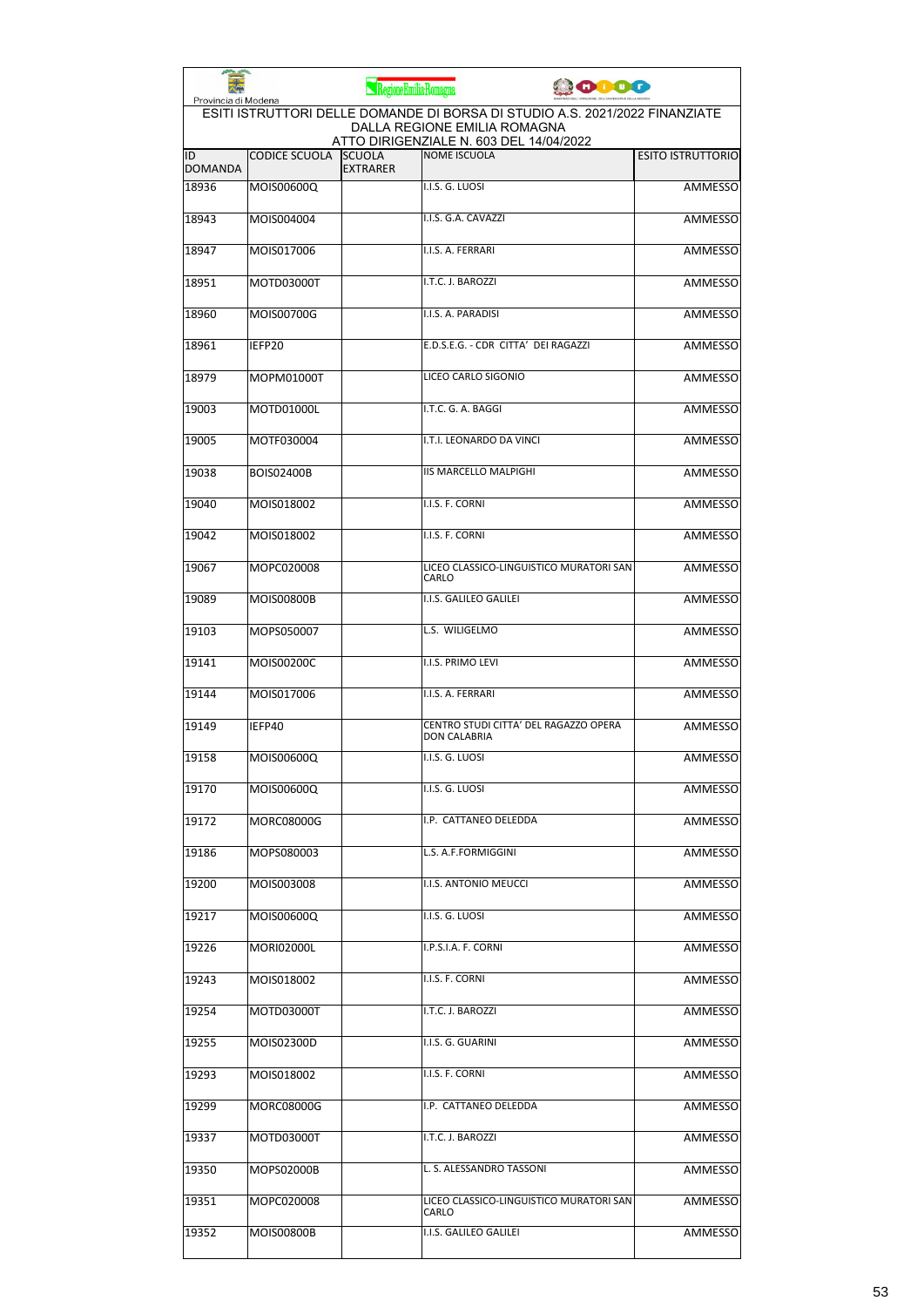Provincia di Modena

ESITI ISTRUTTORI DELLE DOMANDE DI BORSA DI STUDIO A.S. 2021/2022 FINANZIATE DALLA REGIONE EMILIA ROMAGNA
ATTO DIRIGENZIALE N. 603 DEL 14/04/2022

| ID DOMANDA | CODICE SCUOLA | SCUOLA EXTRARER | NOME ISCUOLA | ESITO ISTRUTTORIO |
|---|---|---|---|---|
| 18936 | MOIS00600Q | | I.I.S. G. LUOSI | AMMESSO |
| 18943 | MOIS004004 | | I.I.S. G.A. CAVAZZI | AMMESSO |
| 18947 | MOIS017006 | | I.I.S. A. FERRARI | AMMESSO |
| 18951 | MOTD03000T | | I.T.C. J. BAROZZI | AMMESSO |
| 18960 | MOIS00700G | | I.I.S. A. PARADISI | AMMESSO |
| 18961 | IEFP20 | | E.D.S.E.G. - CDR CITTA' DEI RAGAZZI | AMMESSO |
| 18979 | MOPM01000T | | LICEO CARLO SIGONIO | AMMESSO |
| 19003 | MOTD01000L | | I.T.C. G. A. BAGGI | AMMESSO |
| 19005 | MOTF030004 | | I.T.I. LEONARDO DA VINCI | AMMESSO |
| 19038 | BOIS02400B | | IIS MARCELLO MALPIGHI | AMMESSO |
| 19040 | MOIS018002 | | I.I.S. F. CORNI | AMMESSO |
| 19042 | MOIS018002 | | I.I.S. F. CORNI | AMMESSO |
| 19067 | MOPC020008 | | LICEO CLASSICO-LINGUISTICO MURATORI SAN CARLO | AMMESSO |
| 19089 | MOIS00800B | | I.I.S. GALILEO GALILEI | AMMESSO |
| 19103 | MOPS050007 | | L.S. WILIGELMO | AMMESSO |
| 19141 | MOIS00200C | | I.I.S. PRIMO LEVI | AMMESSO |
| 19144 | MOIS017006 | | I.I.S. A. FERRARI | AMMESSO |
| 19149 | IEFP40 | | CENTRO STUDI CITTA' DEL RAGAZZO OPERA DON CALABRIA | AMMESSO |
| 19158 | MOIS00600Q | | I.I.S. G. LUOSI | AMMESSO |
| 19170 | MOIS00600Q | | I.I.S. G. LUOSI | AMMESSO |
| 19172 | MORC08000G | | I.P. CATTANEO DELEDDA | AMMESSO |
| 19186 | MOPS080003 | | L.S. A.F.FORMIGGINI | AMMESSO |
| 19200 | MOIS003008 | | I.I.S. ANTONIO MEUCCI | AMMESSO |
| 19217 | MOIS00600Q | | I.I.S. G. LUOSI | AMMESSO |
| 19226 | MORI02000L | | I.P.S.I.A. F. CORNI | AMMESSO |
| 19243 | MOIS018002 | | I.I.S. F. CORNI | AMMESSO |
| 19254 | MOTD03000T | | I.T.C. J. BAROZZI | AMMESSO |
| 19255 | MOIS02300D | | I.I.S. G. GUARINI | AMMESSO |
| 19293 | MOIS018002 | | I.I.S. F. CORNI | AMMESSO |
| 19299 | MORC08000G | | I.P. CATTANEO DELEDDA | AMMESSO |
| 19337 | MOTD03000T | | I.T.C. J. BAROZZI | AMMESSO |
| 19350 | MOPS02000B | | L. S. ALESSANDRO TASSONI | AMMESSO |
| 19351 | MOPC020008 | | LICEO CLASSICO-LINGUISTICO MURATORI SAN CARLO | AMMESSO |
| 19352 | MOIS00800B | | I.I.S. GALILEO GALILEI | AMMESSO |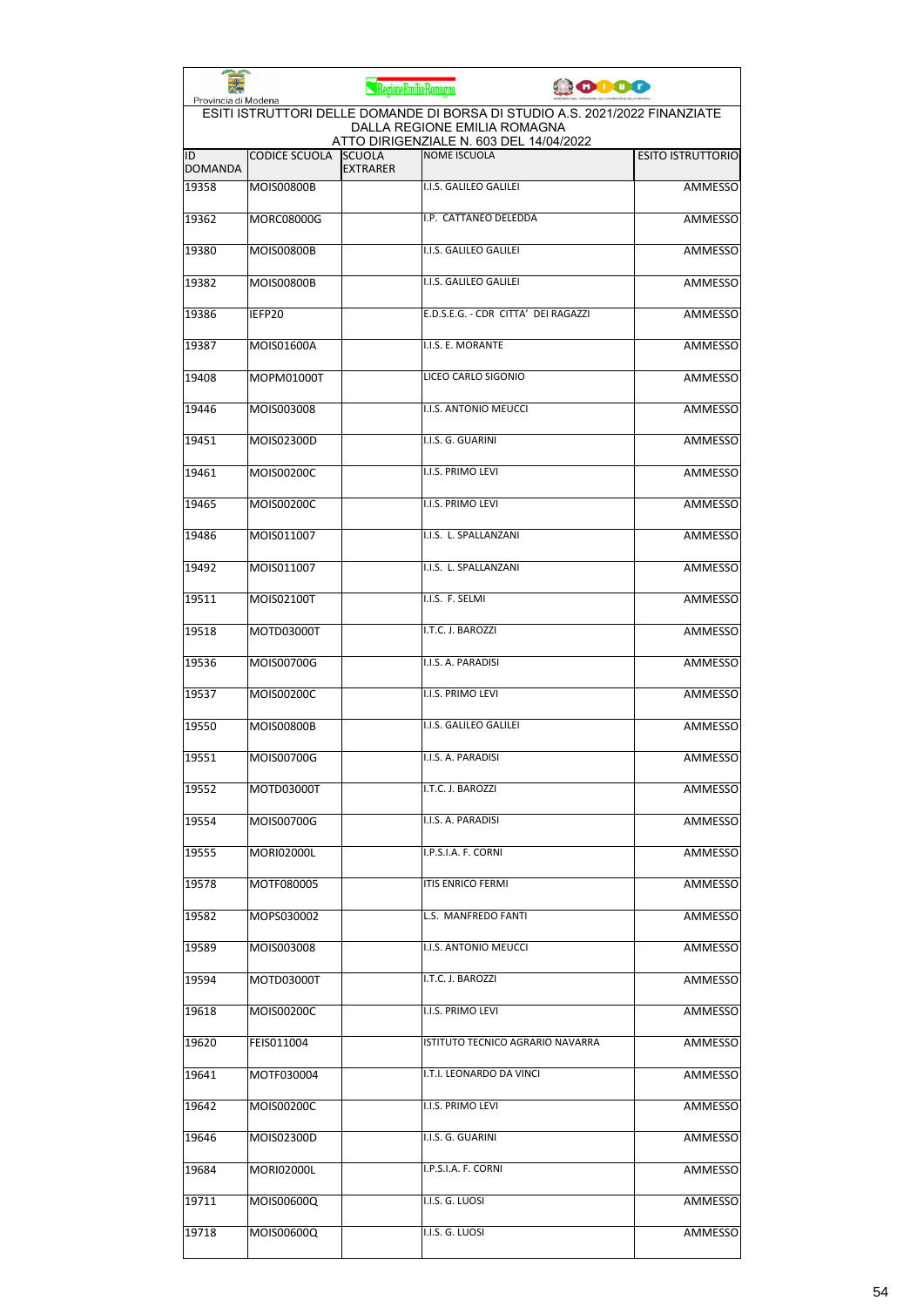Provincia di Modena

ESITI ISTRUTTORI DELLE DOMANDE DI BORSA DI STUDIO A.S. 2021/2022 FINANZIATE DALLA REGIONE EMILIA ROMAGNA
ATTO DIRIGENZIALE N. 603 DEL 14/04/2022

| ID DOMANDA | CODICE SCUOLA | SCUOLA EXTRARER | NOME ISCUOLA | ESITO ISTRUTTORIO |
|---|---|---|---|---|
| 19358 | MOIS00800B | | I.I.S. GALILEO GALILEI | AMMESSO |
| 19362 | MORC08000G | | I.P. CATTANEO DELEDDA | AMMESSO |
| 19380 | MOIS00800B | | I.I.S. GALILEO GALILEI | AMMESSO |
| 19382 | MOIS00800B | | I.I.S. GALILEO GALILEI | AMMESSO |
| 19386 | IEFP20 | | E.D.S.E.G. - CDR CITTA' DEI RAGAZZI | AMMESSO |
| 19387 | MOIS01600A | | I.I.S. E. MORANTE | AMMESSO |
| 19408 | MOPM01000T | | LICEO CARLO SIGONIO | AMMESSO |
| 19446 | MOIS003008 | | I.I.S. ANTONIO MEUCCI | AMMESSO |
| 19451 | MOIS02300D | | I.I.S. G. GUARINI | AMMESSO |
| 19461 | MOIS00200C | | I.I.S. PRIMO LEVI | AMMESSO |
| 19465 | MOIS00200C | | I.I.S. PRIMO LEVI | AMMESSO |
| 19486 | MOIS011007 | | I.I.S. L. SPALLANZANI | AMMESSO |
| 19492 | MOIS011007 | | I.I.S. L. SPALLANZANI | AMMESSO |
| 19511 | MOIS02100T | | I.I.S. F. SELMI | AMMESSO |
| 19518 | MOTD03000T | | I.T.C. J. BAROZZI | AMMESSO |
| 19536 | MOIS00700G | | I.I.S. A. PARADISI | AMMESSO |
| 19537 | MOIS00200C | | I.I.S. PRIMO LEVI | AMMESSO |
| 19550 | MOIS00800B | | I.I.S. GALILEO GALILEI | AMMESSO |
| 19551 | MOIS00700G | | I.I.S. A. PARADISI | AMMESSO |
| 19552 | MOTD03000T | | I.T.C. J. BAROZZI | AMMESSO |
| 19554 | MOIS00700G | | I.I.S. A. PARADISI | AMMESSO |
| 19555 | MORI02000L | | I.P.S.I.A. F. CORNI | AMMESSO |
| 19578 | MOTF080005 | | ITIS ENRICO FERMI | AMMESSO |
| 19582 | MOPS030002 | | L.S. MANFREDO FANTI | AMMESSO |
| 19589 | MOIS003008 | | I.I.S. ANTONIO MEUCCI | AMMESSO |
| 19594 | MOTD03000T | | I.T.C. J. BAROZZI | AMMESSO |
| 19618 | MOIS00200C | | I.I.S. PRIMO LEVI | AMMESSO |
| 19620 | FEIS011004 | | ISTITUTO TECNICO AGRARIO NAVARRA | AMMESSO |
| 19641 | MOTF030004 | | I.T.I. LEONARDO DA VINCI | AMMESSO |
| 19642 | MOIS00200C | | I.I.S. PRIMO LEVI | AMMESSO |
| 19646 | MOIS02300D | | I.I.S. G. GUARINI | AMMESSO |
| 19684 | MORI02000L | | I.P.S.I.A. F. CORNI | AMMESSO |
| 19711 | MOIS00600Q | | I.I.S. G. LUOSI | AMMESSO |
| 19718 | MOIS00600Q | | I.I.S. G. LUOSI | AMMESSO |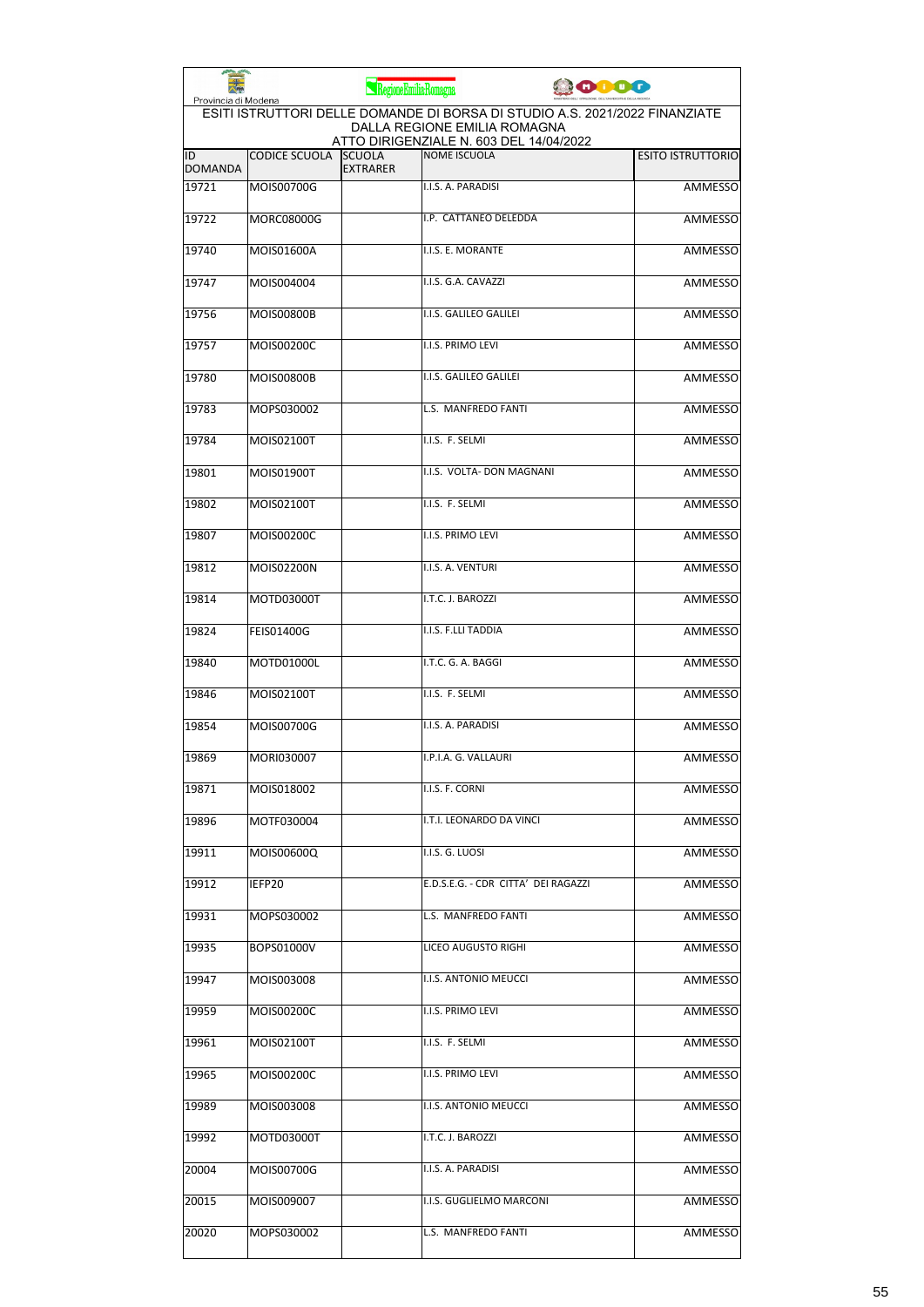Provincia di Modena

ESITI ISTRUTTORI DELLE DOMANDE DI BORSA DI STUDIO A.S. 2021/2022 FINANZIATE DALLA REGIONE EMILIA ROMAGNA
ATTO DIRIGENZIALE N. 603 DEL 14/04/2022

| ID DOMANDA | CODICE SCUOLA | SCUOLA EXTRARER | NOME ISCUOLA | ESITO ISTRUTTORIO |
|---|---|---|---|---|
| 19721 | MOIS00700G | | I.I.S. A. PARADISI | AMMESSO |
| 19722 | MORC08000G | | I.P. CATTANEO DELEDDA | AMMESSO |
| 19740 | MOIS01600A | | I.I.S. E. MORANTE | AMMESSO |
| 19747 | MOIS004004 | | I.I.S. G.A. CAVAZZI | AMMESSO |
| 19756 | MOIS00800B | | I.I.S. GALILEO GALILEI | AMMESSO |
| 19757 | MOIS00200C | | I.I.S. PRIMO LEVI | AMMESSO |
| 19780 | MOIS00800B | | I.I.S. GALILEO GALILEI | AMMESSO |
| 19783 | MOPS030002 | | L.S. MANFREDO FANTI | AMMESSO |
| 19784 | MOIS02100T | | I.I.S. F. SELMI | AMMESSO |
| 19801 | MOIS01900T | | I.I.S. VOLTA- DON MAGNANI | AMMESSO |
| 19802 | MOIS02100T | | I.I.S. F. SELMI | AMMESSO |
| 19807 | MOIS00200C | | I.I.S. PRIMO LEVI | AMMESSO |
| 19812 | MOIS02200N | | I.I.S. A. VENTURI | AMMESSO |
| 19814 | MOTD03000T | | I.T.C. J. BAROZZI | AMMESSO |
| 19824 | FEIS01400G | | I.I.S. F.LLI TADDIA | AMMESSO |
| 19840 | MOTD01000L | | I.T.C. G. A. BAGGI | AMMESSO |
| 19846 | MOIS02100T | | I.I.S. F. SELMI | AMMESSO |
| 19854 | MOIS00700G | | I.I.S. A. PARADISI | AMMESSO |
| 19869 | MORI030007 | | I.P.I.A. G. VALLAURI | AMMESSO |
| 19871 | MOIS018002 | | I.I.S. F. CORNI | AMMESSO |
| 19896 | MOTF030004 | | I.T.I. LEONARDO DA VINCI | AMMESSO |
| 19911 | MOIS00600Q | | I.I.S. G. LUOSI | AMMESSO |
| 19912 | IEFP20 | | E.D.S.E.G. - CDR CITTA' DEI RAGAZZI | AMMESSO |
| 19931 | MOPS030002 | | L.S. MANFREDO FANTI | AMMESSO |
| 19935 | BOPS01000V | | LICEO AUGUSTO RIGHI | AMMESSO |
| 19947 | MOIS003008 | | I.I.S. ANTONIO MEUCCI | AMMESSO |
| 19959 | MOIS00200C | | I.I.S. PRIMO LEVI | AMMESSO |
| 19961 | MOIS02100T | | I.I.S. F. SELMI | AMMESSO |
| 19965 | MOIS00200C | | I.I.S. PRIMO LEVI | AMMESSO |
| 19989 | MOIS003008 | | I.I.S. ANTONIO MEUCCI | AMMESSO |
| 19992 | MOTD03000T | | I.T.C. J. BAROZZI | AMMESSO |
| 20004 | MOIS00700G | | I.I.S. A. PARADISI | AMMESSO |
| 20015 | MOIS009007 | | I.I.S. GUGLIELMO MARCONI | AMMESSO |
| 20020 | MOPS030002 | | L.S. MANFREDO FANTI | AMMESSO |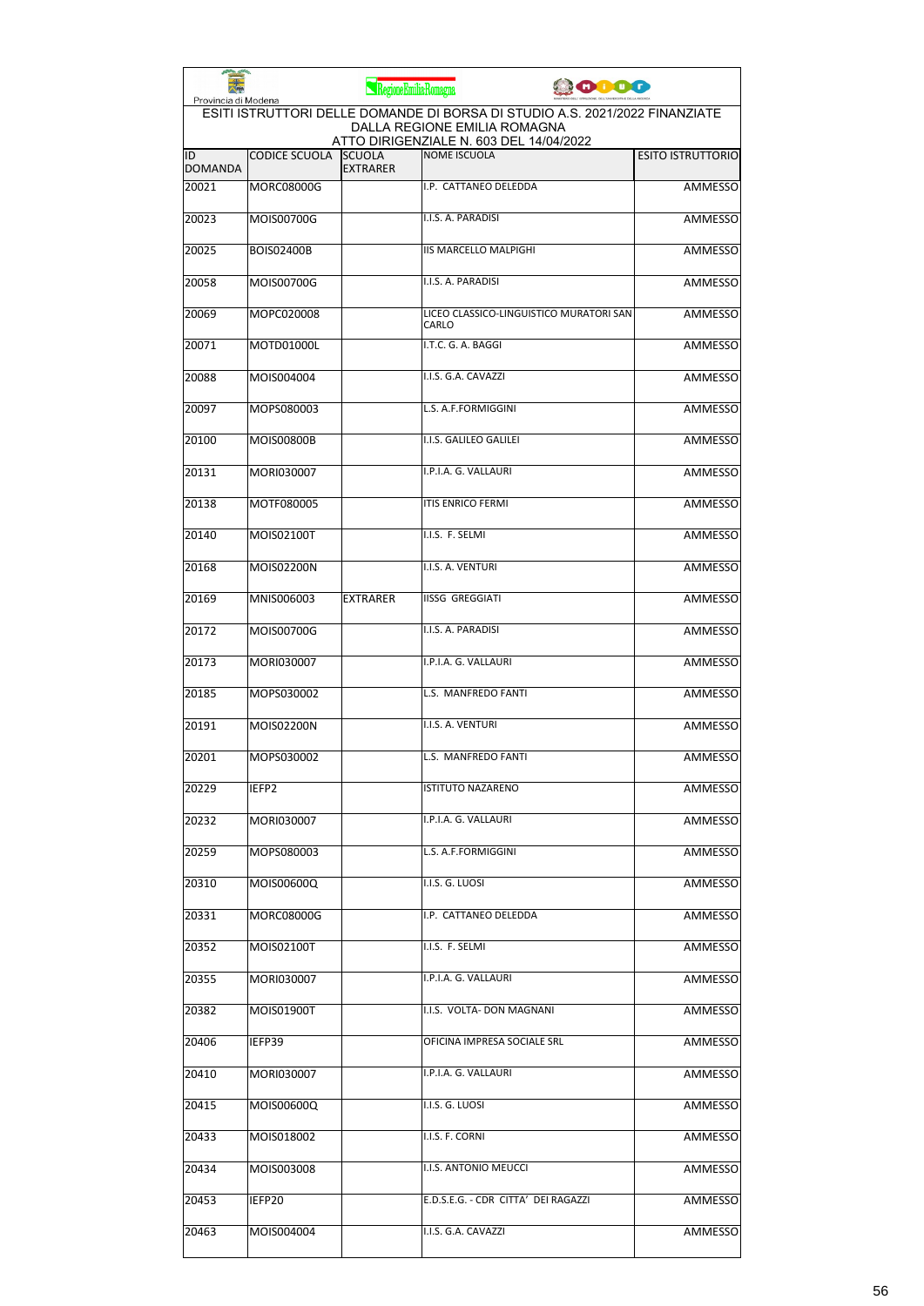Provincia di Modena

RegioneEmiliaRomagna

ESITI ISTRUTTORI DELLE DOMANDE DI BORSA DI STUDIO A.S. 2021/2022 FINANZIATE DALLA REGIONE EMILIA ROMAGNA
ATTO DIRIGENZIALE N. 603 DEL 14/04/2022

| ID DOMANDA | CODICE SCUOLA | SCUOLA EXTRARER | NOME ISCUOLA | ESITO ISTRUTTORIO |
|---|---|---|---|---|
| 20021 | MORC08000G | | I.P. CATTANEO DELEDDA | AMMESSO |
| 20023 | MOIS00700G | | I.I.S. A. PARADISI | AMMESSO |
| 20025 | BOIS02400B | | IIS MARCELLO MALPIGHI | AMMESSO |
| 20058 | MOIS00700G | | I.I.S. A. PARADISI | AMMESSO |
| 20069 | MOPC020008 | | LICEO CLASSICO-LINGUISTICO MURATORI SAN CARLO | AMMESSO |
| 20071 | MOTD01000L | | I.T.C. G. A. BAGGI | AMMESSO |
| 20088 | MOIS004004 | | I.I.S. G.A. CAVAZZI | AMMESSO |
| 20097 | MOPS080003 | | L.S. A.F.FORMIGGINI | AMMESSO |
| 20100 | MOIS00800B | | I.I.S. GALILEO GALILEI | AMMESSO |
| 20131 | MORI030007 | | I.P.I.A. G. VALLAURI | AMMESSO |
| 20138 | MOTF080005 | | ITIS ENRICO FERMI | AMMESSO |
| 20140 | MOIS02100T | | I.I.S. F. SELMI | AMMESSO |
| 20168 | MOIS02200N | | I.I.S. A. VENTURI | AMMESSO |
| 20169 | MNIS006003 | EXTRARER | IISSG GREGGIATI | AMMESSO |
| 20172 | MOIS00700G | | I.I.S. A. PARADISI | AMMESSO |
| 20173 | MORI030007 | | I.P.I.A. G. VALLAURI | AMMESSO |
| 20185 | MOPS030002 | | L.S. MANFREDO FANTI | AMMESSO |
| 20191 | MOIS02200N | | I.I.S. A. VENTURI | AMMESSO |
| 20201 | MOPS030002 | | L.S. MANFREDO FANTI | AMMESSO |
| 20229 | IEFP2 | | ISTITUTO NAZARENO | AMMESSO |
| 20232 | MORI030007 | | I.P.I.A. G. VALLAURI | AMMESSO |
| 20259 | MOPS080003 | | L.S. A.F.FORMIGGINI | AMMESSO |
| 20310 | MOIS00600Q | | I.I.S. G. LUOSI | AMMESSO |
| 20331 | MORC08000G | | I.P. CATTANEO DELEDDA | AMMESSO |
| 20352 | MOIS02100T | | I.I.S. F. SELMI | AMMESSO |
| 20355 | MORI030007 | | I.P.I.A. G. VALLAURI | AMMESSO |
| 20382 | MOIS01900T | | I.I.S. VOLTA- DON MAGNANI | AMMESSO |
| 20406 | IEFP39 | | OFICINA IMPRESA SOCIALE SRL | AMMESSO |
| 20410 | MORI030007 | | I.P.I.A. G. VALLAURI | AMMESSO |
| 20415 | MOIS00600Q | | I.I.S. G. LUOSI | AMMESSO |
| 20433 | MOIS018002 | | I.I.S. F. CORNI | AMMESSO |
| 20434 | MOIS003008 | | I.I.S. ANTONIO MEUCCI | AMMESSO |
| 20453 | IEFP20 | | E.D.S.E.G. - CDR CITTA' DEI RAGAZZI | AMMESSO |
| 20463 | MOIS004004 | | I.I.S. G.A. CAVAZZI | AMMESSO |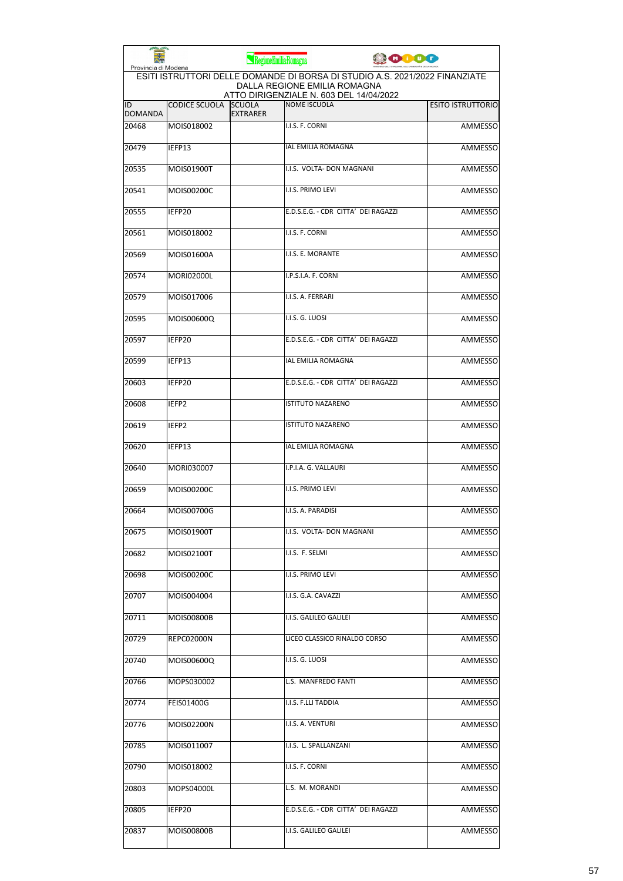Provincia di Modena

ESITI ISTRUTTORI DELLE DOMANDE DI BORSA DI STUDIO A.S. 2021/2022 FINANZIATE DALLA REGIONE EMILIA ROMAGNA
ATTO DIRIGENZIALE N. 603 DEL 14/04/2022

| ID DOMANDA | CODICE SCUOLA | SCUOLA EXTRARER | NOME ISCUOLA | ESITO ISTRUTTORIO |
|---|---|---|---|---|
| 20468 | MOIS018002 | | I.I.S. F. CORNI | AMMESSO |
| 20479 | IEFP13 | | IAL EMILIA ROMAGNA | AMMESSO |
| 20535 | MOIS01900T | | I.I.S. VOLTA- DON MAGNANI | AMMESSO |
| 20541 | MOIS00200C | | I.I.S. PRIMO LEVI | AMMESSO |
| 20555 | IEFP20 | | E.D.S.E.G. - CDR CITTA' DEI RAGAZZI | AMMESSO |
| 20561 | MOIS018002 | | I.I.S. F. CORNI | AMMESSO |
| 20569 | MOIS01600A | | I.I.S. E. MORANTE | AMMESSO |
| 20574 | MORI02000L | | I.P.S.I.A. F. CORNI | AMMESSO |
| 20579 | MOIS017006 | | I.I.S. A. FERRARI | AMMESSO |
| 20595 | MOIS00600Q | | I.I.S. G. LUOSI | AMMESSO |
| 20597 | IEFP20 | | E.D.S.E.G. - CDR CITTA' DEI RAGAZZI | AMMESSO |
| 20599 | IEFP13 | | IAL EMILIA ROMAGNA | AMMESSO |
| 20603 | IEFP20 | | E.D.S.E.G. - CDR CITTA' DEI RAGAZZI | AMMESSO |
| 20608 | IEFP2 | | ISTITUTO NAZARENO | AMMESSO |
| 20619 | IEFP2 | | ISTITUTO NAZARENO | AMMESSO |
| 20620 | IEFP13 | | IAL EMILIA ROMAGNA | AMMESSO |
| 20640 | MORI030007 | | I.P.I.A. G. VALLAURI | AMMESSO |
| 20659 | MOIS00200C | | I.I.S. PRIMO LEVI | AMMESSO |
| 20664 | MOIS00700G | | I.I.S. A. PARADISI | AMMESSO |
| 20675 | MOIS01900T | | I.I.S. VOLTA- DON MAGNANI | AMMESSO |
| 20682 | MOIS02100T | | I.I.S. F. SELMI | AMMESSO |
| 20698 | MOIS00200C | | I.I.S. PRIMO LEVI | AMMESSO |
| 20707 | MOIS004004 | | I.I.S. G.A. CAVAZZI | AMMESSO |
| 20711 | MOIS00800B | | I.I.S. GALILEO GALILEI | AMMESSO |
| 20729 | REPC02000N | | LICEO CLASSICO RINALDO CORSO | AMMESSO |
| 20740 | MOIS00600Q | | I.I.S. G. LUOSI | AMMESSO |
| 20766 | MOPS030002 | | L.S. MANFREDO FANTI | AMMESSO |
| 20774 | FEIS01400G | | I.I.S. F.LLI TADDIA | AMMESSO |
| 20776 | MOIS02200N | | I.I.S. A. VENTURI | AMMESSO |
| 20785 | MOIS011007 | | I.I.S. L. SPALLANZANI | AMMESSO |
| 20790 | MOIS018002 | | I.I.S. F. CORNI | AMMESSO |
| 20803 | MOPS04000L | | L.S. M. MORANDI | AMMESSO |
| 20805 | IEFP20 | | E.D.S.E.G. - CDR CITTA' DEI RAGAZZI | AMMESSO |
| 20837 | MOIS00800B | | I.I.S. GALILEO GALILEI | AMMESSO |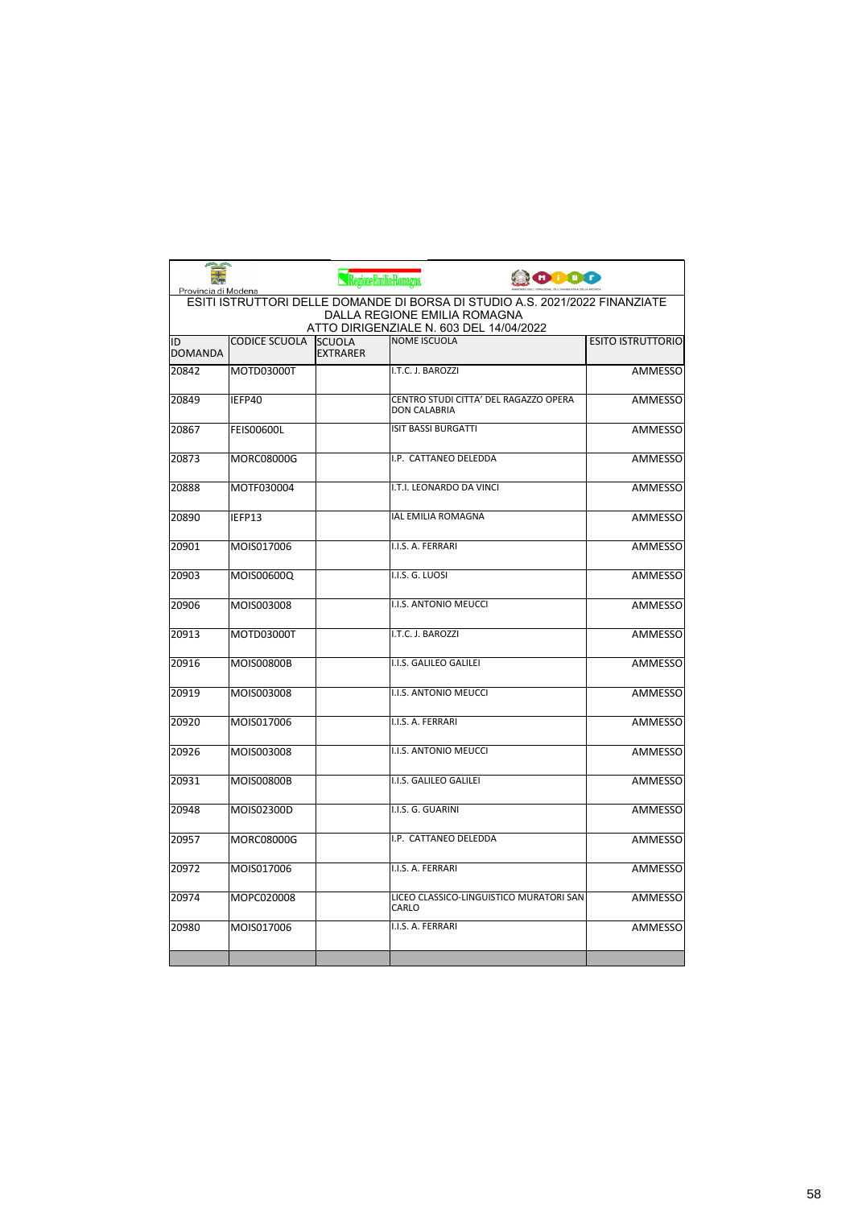Provincia di Modena

ESITI ISTRUTTORI DELLE DOMANDE DI BORSA DI STUDIO A.S. 2021/2022 FINANZIATE DALLA REGIONE EMILIA ROMAGNA
ATTO DIRIGENZIALE N. 603 DEL 14/04/2022

| ID DOMANDA | CODICE SCUOLA | SCUOLA EXTRARER | NOME ISCUOLA | ESITO ISTRUTTORIO |
|---|---|---|---|---|
| 20842 | MOTD03000T | | I.T.C. J. BAROZZI | AMMESSO |
| 20849 | IEFP40 | | CENTRO STUDI CITTA' DEL RAGAZZO OPERA DON CALABRIA | AMMESSO |
| 20867 | FEIS00600L | | ISIT BASSI BURGATTI | AMMESSO |
| 20873 | MORC08000G | | I.P. CATTANEO DELEDDA | AMMESSO |
| 20888 | MOTF030004 | | I.T.I. LEONARDO DA VINCI | AMMESSO |
| 20890 | IEFP13 | | IAL EMILIA ROMAGNA | AMMESSO |
| 20901 | MOIS017006 | | I.I.S. A. FERRARI | AMMESSO |
| 20903 | MOIS00600Q | | I.I.S. G. LUOSI | AMMESSO |
| 20906 | MOIS003008 | | I.I.S. ANTONIO MEUCCI | AMMESSO |
| 20913 | MOTD03000T | | I.T.C. J. BAROZZI | AMMESSO |
| 20916 | MOIS00800B | | I.I.S. GALILEO GALILEI | AMMESSO |
| 20919 | MOIS003008 | | I.I.S. ANTONIO MEUCCI | AMMESSO |
| 20920 | MOIS017006 | | I.I.S. A. FERRARI | AMMESSO |
| 20926 | MOIS003008 | | I.I.S. ANTONIO MEUCCI | AMMESSO |
| 20931 | MOIS00800B | | I.I.S. GALILEO GALILEI | AMMESSO |
| 20948 | MOIS02300D | | I.I.S. G. GUARINI | AMMESSO |
| 20957 | MORC08000G | | I.P. CATTANEO DELEDDA | AMMESSO |
| 20972 | MOIS017006 | | I.I.S. A. FERRARI | AMMESSO |
| 20974 | MOPC020008 | | LICEO CLASSICO-LINGUISTICO MURATORI SAN CARLO | AMMESSO |
| 20980 | MOIS017006 | | I.I.S. A. FERRARI | AMMESSO |
| | | | | |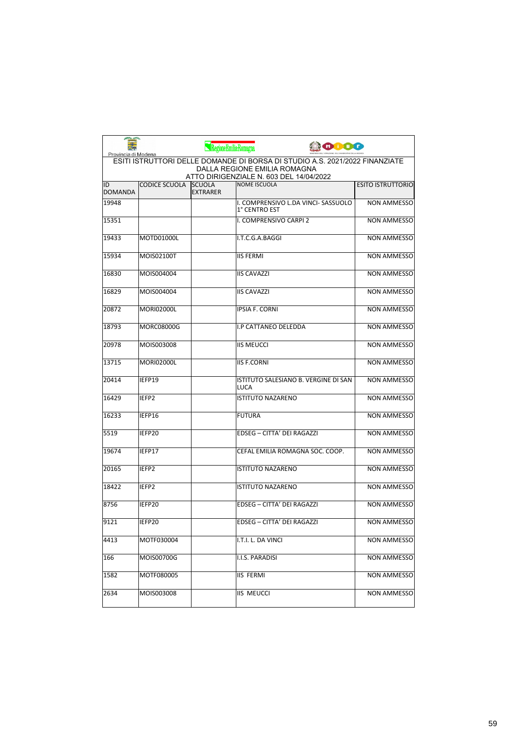Provincia di Modena

ESITI ISTRUTTORI DELLE DOMANDE DI BORSA DI STUDIO A.S. 2021/2022 FINANZIATE DALLA REGIONE EMILIA ROMAGNA
ATTO DIRIGENZIALE N. 603 DEL 14/04/2022

| ID DOMANDA | CODICE SCUOLA | SCUOLA EXTRARER | NOME ISCUOLA | ESITO ISTRUTTORIO |
|---|---|---|---|---|
| 19948 | | | I. COMPRENSIVO L.DA VINCI- SASSUOLO 1° CENTRO EST | NON AMMESSO |
| 15351 | | | I. COMPRENSIVO CARPI 2 | NON AMMESSO |
| 19433 | MOTD01000L | | I.T.C.G.A.BAGGI | NON AMMESSO |
| 15934 | MOIS02100T | | IIS FERMI | NON AMMESSO |
| 16830 | MOIS004004 | | IIS CAVAZZI | NON AMMESSO |
| 16829 | MOIS004004 | | IIS CAVAZZI | NON AMMESSO |
| 20872 | MORI02000L | | IPSIA F. CORNI | NON AMMESSO |
| 18793 | MORC08000G | | I.P CATTANEO DELEDDA | NON AMMESSO |
| 20978 | MOIS003008 | | IIS MEUCCI | NON AMMESSO |
| 13715 | MORI02000L | | IIS F.CORNI | NON AMMESSO |
| 20414 | IEFP19 | | ISTITUTO SALESIANO B. VERGINE DI SAN LUCA | NON AMMESSO |
| 16429 | IEFP2 | | ISTITUTO NAZARENO | NON AMMESSO |
| 16233 | IEFP16 | | FUTURA | NON AMMESSO |
| 5519 | IEFP20 | | EDSEG – CITTA' DEI RAGAZZI | NON AMMESSO |
| 19674 | IEFP17 | | CEFAL EMILIA ROMAGNA SOC. COOP. | NON AMMESSO |
| 20165 | IEFP2 | | ISTITUTO NAZARENO | NON AMMESSO |
| 18422 | IEFP2 | | ISTITUTO NAZARENO | NON AMMESSO |
| 8756 | IEFP20 | | EDSEG – CITTA' DEI RAGAZZI | NON AMMESSO |
| 9121 | IEFP20 | | EDSEG – CITTA' DEI RAGAZZI | NON AMMESSO |
| 4413 | MOTF030004 | | I.T.I. L. DA VINCI | NON AMMESSO |
| 166 | MOIS00700G | | I.I.S. PARADISI | NON AMMESSO |
| 1582 | MOTF080005 | | IIS FERMI | NON AMMESSO |
| 2634 | MOIS003008 | | IIS MEUCCI | NON AMMESSO |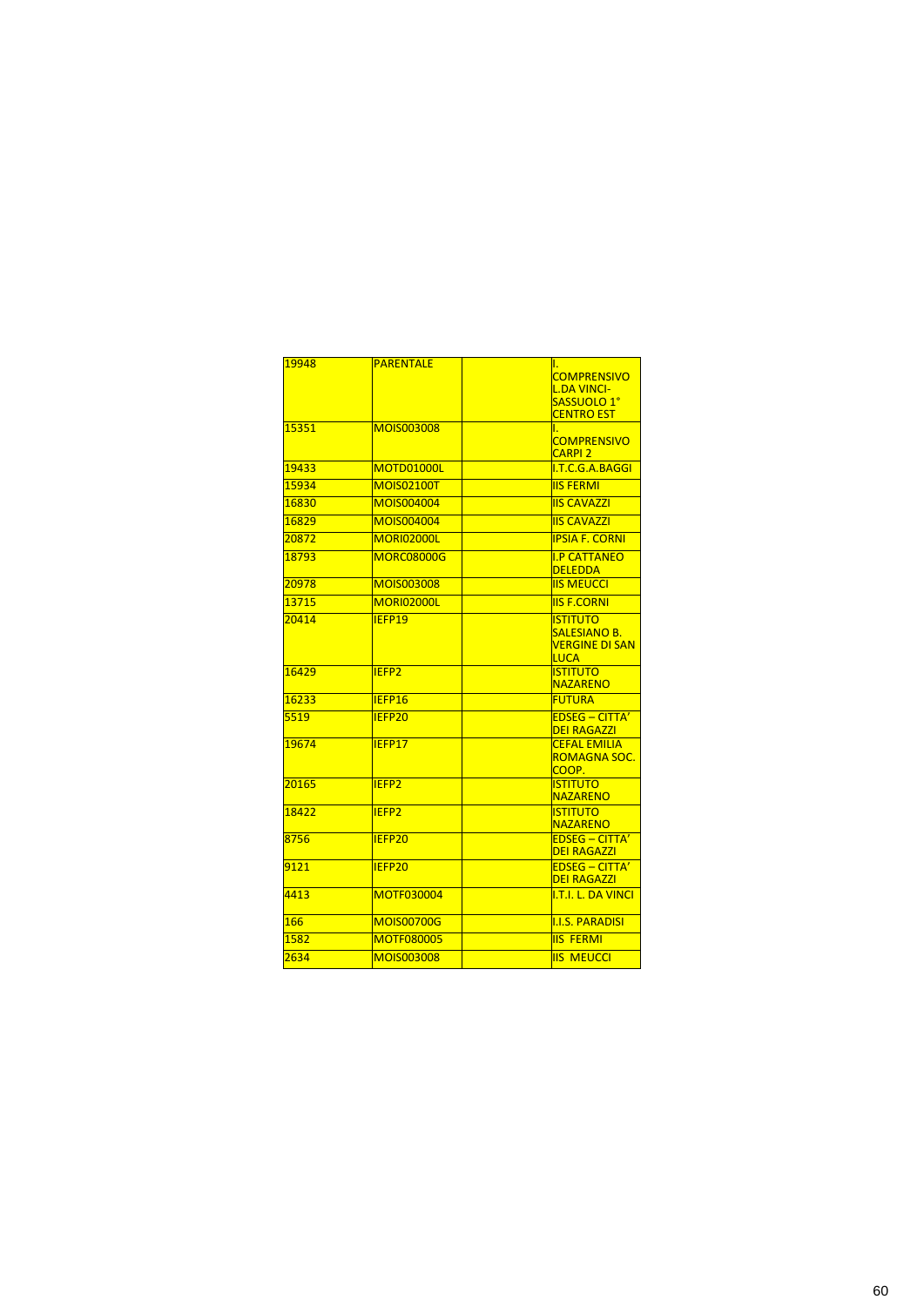| | | | |
|---|---|---|---|
| 19948 | PARENTALE | | I. COMPRENSIVO L.DA VINCI-SASSUOLO 1° CENTRO EST |
| 15351 | MOIS003008 | | I. COMPRENSIVO CARPI 2 |
| 19433 | MOTD01000L | | I.T.C.G.A.BAGGI |
| 15934 | MOIS02100T | | IIS FERMI |
| 16830 | MOIS004004 | | IIS CAVAZZI |
| 16829 | MOIS004004 | | IIS CAVAZZI |
| 20872 | MORI02000L | | IPSIA F. CORNI |
| 18793 | MORC08000G | | I.P CATTANEO DELEDDA |
| 20978 | MOIS003008 | | IIS MEUCCI |
| 13715 | MORI02000L | | IIS F.CORNI |
| 20414 | IEFP19 | | ISTITUTO SALESIANO B. VERGINE DI SAN LUCA |
| 16429 | IEFP2 | | ISTITUTO NAZARENO |
| 16233 | IEFP16 | | FUTURA |
| 5519 | IEFP20 | | EDSEG – CITTA' DEI RAGAZZI |
| 19674 | IEFP17 | | CEFAL EMILIA ROMAGNA SOC. COOP. |
| 20165 | IEFP2 | | ISTITUTO NAZARENO |
| 18422 | IEFP2 | | ISTITUTO NAZARENO |
| 8756 | IEFP20 | | EDSEG – CITTA' DEI RAGAZZI |
| 9121 | IEFP20 | | EDSEG – CITTA' DEI RAGAZZI |
| 4413 | MOTF030004 | | I.T.I. L. DA VINCI |
| 166 | MOIS00700G | | I.I.S. PARADISI |
| 1582 | MOTF080005 | | IIS FERMI |
| 2634 | MOIS003008 | | IIS MEUCCI |